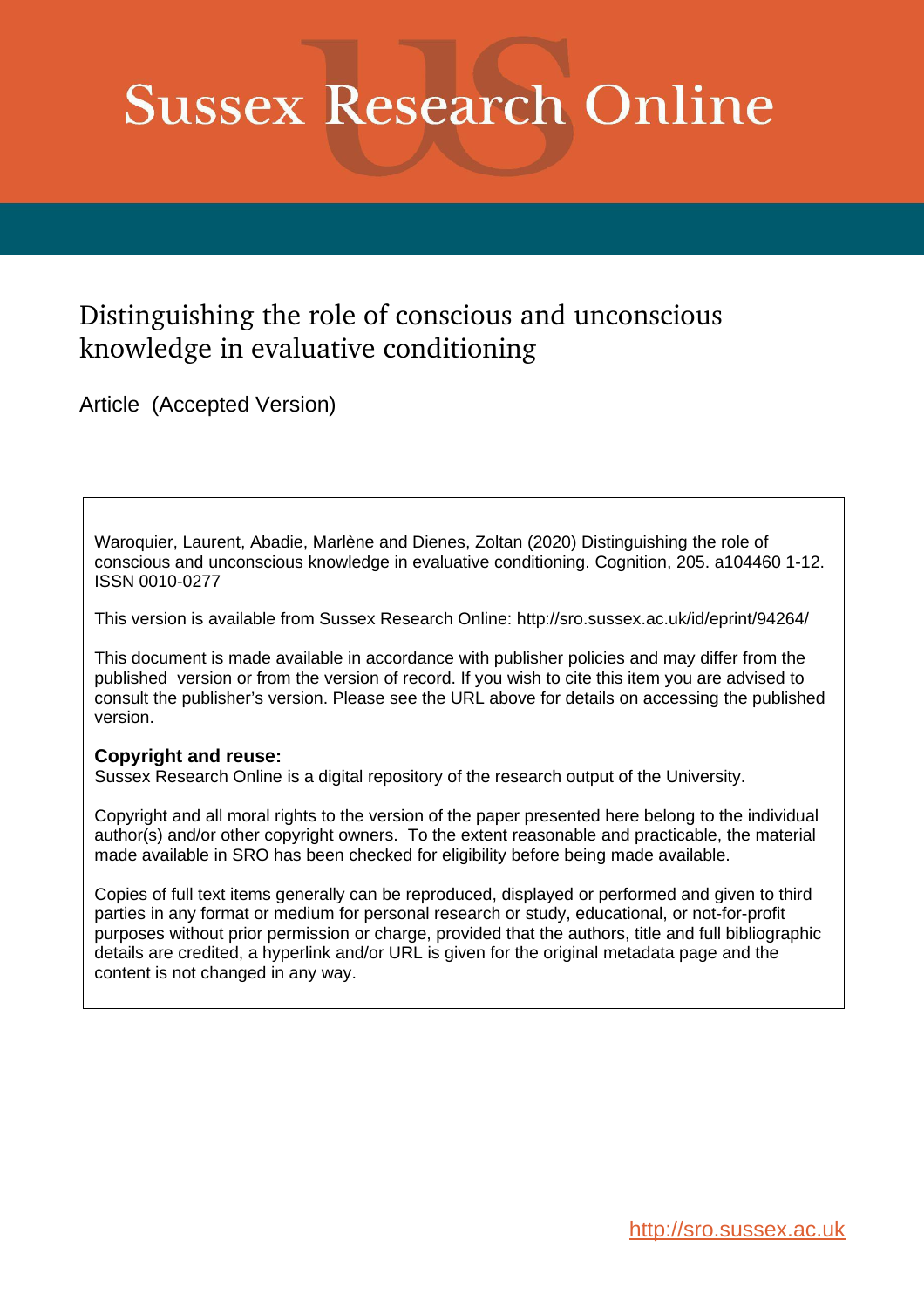# Sussex Research Online

## Distinguishing the role of conscious and unconscious knowledge in evaluative conditioning

Article (Accepted Version)

Waroquier, Laurent, Abadie, Marlène and Dienes, Zoltan (2020) Distinguishing the role of conscious and unconscious knowledge in evaluative conditioning. Cognition, 205. a104460 1-12. ISSN 0010-0277

This version is available from Sussex Research Online: http://sro.sussex.ac.uk/id/eprint/94264/

This document is made available in accordance with publisher policies and may differ from the published version or from the version of record. If you wish to cite this item you are advised to consult the publisher's version. Please see the URL above for details on accessing the published version.

**Copyright and reuse:**
Sussex Research Online is a digital repository of the research output of the University.

Copyright and all moral rights to the version of the paper presented here belong to the individual author(s) and/or other copyright owners. To the extent reasonable and practicable, the material made available in SRO has been checked for eligibility before being made available.

Copies of full text items generally can be reproduced, displayed or performed and given to third parties in any format or medium for personal research or study, educational, or not-for-profit purposes without prior permission or charge, provided that the authors, title and full bibliographic details are credited, a hyperlink and/or URL is given for the original metadata page and the content is not changed in any way.

http://sro.sussex.ac.uk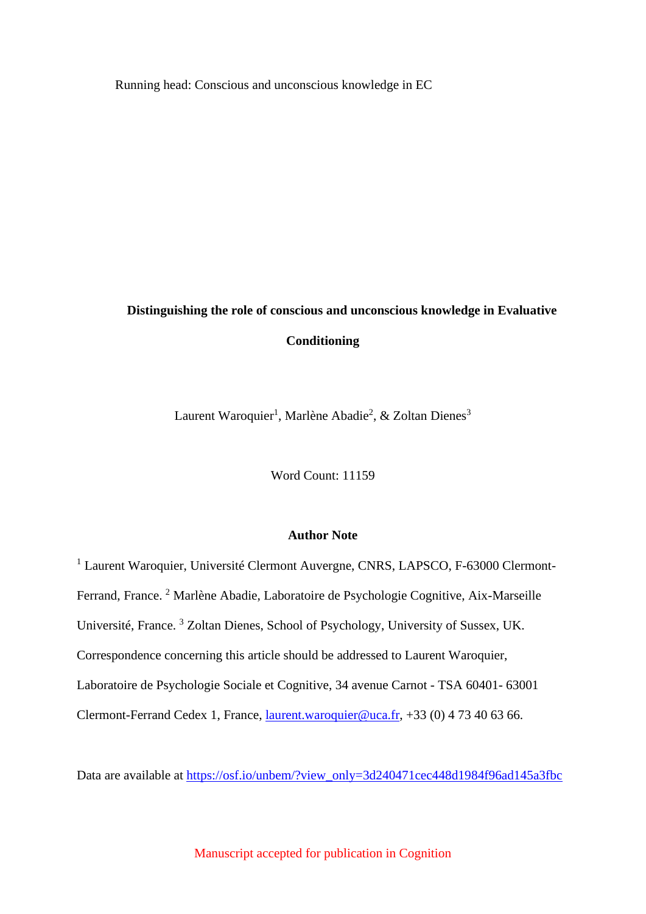Running head: Conscious and unconscious knowledge in EC

**Distinguishing the role of conscious and unconscious knowledge in Evaluative Conditioning**

Laurent Waroquier[1], Marlène Abadie[2], & Zoltan Dienes[3]

Word Count: 11159

**Author Note**

[1] Laurent Waroquier, Université Clermont Auvergne, CNRS, LAPSCO, F-63000 Clermont-Ferrand, France. [2] Marlène Abadie, Laboratoire de Psychologie Cognitive, Aix-Marseille Université, France. [3] Zoltan Dienes, School of Psychology, University of Sussex, UK. Correspondence concerning this article should be addressed to Laurent Waroquier, Laboratoire de Psychologie Sociale et Cognitive, 34 avenue Carnot - TSA 60401- 63001 Clermont-Ferrand Cedex 1, France, laurent.waroquier@uca.fr, +33 (0) 4 73 40 63 66.

Data are available at https://osf.io/unbem/?view_only=3d240471cec448d1984f96ad145a3fbc

Manuscript accepted for publication in Cognition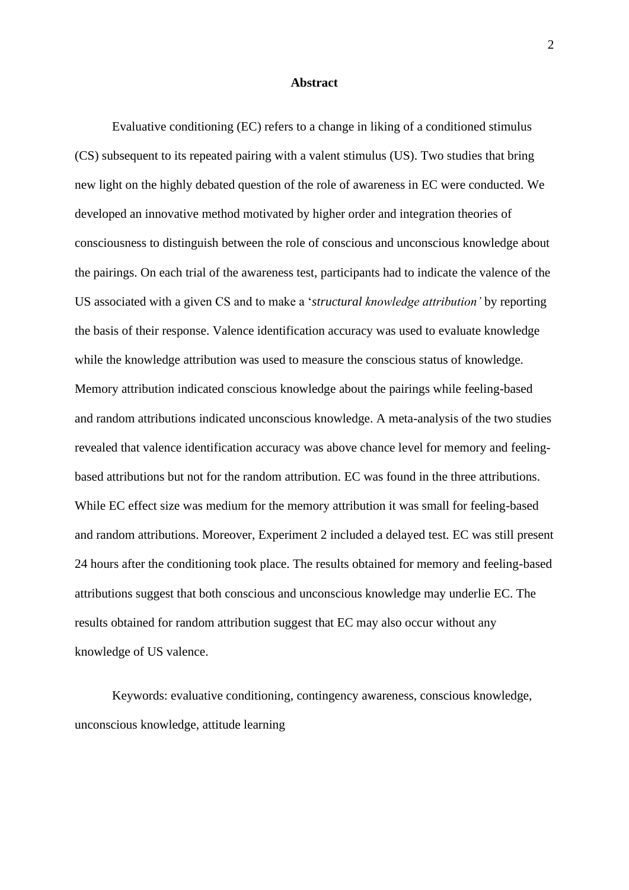# Abstract

Evaluative conditioning (EC) refers to a change in liking of a conditioned stimulus (CS) subsequent to its repeated pairing with a valent stimulus (US). Two studies that bring new light on the highly debated question of the role of awareness in EC were conducted. We developed an innovative method motivated by higher order and integration theories of consciousness to distinguish between the role of conscious and unconscious knowledge about the pairings. On each trial of the awareness test, participants had to indicate the valence of the US associated with a given CS and to make a '*structural knowledge attribution'* by reporting the basis of their response. Valence identification accuracy was used to evaluate knowledge while the knowledge attribution was used to measure the conscious status of knowledge. Memory attribution indicated conscious knowledge about the pairings while feeling-based and random attributions indicated unconscious knowledge. A meta-analysis of the two studies revealed that valence identification accuracy was above chance level for memory and feeling-based attributions but not for the random attribution. EC was found in the three attributions. While EC effect size was medium for the memory attribution it was small for feeling-based and random attributions. Moreover, Experiment 2 included a delayed test. EC was still present 24 hours after the conditioning took place. The results obtained for memory and feeling-based attributions suggest that both conscious and unconscious knowledge may underlie EC. The results obtained for random attribution suggest that EC may also occur without any knowledge of US valence.

Keywords: evaluative conditioning, contingency awareness, conscious knowledge, unconscious knowledge, attitude learning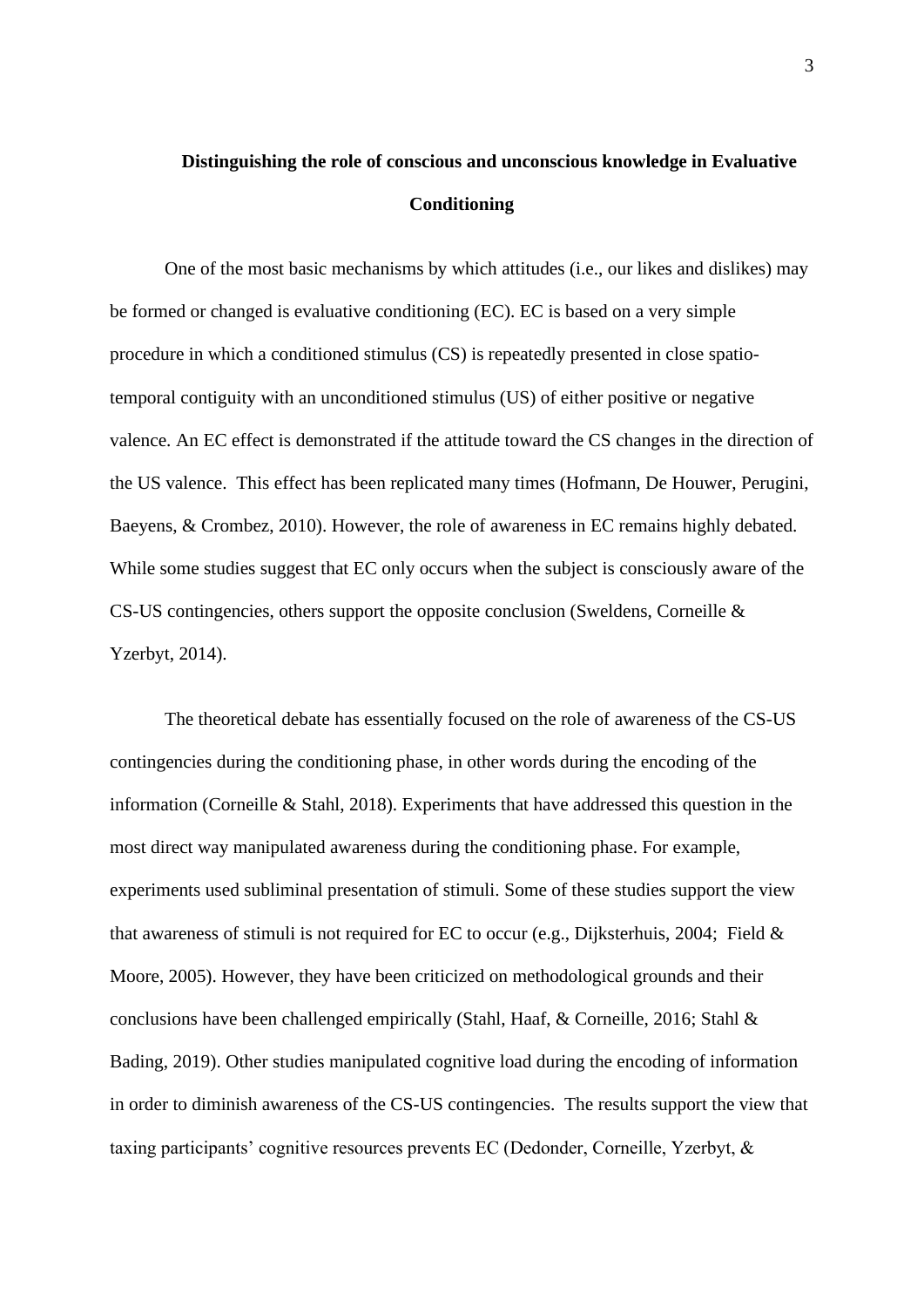# Distinguishing the role of conscious and unconscious knowledge in Evaluative Conditioning

One of the most basic mechanisms by which attitudes (i.e., our likes and dislikes) may be formed or changed is evaluative conditioning (EC). EC is based on a very simple procedure in which a conditioned stimulus (CS) is repeatedly presented in close spatio-temporal contiguity with an unconditioned stimulus (US) of either positive or negative valence. An EC effect is demonstrated if the attitude toward the CS changes in the direction of the US valence. This effect has been replicated many times (Hofmann, De Houwer, Perugini, Baeyens, & Crombez, 2010). However, the role of awareness in EC remains highly debated. While some studies suggest that EC only occurs when the subject is consciously aware of the CS-US contingencies, others support the opposite conclusion (Sweldens, Corneille & Yzerbyt, 2014).

The theoretical debate has essentially focused on the role of awareness of the CS-US contingencies during the conditioning phase, in other words during the encoding of the information (Corneille & Stahl, 2018). Experiments that have addressed this question in the most direct way manipulated awareness during the conditioning phase. For example, experiments used subliminal presentation of stimuli. Some of these studies support the view that awareness of stimuli is not required for EC to occur (e.g., Dijksterhuis, 2004; Field & Moore, 2005). However, they have been criticized on methodological grounds and their conclusions have been challenged empirically (Stahl, Haaf, & Corneille, 2016; Stahl & Bading, 2019). Other studies manipulated cognitive load during the encoding of information in order to diminish awareness of the CS-US contingencies. The results support the view that taxing participants' cognitive resources prevents EC (Dedonder, Corneille, Yzerbyt, &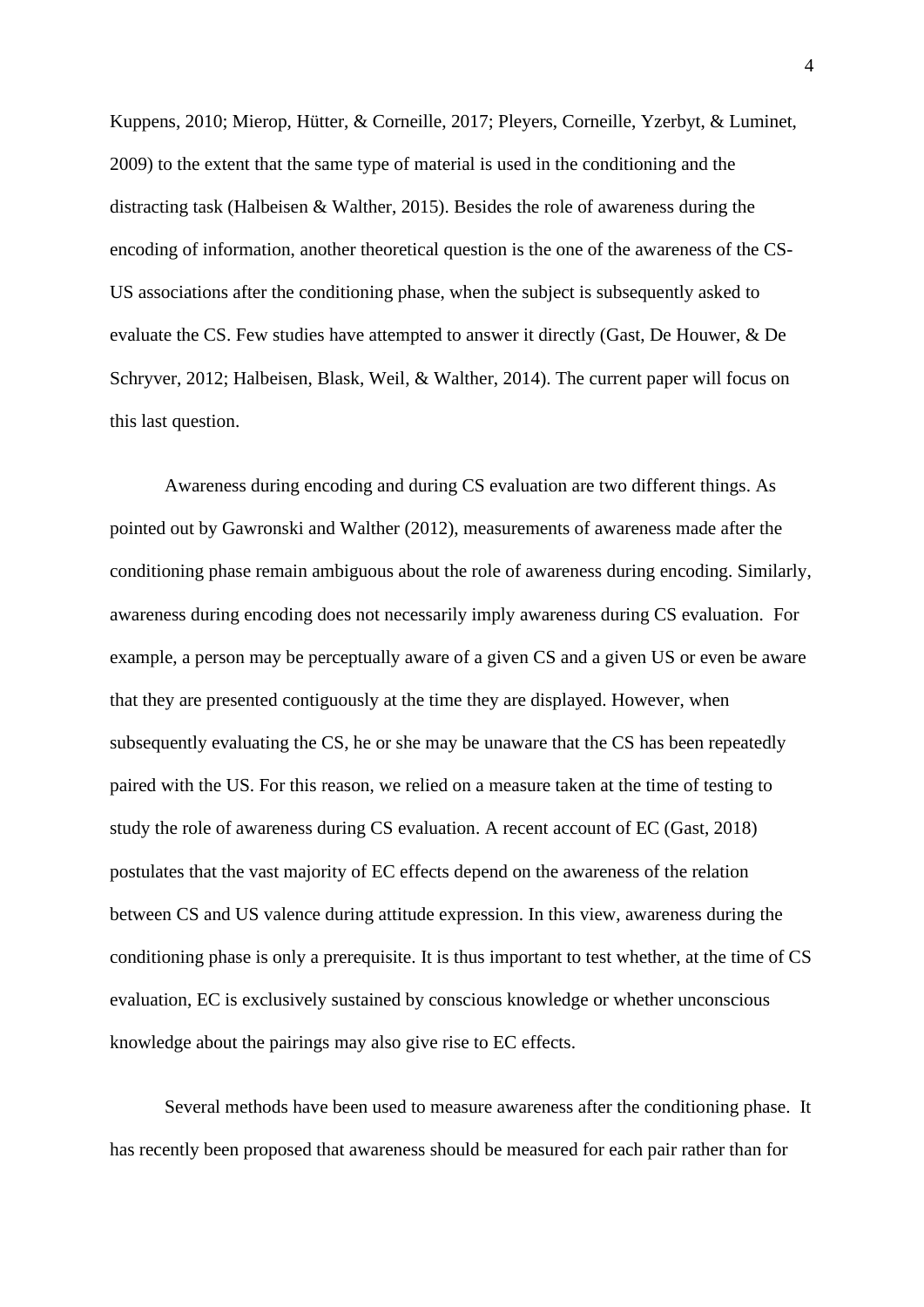Kuppens, 2010; Mierop, Hütter, & Corneille, 2017; Pleyers, Corneille, Yzerbyt, & Luminet, 2009) to the extent that the same type of material is used in the conditioning and the distracting task (Halbeisen & Walther, 2015). Besides the role of awareness during the encoding of information, another theoretical question is the one of the awareness of the CS-US associations after the conditioning phase, when the subject is subsequently asked to evaluate the CS. Few studies have attempted to answer it directly (Gast, De Houwer, & De Schryver, 2012; Halbeisen, Blask, Weil, & Walther, 2014). The current paper will focus on this last question.

Awareness during encoding and during CS evaluation are two different things. As pointed out by Gawronski and Walther (2012), measurements of awareness made after the conditioning phase remain ambiguous about the role of awareness during encoding. Similarly, awareness during encoding does not necessarily imply awareness during CS evaluation. For example, a person may be perceptually aware of a given CS and a given US or even be aware that they are presented contiguously at the time they are displayed. However, when subsequently evaluating the CS, he or she may be unaware that the CS has been repeatedly paired with the US. For this reason, we relied on a measure taken at the time of testing to study the role of awareness during CS evaluation. A recent account of EC (Gast, 2018) postulates that the vast majority of EC effects depend on the awareness of the relation between CS and US valence during attitude expression. In this view, awareness during the conditioning phase is only a prerequisite. It is thus important to test whether, at the time of CS evaluation, EC is exclusively sustained by conscious knowledge or whether unconscious knowledge about the pairings may also give rise to EC effects.

Several methods have been used to measure awareness after the conditioning phase. It has recently been proposed that awareness should be measured for each pair rather than for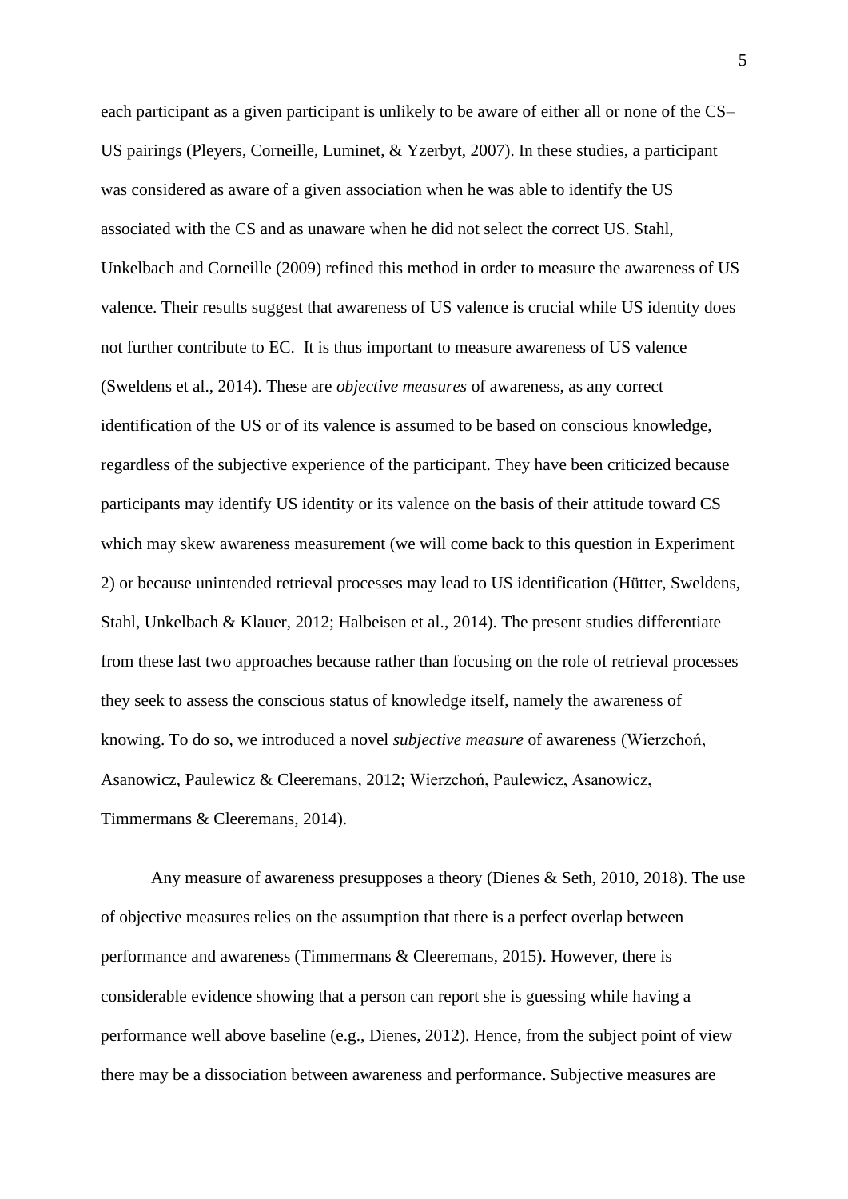each participant as a given participant is unlikely to be aware of either all or none of the CS–US pairings (Pleyers, Corneille, Luminet, & Yzerbyt, 2007). In these studies, a participant was considered as aware of a given association when he was able to identify the US associated with the CS and as unaware when he did not select the correct US. Stahl, Unkelbach and Corneille (2009) refined this method in order to measure the awareness of US valence. Their results suggest that awareness of US valence is crucial while US identity does not further contribute to EC. It is thus important to measure awareness of US valence (Sweldens et al., 2014). These are *objective measures* of awareness, as any correct identification of the US or of its valence is assumed to be based on conscious knowledge, regardless of the subjective experience of the participant. They have been criticized because participants may identify US identity or its valence on the basis of their attitude toward CS which may skew awareness measurement (we will come back to this question in Experiment 2) or because unintended retrieval processes may lead to US identification (Hütter, Sweldens, Stahl, Unkelbach & Klauer, 2012; Halbeisen et al., 2014). The present studies differentiate from these last two approaches because rather than focusing on the role of retrieval processes they seek to assess the conscious status of knowledge itself, namely the awareness of knowing. To do so, we introduced a novel *subjective measure* of awareness (Wierzchoń, Asanowicz, Paulewicz & Cleeremans, 2012; Wierzchoń, Paulewicz, Asanowicz, Timmermans & Cleeremans, 2014).

Any measure of awareness presupposes a theory (Dienes & Seth, 2010, 2018). The use of objective measures relies on the assumption that there is a perfect overlap between performance and awareness (Timmermans & Cleeremans, 2015). However, there is considerable evidence showing that a person can report she is guessing while having a performance well above baseline (e.g., Dienes, 2012). Hence, from the subject point of view there may be a dissociation between awareness and performance. Subjective measures are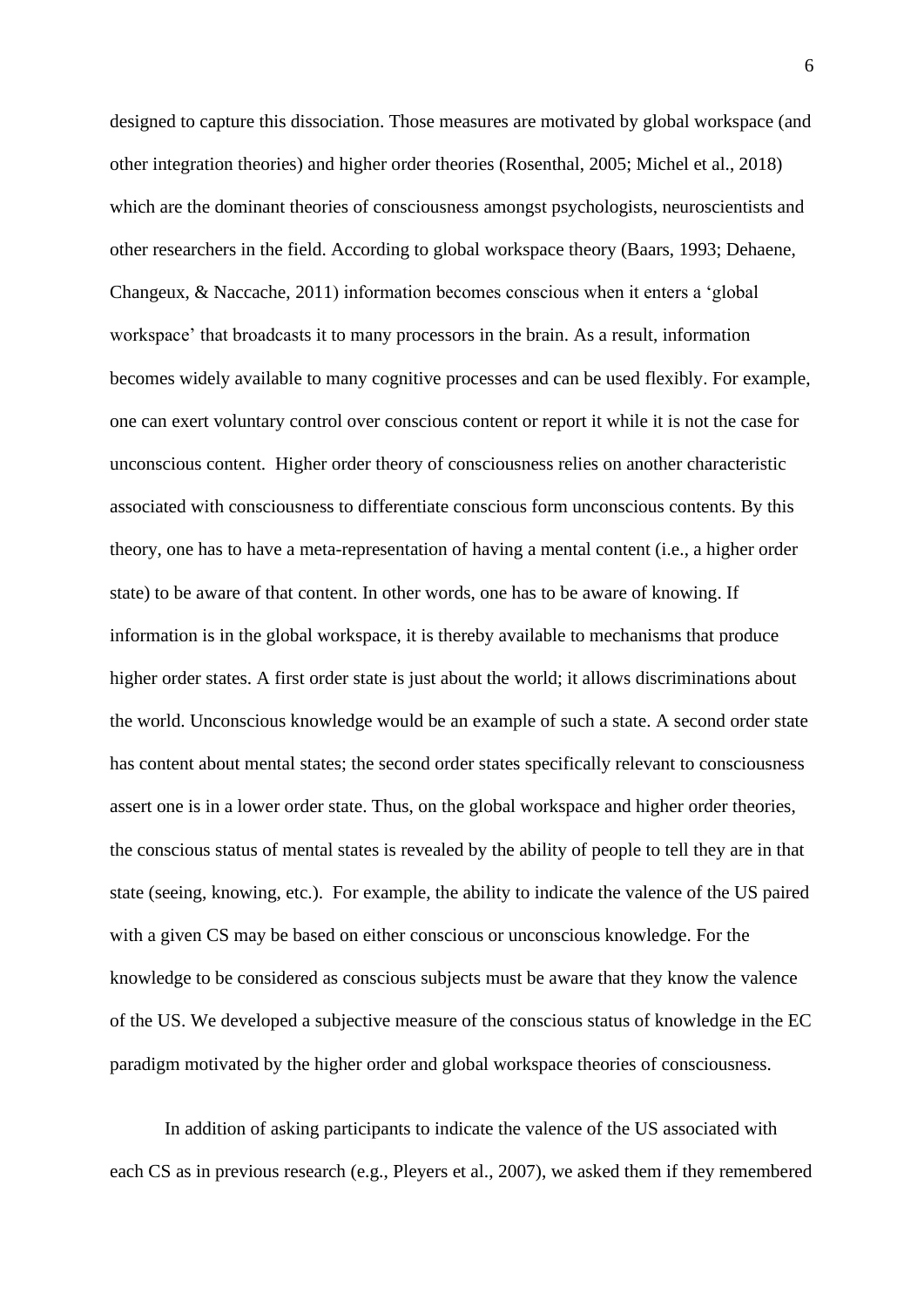designed to capture this dissociation. Those measures are motivated by global workspace (and other integration theories) and higher order theories (Rosenthal, 2005; Michel et al., 2018) which are the dominant theories of consciousness amongst psychologists, neuroscientists and other researchers in the field. According to global workspace theory (Baars, 1993; Dehaene, Changeux, & Naccache, 2011) information becomes conscious when it enters a 'global workspace' that broadcasts it to many processors in the brain. As a result, information becomes widely available to many cognitive processes and can be used flexibly. For example, one can exert voluntary control over conscious content or report it while it is not the case for unconscious content. Higher order theory of consciousness relies on another characteristic associated with consciousness to differentiate conscious form unconscious contents. By this theory, one has to have a meta-representation of having a mental content (i.e., a higher order state) to be aware of that content. In other words, one has to be aware of knowing. If information is in the global workspace, it is thereby available to mechanisms that produce higher order states. A first order state is just about the world; it allows discriminations about the world. Unconscious knowledge would be an example of such a state. A second order state has content about mental states; the second order states specifically relevant to consciousness assert one is in a lower order state. Thus, on the global workspace and higher order theories, the conscious status of mental states is revealed by the ability of people to tell they are in that state (seeing, knowing, etc.). For example, the ability to indicate the valence of the US paired with a given CS may be based on either conscious or unconscious knowledge. For the knowledge to be considered as conscious subjects must be aware that they know the valence of the US. We developed a subjective measure of the conscious status of knowledge in the EC paradigm motivated by the higher order and global workspace theories of consciousness.

In addition of asking participants to indicate the valence of the US associated with each CS as in previous research (e.g., Pleyers et al., 2007), we asked them if they remembered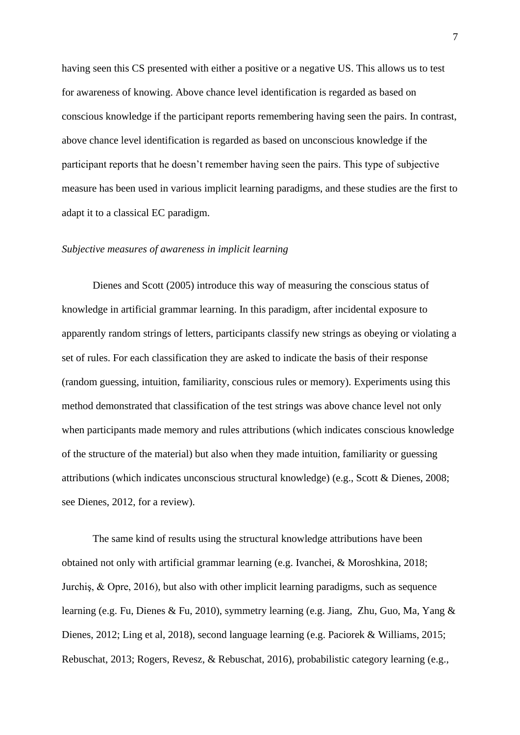having seen this CS presented with either a positive or a negative US. This allows us to test for awareness of knowing. Above chance level identification is regarded as based on conscious knowledge if the participant reports remembering having seen the pairs. In contrast, above chance level identification is regarded as based on unconscious knowledge if the participant reports that he doesn't remember having seen the pairs. This type of subjective measure has been used in various implicit learning paradigms, and these studies are the first to adapt it to a classical EC paradigm.

*Subjective measures of awareness in implicit learning*

Dienes and Scott (2005) introduce this way of measuring the conscious status of knowledge in artificial grammar learning. In this paradigm, after incidental exposure to apparently random strings of letters, participants classify new strings as obeying or violating a set of rules. For each classification they are asked to indicate the basis of their response (random guessing, intuition, familiarity, conscious rules or memory). Experiments using this method demonstrated that classification of the test strings was above chance level not only when participants made memory and rules attributions (which indicates conscious knowledge of the structure of the material) but also when they made intuition, familiarity or guessing attributions (which indicates unconscious structural knowledge) (e.g., Scott & Dienes, 2008; see Dienes, 2012, for a review).

The same kind of results using the structural knowledge attributions have been obtained not only with artificial grammar learning (e.g. Ivanchei, & Moroshkina, 2018; Jurchiș, & Opre, 2016), but also with other implicit learning paradigms, such as sequence learning (e.g. Fu, Dienes & Fu, 2010), symmetry learning (e.g. Jiang, Zhu, Guo, Ma, Yang & Dienes, 2012; Ling et al, 2018), second language learning (e.g. Paciorek & Williams, 2015; Rebuschat, 2013; Rogers, Revesz, & Rebuschat, 2016), probabilistic category learning (e.g.,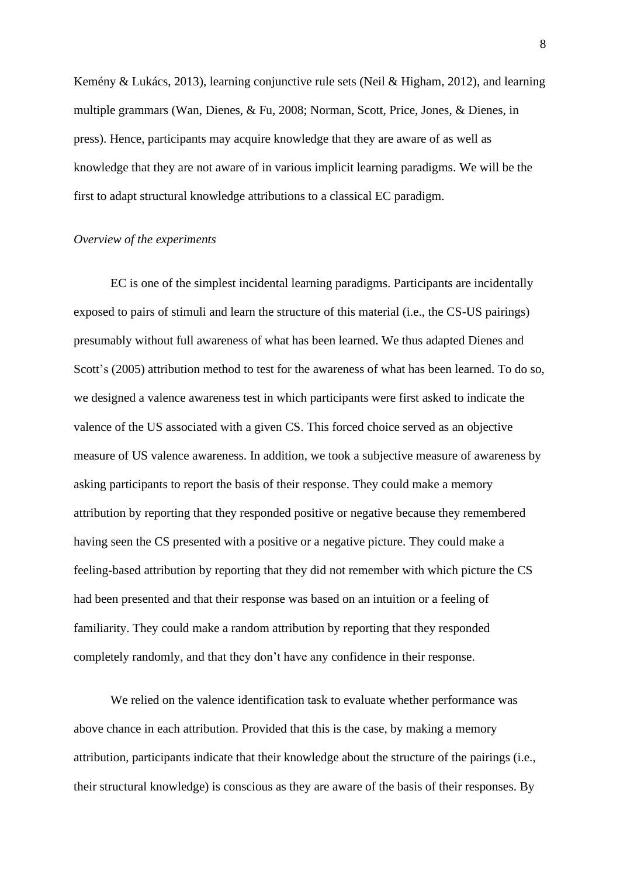Kemény & Lukács, 2013), learning conjunctive rule sets (Neil & Higham, 2012), and learning multiple grammars (Wan, Dienes, & Fu, 2008; Norman, Scott, Price, Jones, & Dienes, in press). Hence, participants may acquire knowledge that they are aware of as well as knowledge that they are not aware of in various implicit learning paradigms. We will be the first to adapt structural knowledge attributions to a classical EC paradigm.

*Overview of the experiments*

EC is one of the simplest incidental learning paradigms. Participants are incidentally exposed to pairs of stimuli and learn the structure of this material (i.e., the CS-US pairings) presumably without full awareness of what has been learned. We thus adapted Dienes and Scott's (2005) attribution method to test for the awareness of what has been learned. To do so, we designed a valence awareness test in which participants were first asked to indicate the valence of the US associated with a given CS. This forced choice served as an objective measure of US valence awareness. In addition, we took a subjective measure of awareness by asking participants to report the basis of their response. They could make a memory attribution by reporting that they responded positive or negative because they remembered having seen the CS presented with a positive or a negative picture. They could make a feeling-based attribution by reporting that they did not remember with which picture the CS had been presented and that their response was based on an intuition or a feeling of familiarity. They could make a random attribution by reporting that they responded completely randomly, and that they don't have any confidence in their response.

We relied on the valence identification task to evaluate whether performance was above chance in each attribution. Provided that this is the case, by making a memory attribution, participants indicate that their knowledge about the structure of the pairings (i.e., their structural knowledge) is conscious as they are aware of the basis of their responses. By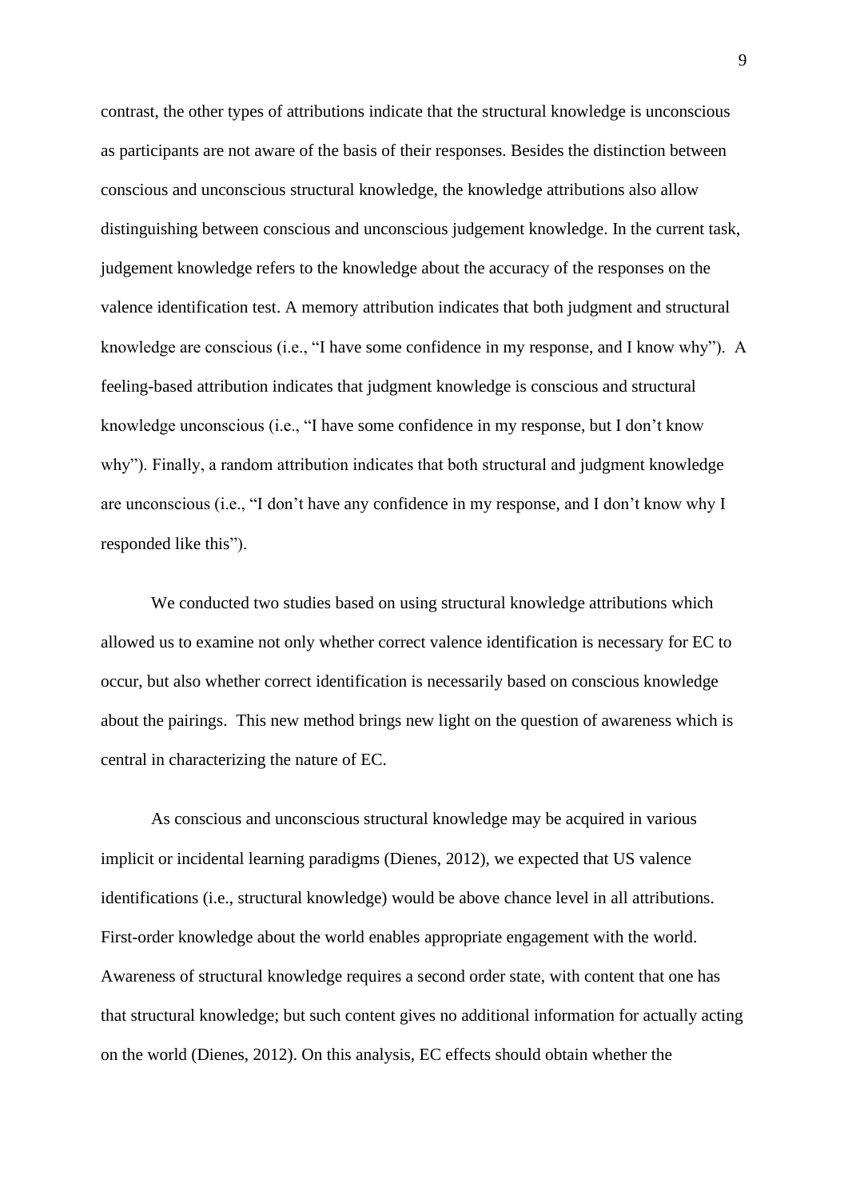contrast, the other types of attributions indicate that the structural knowledge is unconscious as participants are not aware of the basis of their responses. Besides the distinction between conscious and unconscious structural knowledge, the knowledge attributions also allow distinguishing between conscious and unconscious judgement knowledge. In the current task, judgement knowledge refers to the knowledge about the accuracy of the responses on the valence identification test. A memory attribution indicates that both judgment and structural knowledge are conscious (i.e., "I have some confidence in my response, and I know why"). A feeling-based attribution indicates that judgment knowledge is conscious and structural knowledge unconscious (i.e., "I have some confidence in my response, but I don't know why"). Finally, a random attribution indicates that both structural and judgment knowledge are unconscious (i.e., "I don't have any confidence in my response, and I don't know why I responded like this").

We conducted two studies based on using structural knowledge attributions which allowed us to examine not only whether correct valence identification is necessary for EC to occur, but also whether correct identification is necessarily based on conscious knowledge about the pairings. This new method brings new light on the question of awareness which is central in characterizing the nature of EC.

As conscious and unconscious structural knowledge may be acquired in various implicit or incidental learning paradigms (Dienes, 2012), we expected that US valence identifications (i.e., structural knowledge) would be above chance level in all attributions. First-order knowledge about the world enables appropriate engagement with the world. Awareness of structural knowledge requires a second order state, with content that one has that structural knowledge; but such content gives no additional information for actually acting on the world (Dienes, 2012). On this analysis, EC effects should obtain whether the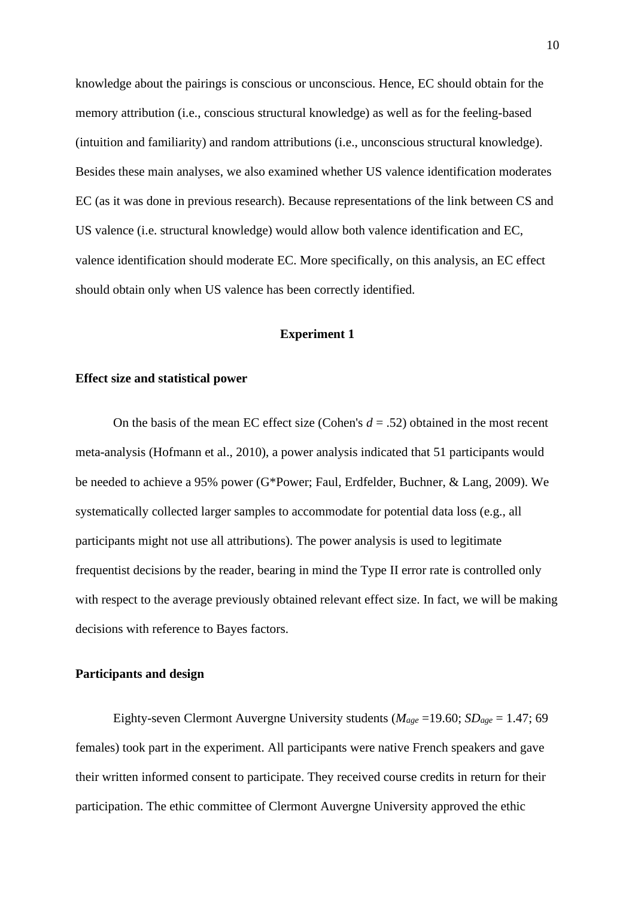knowledge about the pairings is conscious or unconscious. Hence, EC should obtain for the memory attribution (i.e., conscious structural knowledge) as well as for the feeling-based (intuition and familiarity) and random attributions (i.e., unconscious structural knowledge). Besides these main analyses, we also examined whether US valence identification moderates EC (as it was done in previous research). Because representations of the link between CS and US valence (i.e. structural knowledge) would allow both valence identification and EC, valence identification should moderate EC. More specifically, on this analysis, an EC effect should obtain only when US valence has been correctly identified.

## Experiment 1

### Effect size and statistical power

On the basis of the mean EC effect size (Cohen's $d$ = .52) obtained in the most recent meta-analysis (Hofmann et al., 2010), a power analysis indicated that 51 participants would be needed to achieve a 95% power (G*Power; Faul, Erdfelder, Buchner, & Lang, 2009). We systematically collected larger samples to accommodate for potential data loss (e.g., all participants might not use all attributions). The power analysis is used to legitimate frequentist decisions by the reader, bearing in mind the Type II error rate is controlled only with respect to the average previously obtained relevant effect size. In fact, we will be making decisions with reference to Bayes factors.

### Participants and design

Eighty-seven Clermont Auvergne University students ($M_{age}$ =19.60; $SD_{age}$ = 1.47; 69 females) took part in the experiment. All participants were native French speakers and gave their written informed consent to participate. They received course credits in return for their participation. The ethic committee of Clermont Auvergne University approved the ethic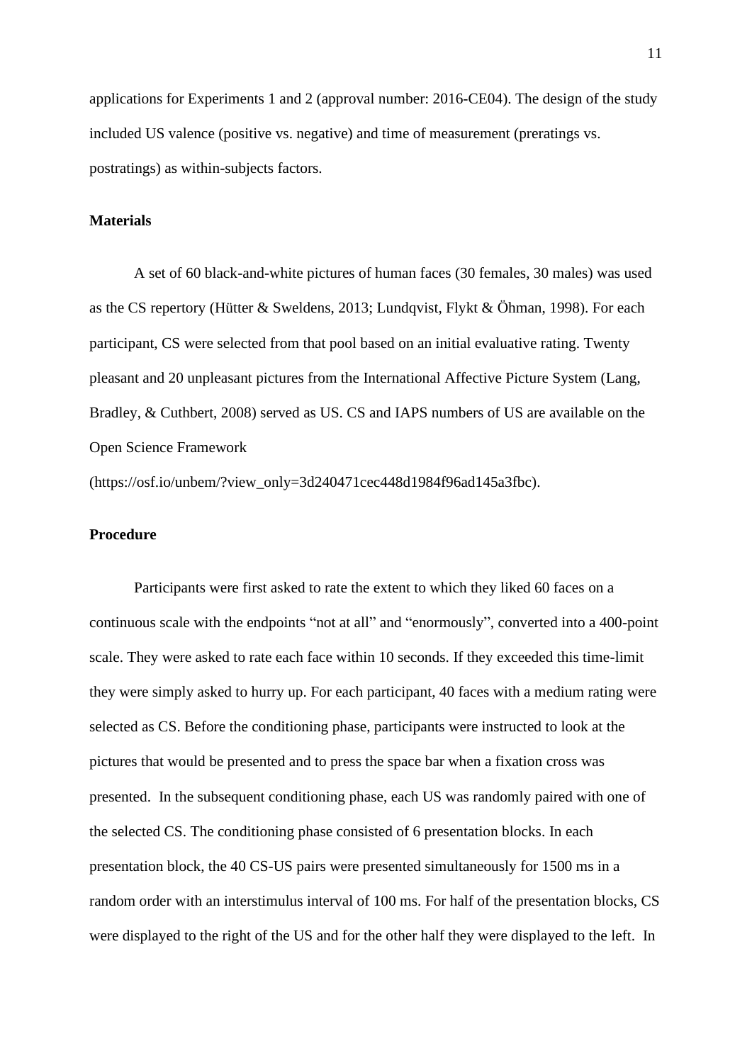applications for Experiments 1 and 2 (approval number: 2016-CE04). The design of the study included US valence (positive vs. negative) and time of measurement (preratings vs. postratings) as within-subjects factors.

**Materials**

A set of 60 black-and-white pictures of human faces (30 females, 30 males) was used as the CS repertory (Hütter & Sweldens, 2013; Lundqvist, Flykt & Öhman, 1998). For each participant, CS were selected from that pool based on an initial evaluative rating. Twenty pleasant and 20 unpleasant pictures from the International Affective Picture System (Lang, Bradley, & Cuthbert, 2008) served as US. CS and IAPS numbers of US are available on the Open Science Framework (https://osf.io/unbem/?view_only=3d240471cec448d1984f96ad145a3fbc).

**Procedure**

Participants were first asked to rate the extent to which they liked 60 faces on a continuous scale with the endpoints "not at all" and "enormously", converted into a 400-point scale. They were asked to rate each face within 10 seconds. If they exceeded this time-limit they were simply asked to hurry up. For each participant, 40 faces with a medium rating were selected as CS. Before the conditioning phase, participants were instructed to look at the pictures that would be presented and to press the space bar when a fixation cross was presented. In the subsequent conditioning phase, each US was randomly paired with one of the selected CS. The conditioning phase consisted of 6 presentation blocks. In each presentation block, the 40 CS-US pairs were presented simultaneously for 1500 ms in a random order with an interstimulus interval of 100 ms. For half of the presentation blocks, CS were displayed to the right of the US and for the other half they were displayed to the left. In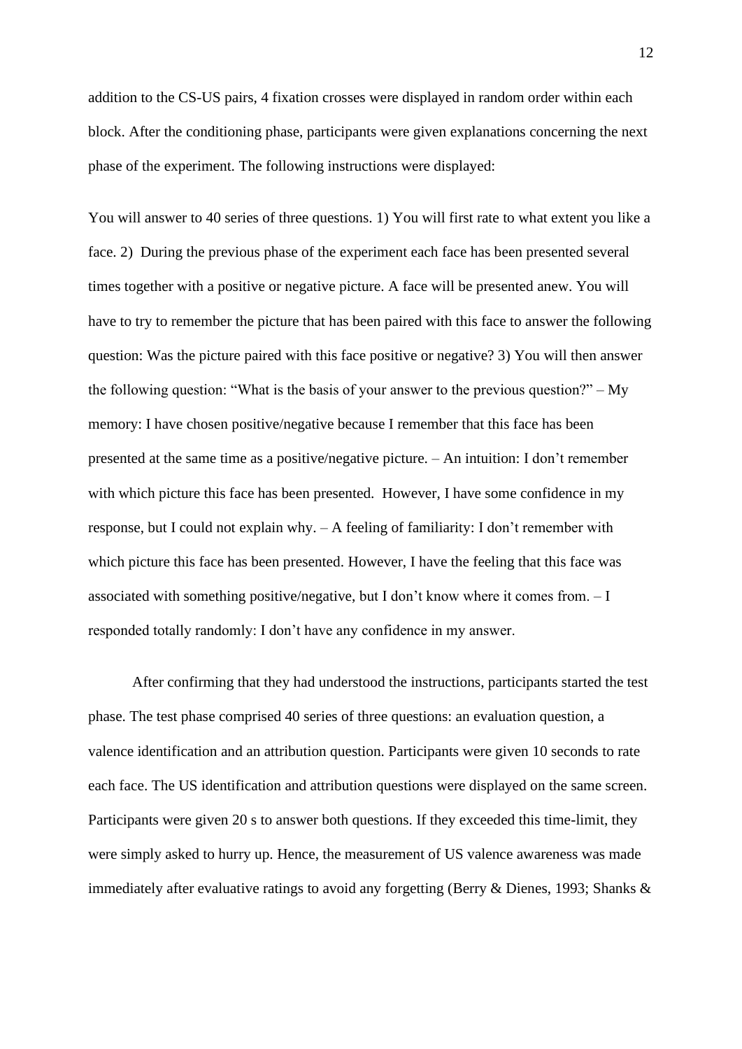addition to the CS-US pairs, 4 fixation crosses were displayed in random order within each block. After the conditioning phase, participants were given explanations concerning the next phase of the experiment. The following instructions were displayed:

You will answer to 40 series of three questions. 1) You will first rate to what extent you like a face. 2) During the previous phase of the experiment each face has been presented several times together with a positive or negative picture. A face will be presented anew. You will have to try to remember the picture that has been paired with this face to answer the following question: Was the picture paired with this face positive or negative? 3) You will then answer the following question: "What is the basis of your answer to the previous question?" – My memory: I have chosen positive/negative because I remember that this face has been presented at the same time as a positive/negative picture. – An intuition: I don't remember with which picture this face has been presented. However, I have some confidence in my response, but I could not explain why. – A feeling of familiarity: I don't remember with which picture this face has been presented. However, I have the feeling that this face was associated with something positive/negative, but I don't know where it comes from. – I responded totally randomly: I don't have any confidence in my answer.

After confirming that they had understood the instructions, participants started the test phase. The test phase comprised 40 series of three questions: an evaluation question, a valence identification and an attribution question. Participants were given 10 seconds to rate each face. The US identification and attribution questions were displayed on the same screen. Participants were given 20 s to answer both questions. If they exceeded this time-limit, they were simply asked to hurry up. Hence, the measurement of US valence awareness was made immediately after evaluative ratings to avoid any forgetting (Berry & Dienes, 1993; Shanks &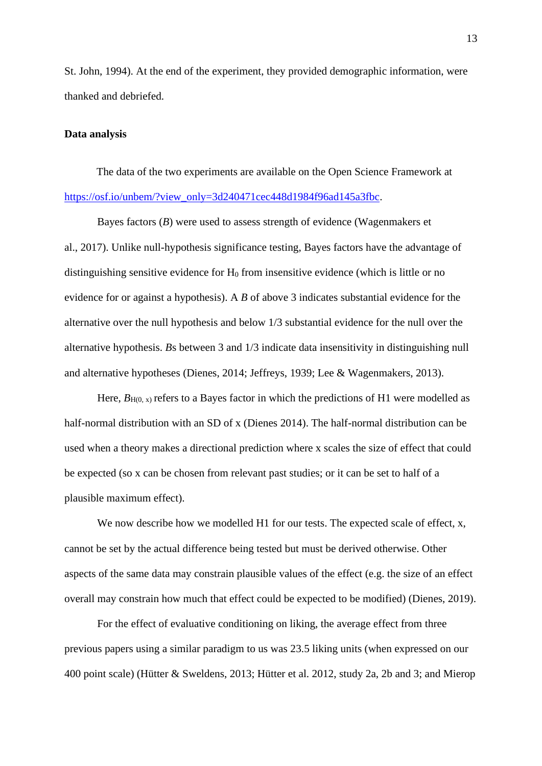St. John, 1994). At the end of the experiment, they provided demographic information, were thanked and debriefed.

**Data analysis**

The data of the two experiments are available on the Open Science Framework at https://osf.io/unbem/?view_only=3d240471cec448d1984f96ad145a3fbc.

Bayes factors (*B*) were used to assess strength of evidence (Wagenmakers et al., 2017). Unlike null-hypothesis significance testing, Bayes factors have the advantage of distinguishing sensitive evidence for $H_0$ from insensitive evidence (which is little or no evidence for or against a hypothesis). A *B* of above 3 indicates substantial evidence for the alternative over the null hypothesis and below 1/3 substantial evidence for the null over the alternative hypothesis. *B*s between 3 and 1/3 indicate data insensitivity in distinguishing null and alternative hypotheses (Dienes, 2014; Jeffreys, 1939; Lee & Wagenmakers, 2013).

Here, $B_{H(0,\, x)}$ refers to a Bayes factor in which the predictions of H1 were modelled as half-normal distribution with an SD of x (Dienes 2014). The half-normal distribution can be used when a theory makes a directional prediction where x scales the size of effect that could be expected (so x can be chosen from relevant past studies; or it can be set to half of a plausible maximum effect).

We now describe how we modelled H1 for our tests. The expected scale of effect, x, cannot be set by the actual difference being tested but must be derived otherwise. Other aspects of the same data may constrain plausible values of the effect (e.g. the size of an effect overall may constrain how much that effect could be expected to be modified) (Dienes, 2019).

For the effect of evaluative conditioning on liking, the average effect from three previous papers using a similar paradigm to us was 23.5 liking units (when expressed on our 400 point scale) (Hütter & Sweldens, 2013; Hütter et al. 2012, study 2a, 2b and 3; and Mierop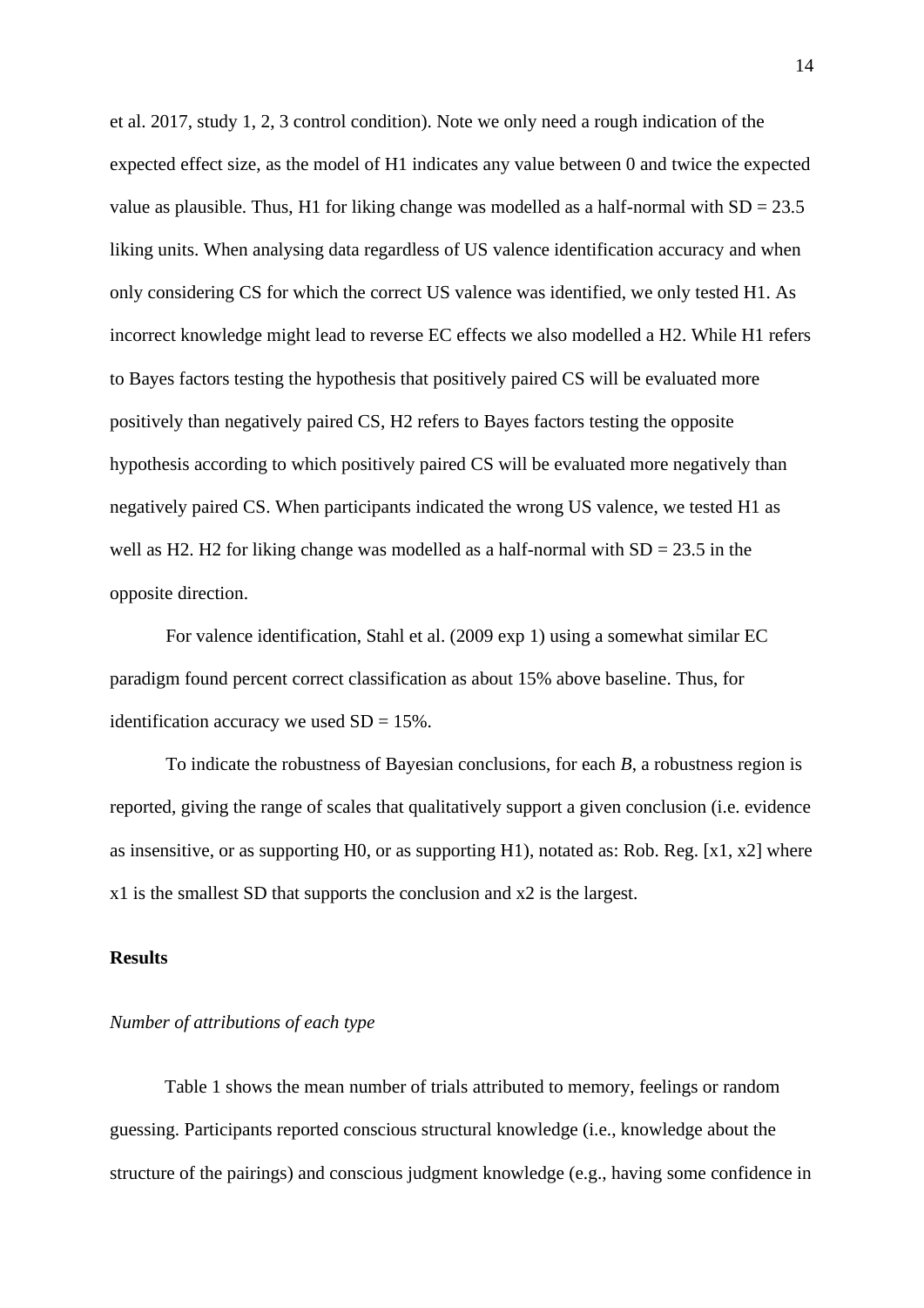et al. 2017, study 1, 2, 3 control condition). Note we only need a rough indication of the expected effect size, as the model of H1 indicates any value between 0 and twice the expected value as plausible. Thus, H1 for liking change was modelled as a half-normal with SD = 23.5 liking units. When analysing data regardless of US valence identification accuracy and when only considering CS for which the correct US valence was identified, we only tested H1. As incorrect knowledge might lead to reverse EC effects we also modelled a H2. While H1 refers to Bayes factors testing the hypothesis that positively paired CS will be evaluated more positively than negatively paired CS, H2 refers to Bayes factors testing the opposite hypothesis according to which positively paired CS will be evaluated more negatively than negatively paired CS. When participants indicated the wrong US valence, we tested H1 as well as H2. H2 for liking change was modelled as a half-normal with SD = 23.5 in the opposite direction.

For valence identification, Stahl et al. (2009 exp 1) using a somewhat similar EC paradigm found percent correct classification as about 15% above baseline. Thus, for identification accuracy we used SD = 15%.

To indicate the robustness of Bayesian conclusions, for each *B*, a robustness region is reported, giving the range of scales that qualitatively support a given conclusion (i.e. evidence as insensitive, or as supporting H0, or as supporting H1), notated as: Rob. Reg. [x1, x2] where x1 is the smallest SD that supports the conclusion and x2 is the largest.

## Results

### *Number of attributions of each type*

Table 1 shows the mean number of trials attributed to memory, feelings or random guessing. Participants reported conscious structural knowledge (i.e., knowledge about the structure of the pairings) and conscious judgment knowledge (e.g., having some confidence in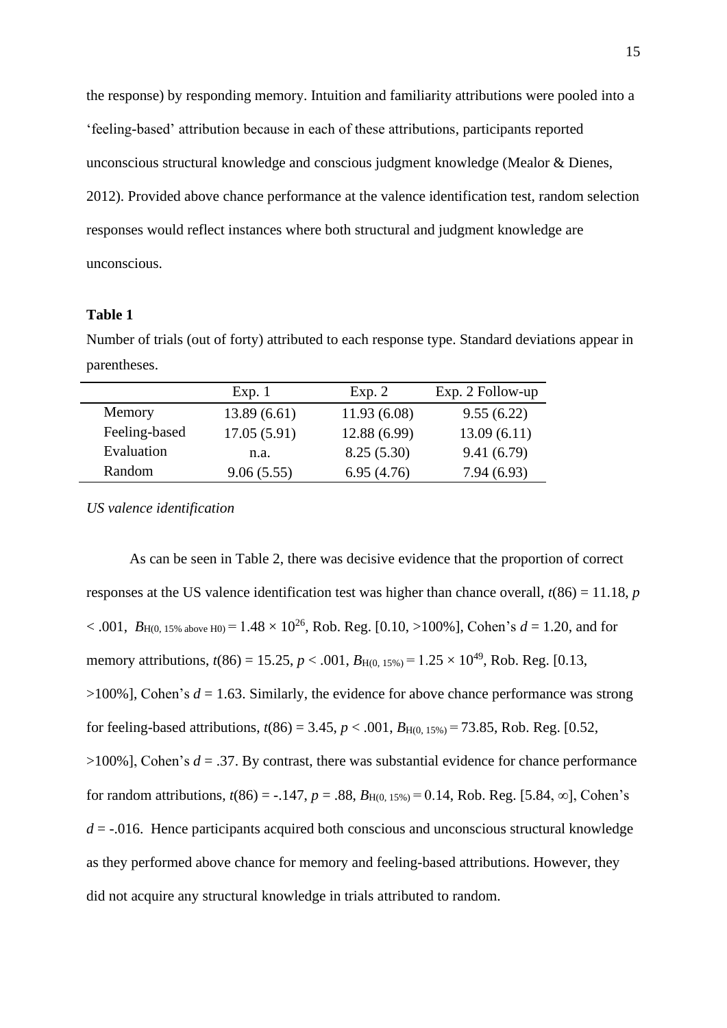the response) by responding memory. Intuition and familiarity attributions were pooled into a 'feeling-based' attribution because in each of these attributions, participants reported unconscious structural knowledge and conscious judgment knowledge (Mealor & Dienes, 2012). Provided above chance performance at the valence identification test, random selection responses would reflect instances where both structural and judgment knowledge are unconscious.

**Table 1**

Number of trials (out of forty) attributed to each response type. Standard deviations appear in parentheses.

| | Exp. 1 | Exp. 2 | Exp. 2 Follow-up |
|---|---|---|---|
| Memory | 13.89 (6.61) | 11.93 (6.08) | 9.55 (6.22) |
| Feeling-based | 17.05 (5.91) | 12.88 (6.99) | 13.09 (6.11) |
| Evaluation | n.a. | 8.25 (5.30) | 9.41 (6.79) |
| Random | 9.06 (5.55) | 6.95 (4.76) | 7.94 (6.93) |

*US valence identification*

As can be seen in Table 2, there was decisive evidence that the proportion of correct responses at the US valence identification test was higher than chance overall, $t(86) = 11.18$, $p < .001$, $B_{H(0, 15\% \text{ above H0})} = 1.48 \times 10^{26}$, Rob. Reg. [0.10, >100%], Cohen's $d = 1.20$, and for memory attributions, $t(86) = 15.25$, $p < .001$, $B_{H(0, 15\%)} = 1.25 \times 10^{49}$, Rob. Reg. [0.13, >100%], Cohen's $d = 1.63$. Similarly, the evidence for above chance performance was strong for feeling-based attributions, $t(86) = 3.45$, $p < .001$, $B_{H(0, 15\%)} = 73.85$, Rob. Reg. [0.52, >100%], Cohen's $d = .37$. By contrast, there was substantial evidence for chance performance for random attributions, $t(86) = -.147$, $p = .88$, $B_{H(0, 15\%)} = 0.14$, Rob. Reg. [5.84, $\infty$], Cohen's $d = -.016$. Hence participants acquired both conscious and unconscious structural knowledge as they performed above chance for memory and feeling-based attributions. However, they did not acquire any structural knowledge in trials attributed to random.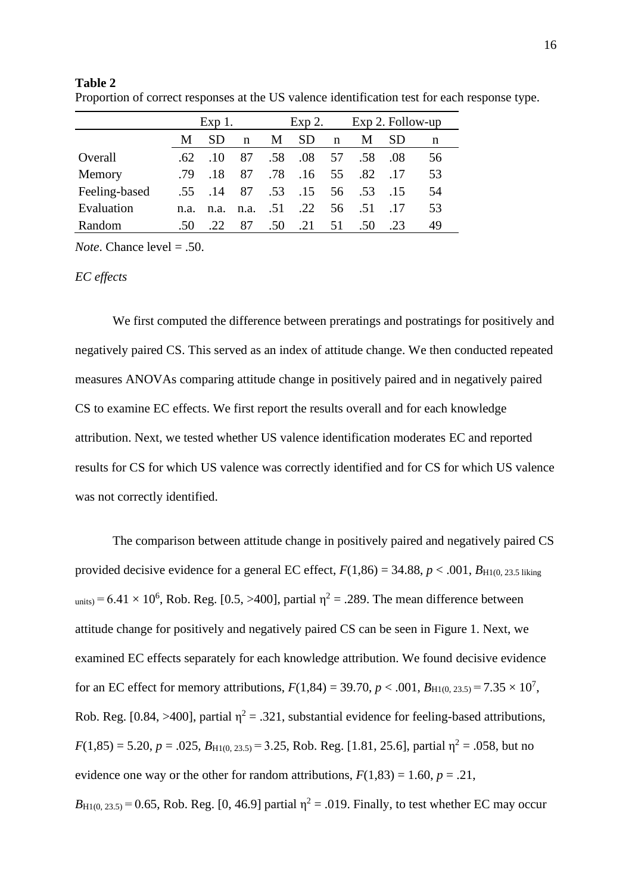**Table 2**

Proportion of correct responses at the US valence identification test for each response type.

| | Exp 1. | | | Exp 2. | | | Exp 2. Follow-up | | |
|---|---|---|---|---|---|---|---|---|---|
| | M | SD | n | M | SD | n | M | SD | n |
| Overall | .62 | .10 | 87 | .58 | .08 | 57 | .58 | .08 | 56 |
| Memory | .79 | .18 | 87 | .78 | .16 | 55 | .82 | .17 | 53 |
| Feeling-based | .55 | .14 | 87 | .53 | .15 | 56 | .53 | .15 | 54 |
| Evaluation | n.a. | n.a. | n.a. | .51 | .22 | 56 | .51 | .17 | 53 |
| Random | .50 | .22 | 87 | .50 | .21 | 51 | .50 | .23 | 49 |

*Note*. Chance level = .50.

*EC effects*

We first computed the difference between preratings and postratings for positively and negatively paired CS. This served as an index of attitude change. We then conducted repeated measures ANOVAs comparing attitude change in positively paired and in negatively paired CS to examine EC effects. We first report the results overall and for each knowledge attribution. Next, we tested whether US valence identification moderates EC and reported results for CS for which US valence was correctly identified and for CS for which US valence was not correctly identified.

The comparison between attitude change in positively paired and negatively paired CS provided decisive evidence for a general EC effect, $F(1,86) = 34.88$, $p < .001$, $B_{\text{H1(0, 23.5 liking units)}} = 6.41 \times 10^6$, Rob. Reg. [0.5, >400], partial $\eta^2 = .289$. The mean difference between attitude change for positively and negatively paired CS can be seen in Figure 1. Next, we examined EC effects separately for each knowledge attribution. We found decisive evidence for an EC effect for memory attributions, $F(1,84) = 39.70$, $p < .001$, $B_{\text{H1(0, 23.5)}} = 7.35 \times 10^7$, Rob. Reg. [0.84, >400], partial $\eta^2 = .321$, substantial evidence for feeling-based attributions, $F(1,85) = 5.20$, $p = .025$, $B_{\text{H1(0, 23.5)}} = 3.25$, Rob. Reg. [1.81, 25.6], partial $\eta^2 = .058$, but no evidence one way or the other for random attributions, $F(1,83) = 1.60$, $p = .21$, $B_{\text{H1(0, 23.5)}} = 0.65$, Rob. Reg. [0, 46.9] partial $\eta^2 = .019$. Finally, to test whether EC may occur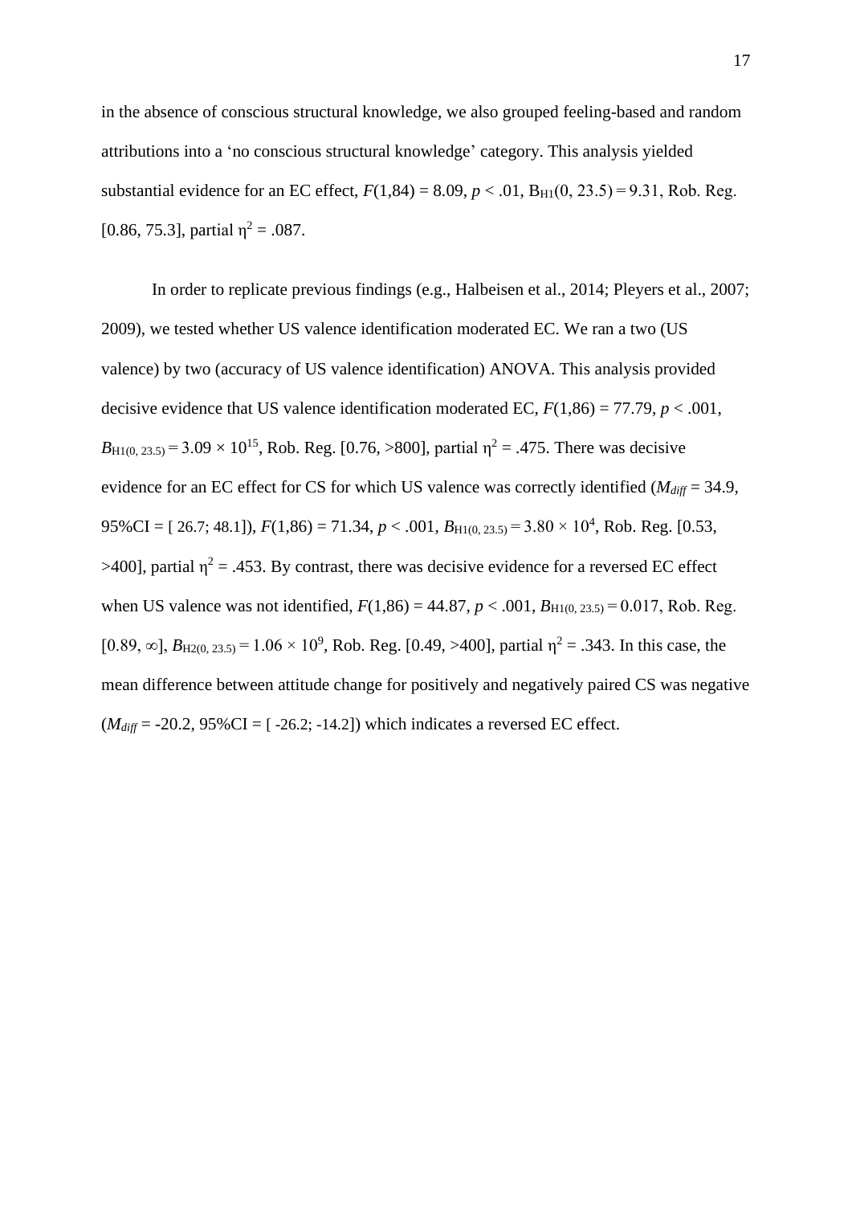in the absence of conscious structural knowledge, we also grouped feeling-based and random attributions into a ‘no conscious structural knowledge’ category. This analysis yielded substantial evidence for an EC effect, $F(1,84) = 8.09$, $p < .01$, $B_{H1}(0, 23.5) = 9.31$, Rob. Reg. [0.86, 75.3], partial $\eta^2 = .087$.

In order to replicate previous findings (e.g., Halbeisen et al., 2014; Pleyers et al., 2007; 2009), we tested whether US valence identification moderated EC. We ran a two (US valence) by two (accuracy of US valence identification) ANOVA. This analysis provided decisive evidence that US valence identification moderated EC, $F(1,86) = 77.79$, $p < .001$, $B_{H1(0, 23.5)} = 3.09 \times 10^{15}$, Rob. Reg. [0.76, >800], partial $\eta^2 = .475$. There was decisive evidence for an EC effect for CS for which US valence was correctly identified ($M_{diff} = 34.9$, 95%CI = [ 26.7; 48.1]), $F(1,86) = 71.34$, $p < .001$, $B_{H1(0, 23.5)} = 3.80 \times 10^4$, Rob. Reg. [0.53, >400], partial $\eta^2 = .453$. By contrast, there was decisive evidence for a reversed EC effect when US valence was not identified, $F(1,86) = 44.87$, $p < .001$, $B_{H1(0, 23.5)} = 0.017$, Rob. Reg. [0.89, ∞], $B_{H2(0, 23.5)} = 1.06 \times 10^9$, Rob. Reg. [0.49, >400], partial $\eta^2 = .343$. In this case, the mean difference between attitude change for positively and negatively paired CS was negative ($M_{diff} = -20.2$, 95%CI = [ -26.2; -14.2]) which indicates a reversed EC effect.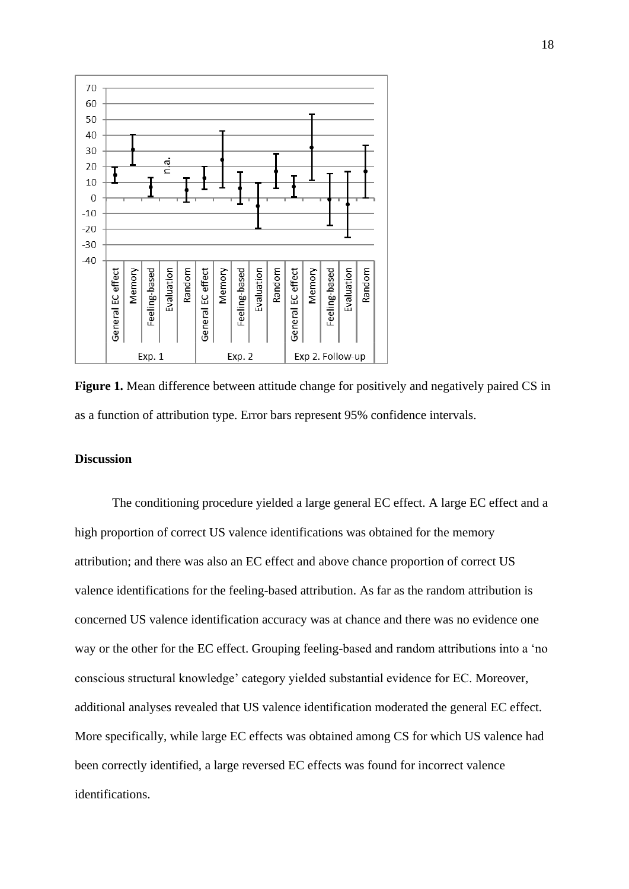**Figure 1.** Mean difference between attitude change for positively and negatively paired CS in as a function of attribution type. Error bars represent 95% confidence intervals.

## Discussion

The conditioning procedure yielded a large general EC effect. A large EC effect and a high proportion of correct US valence identifications was obtained for the memory attribution; and there was also an EC effect and above chance proportion of correct US valence identifications for the feeling-based attribution. As far as the random attribution is concerned US valence identification accuracy was at chance and there was no evidence one way or the other for the EC effect. Grouping feeling-based and random attributions into a 'no conscious structural knowledge' category yielded substantial evidence for EC. Moreover, additional analyses revealed that US valence identification moderated the general EC effect. More specifically, while large EC effects was obtained among CS for which US valence had been correctly identified, a large reversed EC effects was found for incorrect valence identifications.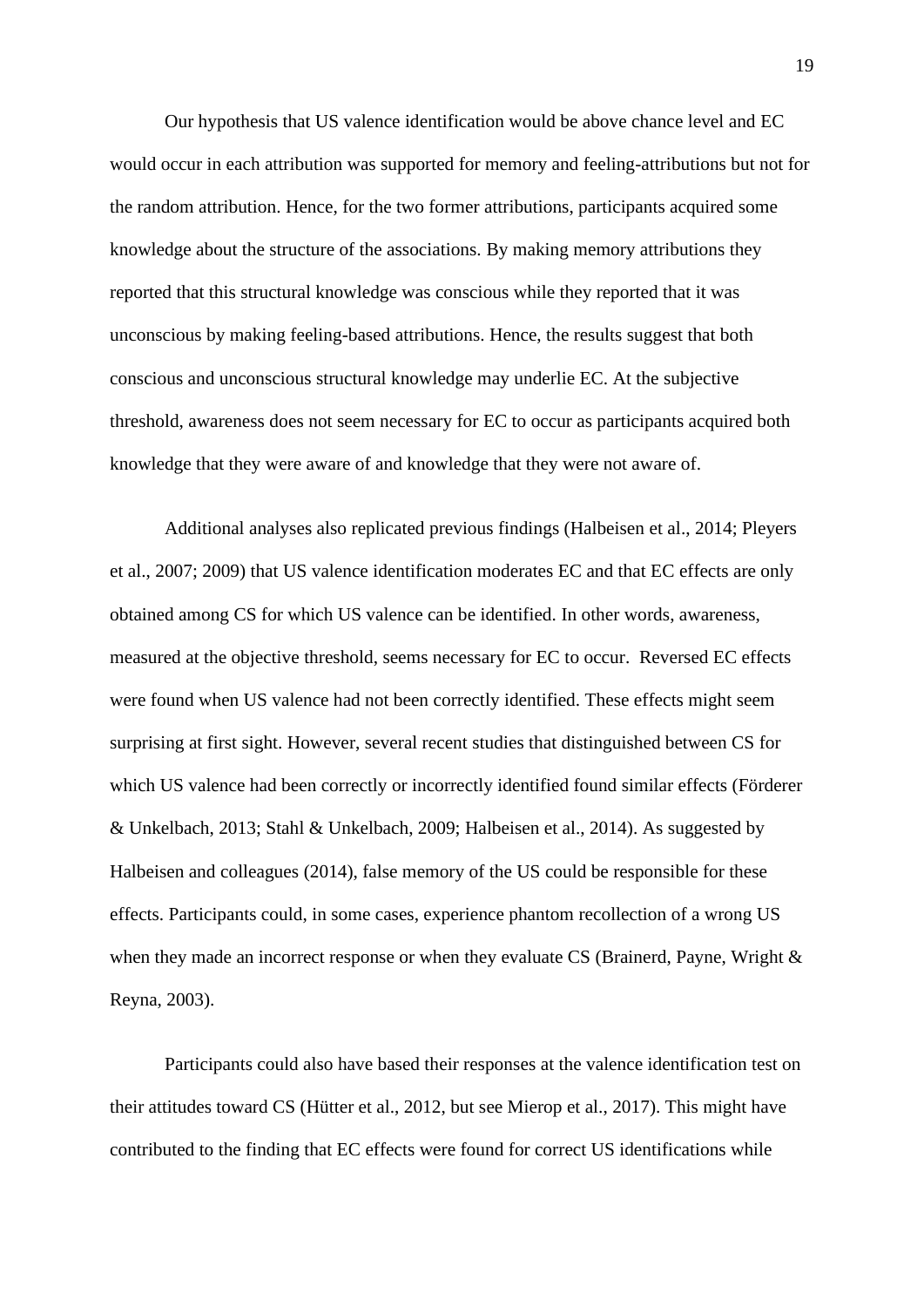Our hypothesis that US valence identification would be above chance level and EC would occur in each attribution was supported for memory and feeling-attributions but not for the random attribution. Hence, for the two former attributions, participants acquired some knowledge about the structure of the associations. By making memory attributions they reported that this structural knowledge was conscious while they reported that it was unconscious by making feeling-based attributions. Hence, the results suggest that both conscious and unconscious structural knowledge may underlie EC. At the subjective threshold, awareness does not seem necessary for EC to occur as participants acquired both knowledge that they were aware of and knowledge that they were not aware of.

Additional analyses also replicated previous findings (Halbeisen et al., 2014; Pleyers et al., 2007; 2009) that US valence identification moderates EC and that EC effects are only obtained among CS for which US valence can be identified. In other words, awareness, measured at the objective threshold, seems necessary for EC to occur. Reversed EC effects were found when US valence had not been correctly identified. These effects might seem surprising at first sight. However, several recent studies that distinguished between CS for which US valence had been correctly or incorrectly identified found similar effects (Förderer & Unkelbach, 2013; Stahl & Unkelbach, 2009; Halbeisen et al., 2014). As suggested by Halbeisen and colleagues (2014), false memory of the US could be responsible for these effects. Participants could, in some cases, experience phantom recollection of a wrong US when they made an incorrect response or when they evaluate CS (Brainerd, Payne, Wright & Reyna, 2003).

Participants could also have based their responses at the valence identification test on their attitudes toward CS (Hütter et al., 2012, but see Mierop et al., 2017). This might have contributed to the finding that EC effects were found for correct US identifications while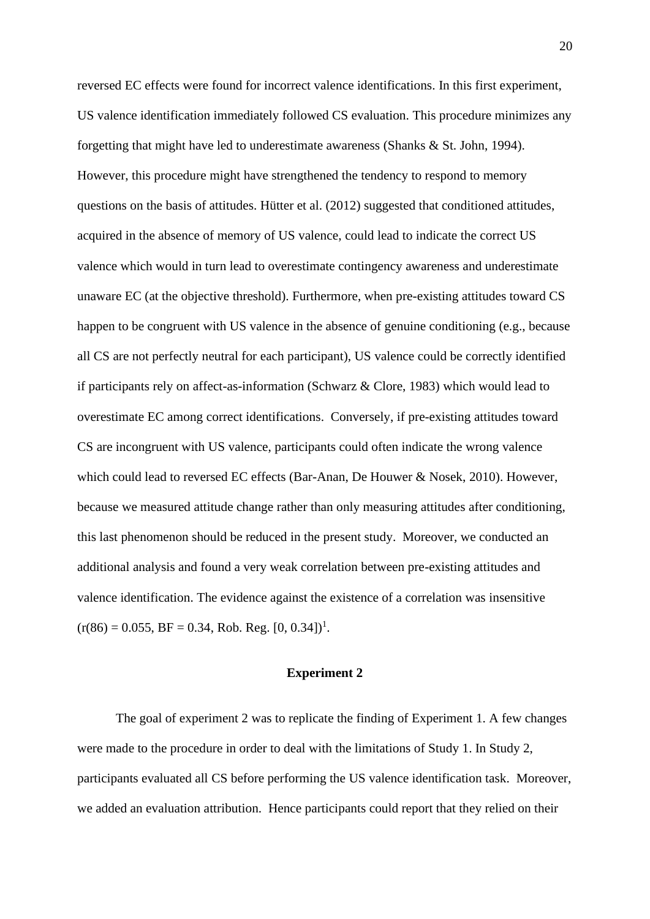reversed EC effects were found for incorrect valence identifications. In this first experiment, US valence identification immediately followed CS evaluation. This procedure minimizes any forgetting that might have led to underestimate awareness (Shanks & St. John, 1994). However, this procedure might have strengthened the tendency to respond to memory questions on the basis of attitudes. Hütter et al. (2012) suggested that conditioned attitudes, acquired in the absence of memory of US valence, could lead to indicate the correct US valence which would in turn lead to overestimate contingency awareness and underestimate unaware EC (at the objective threshold). Furthermore, when pre-existing attitudes toward CS happen to be congruent with US valence in the absence of genuine conditioning (e.g., because all CS are not perfectly neutral for each participant), US valence could be correctly identified if participants rely on affect-as-information (Schwarz & Clore, 1983) which would lead to overestimate EC among correct identifications. Conversely, if pre-existing attitudes toward CS are incongruent with US valence, participants could often indicate the wrong valence which could lead to reversed EC effects (Bar-Anan, De Houwer & Nosek, 2010). However, because we measured attitude change rather than only measuring attitudes after conditioning, this last phenomenon should be reduced in the present study. Moreover, we conducted an additional analysis and found a very weak correlation between pre-existing attitudes and valence identification. The evidence against the existence of a correlation was insensitive ($r(86) = 0.055$, BF = 0.34, Rob. Reg. [0, 0.34])[1].

## Experiment 2

The goal of experiment 2 was to replicate the finding of Experiment 1. A few changes were made to the procedure in order to deal with the limitations of Study 1. In Study 2, participants evaluated all CS before performing the US valence identification task. Moreover, we added an evaluation attribution. Hence participants could report that they relied on their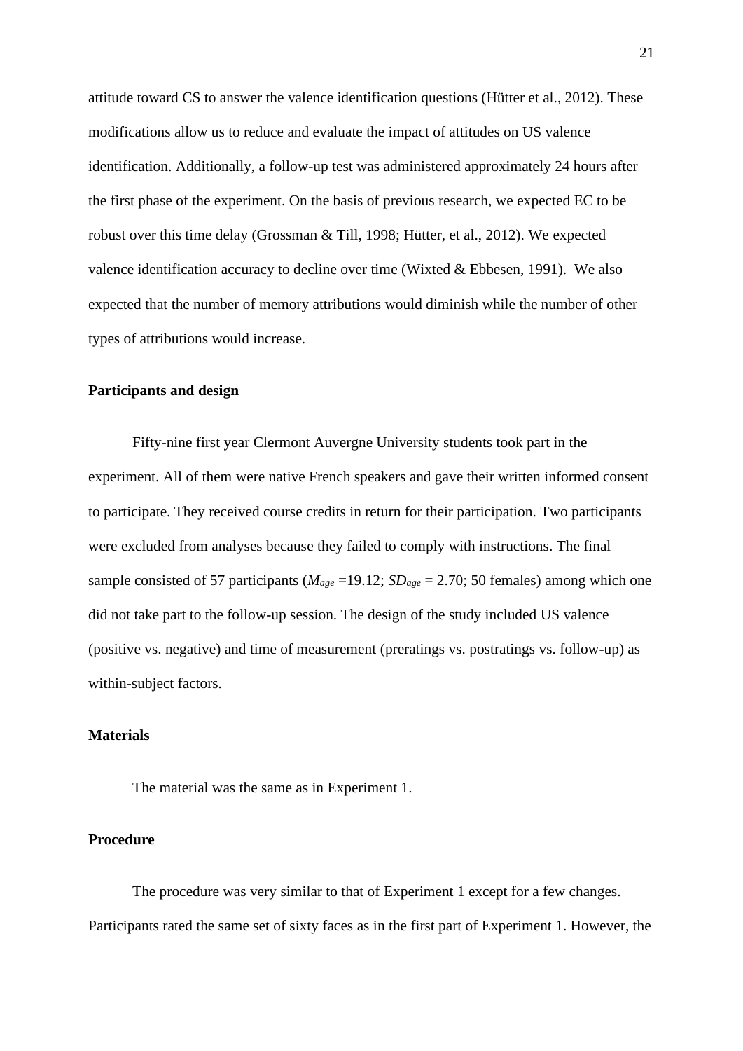attitude toward CS to answer the valence identification questions (Hütter et al., 2012). These modifications allow us to reduce and evaluate the impact of attitudes on US valence identification. Additionally, a follow-up test was administered approximately 24 hours after the first phase of the experiment. On the basis of previous research, we expected EC to be robust over this time delay (Grossman & Till, 1998; Hütter, et al., 2012). We expected valence identification accuracy to decline over time (Wixted & Ebbesen, 1991). We also expected that the number of memory attributions would diminish while the number of other types of attributions would increase.

**Participants and design**

Fifty-nine first year Clermont Auvergne University students took part in the experiment. All of them were native French speakers and gave their written informed consent to participate. They received course credits in return for their participation. Two participants were excluded from analyses because they failed to comply with instructions. The final sample consisted of 57 participants ($M_{age}$ =19.12; $SD_{age}$ = 2.70; 50 females) among which one did not take part to the follow-up session. The design of the study included US valence (positive vs. negative) and time of measurement (preratings vs. postratings vs. follow-up) as within-subject factors.

**Materials**

The material was the same as in Experiment 1.

**Procedure**

The procedure was very similar to that of Experiment 1 except for a few changes. Participants rated the same set of sixty faces as in the first part of Experiment 1. However, the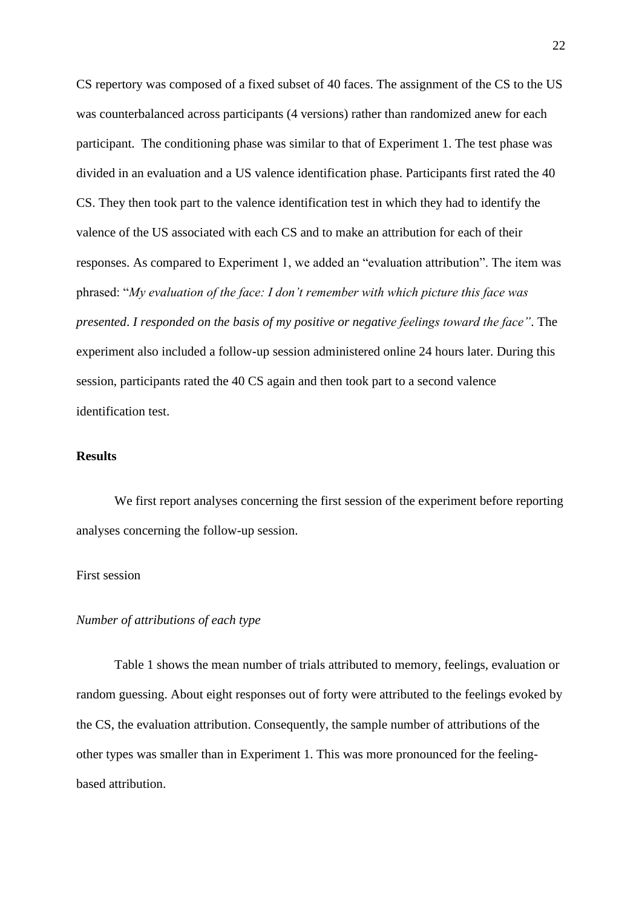CS repertory was composed of a fixed subset of 40 faces. The assignment of the CS to the US was counterbalanced across participants (4 versions) rather than randomized anew for each participant. The conditioning phase was similar to that of Experiment 1. The test phase was divided in an evaluation and a US valence identification phase. Participants first rated the 40 CS. They then took part to the valence identification test in which they had to identify the valence of the US associated with each CS and to make an attribution for each of their responses. As compared to Experiment 1, we added an "evaluation attribution". The item was phrased: "*My evaluation of the face: I don't remember with which picture this face was presented*. *I responded on the basis of my positive or negative feelings toward the face"*. The experiment also included a follow-up session administered online 24 hours later. During this session, participants rated the 40 CS again and then took part to a second valence identification test.

**Results**

We first report analyses concerning the first session of the experiment before reporting analyses concerning the follow-up session.

First session

*Number of attributions of each type*

Table 1 shows the mean number of trials attributed to memory, feelings, evaluation or random guessing. About eight responses out of forty were attributed to the feelings evoked by the CS, the evaluation attribution. Consequently, the sample number of attributions of the other types was smaller than in Experiment 1. This was more pronounced for the feeling-based attribution.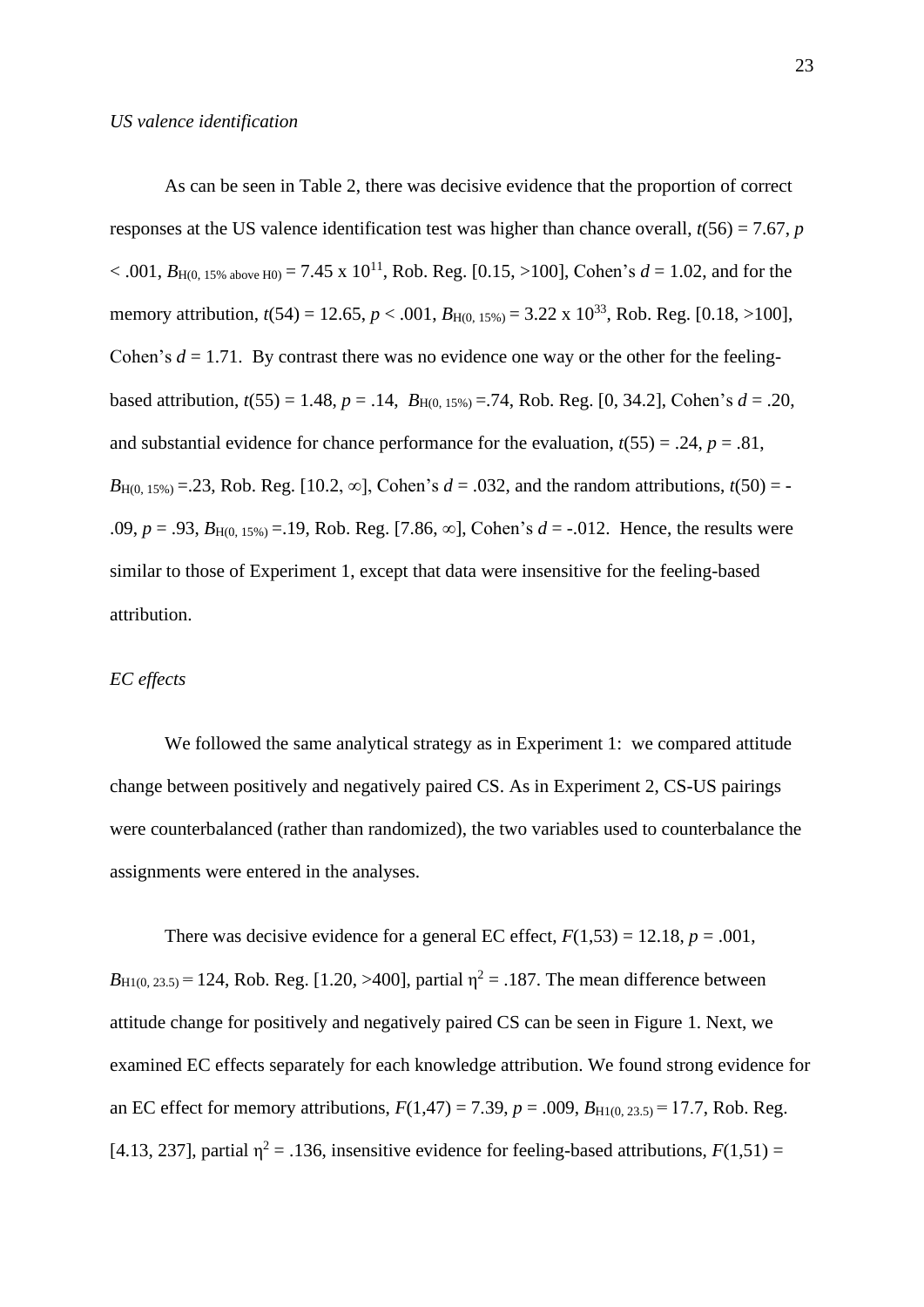*US valence identification*

As can be seen in Table 2, there was decisive evidence that the proportion of correct responses at the US valence identification test was higher than chance overall, $t(56) = 7.67$, $p < .001$, $B_{H(0,\ 15\%\ above\ H0)} = 7.45 \times 10^{11}$, Rob. Reg. [0.15, >100], Cohen's $d = 1.02$, and for the memory attribution, $t(54) = 12.65$, $p < .001$, $B_{H(0,\ 15\%)} = 3.22 \times 10^{33}$, Rob. Reg. [0.18, >100], Cohen's $d = 1.71$. By contrast there was no evidence one way or the other for the feeling-based attribution, $t(55) = 1.48$, $p = .14$, $B_{H(0,\ 15\%)} = .74$, Rob. Reg. [0, 34.2], Cohen's $d = .20$, and substantial evidence for chance performance for the evaluation, $t(55) = .24$, $p = .81$, $B_{H(0,\ 15\%)} = .23$, Rob. Reg. [10.2, ∞], Cohen's $d = .032$, and the random attributions, $t(50) = -.09$, $p = .93$, $B_{H(0,\ 15\%)} = .19$, Rob. Reg. [7.86, ∞], Cohen's $d = -.012$. Hence, the results were similar to those of Experiment 1, except that data were insensitive for the feeling-based attribution.

*EC effects*

We followed the same analytical strategy as in Experiment 1: we compared attitude change between positively and negatively paired CS. As in Experiment 2, CS-US pairings were counterbalanced (rather than randomized), the two variables used to counterbalance the assignments were entered in the analyses.

There was decisive evidence for a general EC effect, $F(1,53) = 12.18$, $p = .001$, $B_{H1(0,\ 23.5)} = 124$, Rob. Reg. [1.20, >400], partial $\eta^2 = .187$. The mean difference between attitude change for positively and negatively paired CS can be seen in Figure 1. Next, we examined EC effects separately for each knowledge attribution. We found strong evidence for an EC effect for memory attributions, $F(1,47) = 7.39$, $p = .009$, $B_{H1(0,\ 23.5)} = 17.7$, Rob. Reg. [4.13, 237], partial $\eta^2 = .136$, insensitive evidence for feeling-based attributions, $F(1,51) =$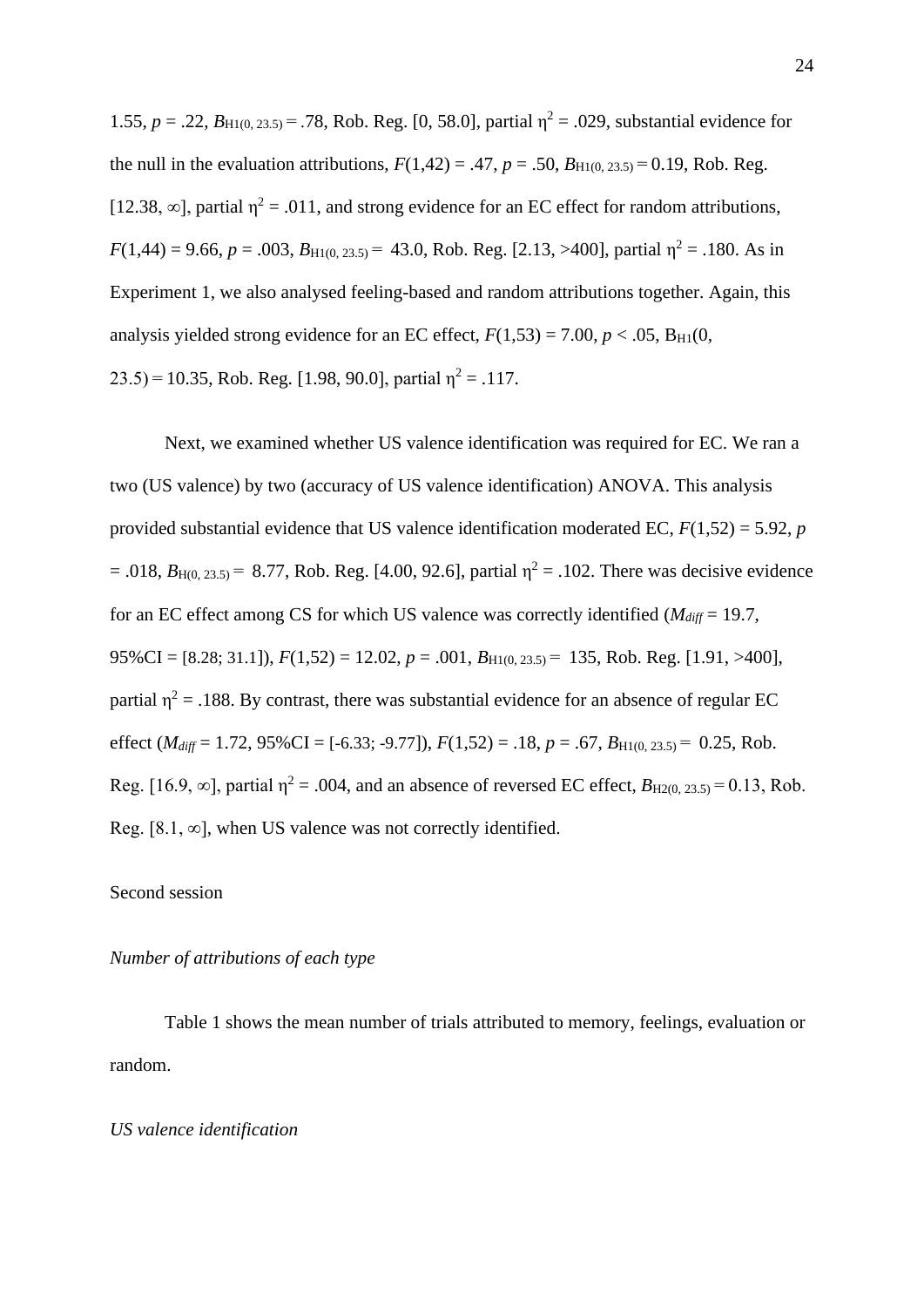1.55, $p$ = .22, $B_{H1(0, 23.5)}$ = .78, Rob. Reg. [0, 58.0], partial $\eta^2$ = .029, substantial evidence for the null in the evaluation attributions, $F$(1,42) = .47, $p$ = .50, $B_{H1(0, 23.5)}$ = 0.19, Rob. Reg. [12.38, ∞], partial $\eta^2$ = .011, and strong evidence for an EC effect for random attributions, $F$(1,44) = 9.66, $p$ = .003, $B_{H1(0, 23.5)}$ = 43.0, Rob. Reg. [2.13, >400], partial $\eta^2$ = .180. As in Experiment 1, we also analysed feeling-based and random attributions together. Again, this analysis yielded strong evidence for an EC effect, $F$(1,53) = 7.00, $p$ < .05, $B_{H1}$(0, 23.5) = 10.35, Rob. Reg. [1.98, 90.0], partial $\eta^2$ = .117.

Next, we examined whether US valence identification was required for EC. We ran a two (US valence) by two (accuracy of US valence identification) ANOVA. This analysis provided substantial evidence that US valence identification moderated EC, $F$(1,52) = 5.92, $p$ = .018, $B_{H(0, 23.5)}$ = 8.77, Rob. Reg. [4.00, 92.6], partial $\eta^2$ = .102. There was decisive evidence for an EC effect among CS for which US valence was correctly identified ($M_{diff}$ = 19.7, 95%CI = [8.28; 31.1]), $F$(1,52) = 12.02, $p$ = .001, $B_{H1(0, 23.5)}$ = 135, Rob. Reg. [1.91, >400], partial $\eta^2$ = .188. By contrast, there was substantial evidence for an absence of regular EC effect ($M_{diff}$ = 1.72, 95%CI = [-6.33; -9.77]), $F$(1,52) = .18, $p$ = .67, $B_{H1(0, 23.5)}$ = 0.25, Rob. Reg. [16.9, ∞], partial $\eta^2$ = .004, and an absence of reversed EC effect, $B_{H2(0, 23.5)}$ = 0.13, Rob. Reg. [8.1, ∞], when US valence was not correctly identified.

Second session

*Number of attributions of each type*

Table 1 shows the mean number of trials attributed to memory, feelings, evaluation or random.

*US valence identification*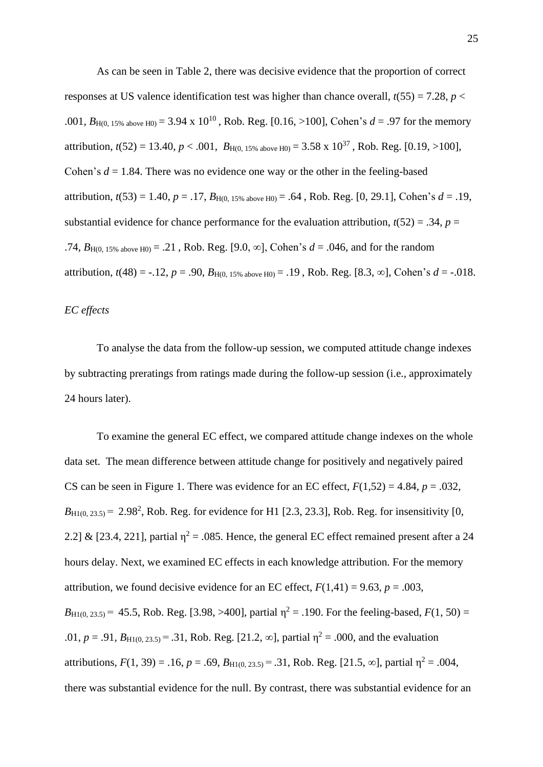As can be seen in Table 2, there was decisive evidence that the proportion of correct responses at US valence identification test was higher than chance overall, $t(55) = 7.28$, $p < .001$, $B_{H(0,\ 15\%\ above\ H0)} = 3.94 \times 10^{10}$ , Rob. Reg. [0.16, >100], Cohen's $d = .97$ for the memory attribution, $t(52) = 13.40$, $p < .001$, $B_{H(0,\ 15\%\ above\ H0)} = 3.58 \times 10^{37}$ , Rob. Reg. [0.19, >100], Cohen's $d = 1.84$. There was no evidence one way or the other in the feeling-based attribution, $t(53) = 1.40$, $p = .17$, $B_{H(0,\ 15\%\ above\ H0)} = .64$ , Rob. Reg. [0, 29.1], Cohen's $d = .19$, substantial evidence for chance performance for the evaluation attribution, $t(52) = .34$, $p = .74$, $B_{H(0,\ 15\%\ above\ H0)} = .21$ , Rob. Reg. [9.0, ∞], Cohen's $d = .046$, and for the random attribution, $t(48) = -.12$, $p = .90$, $B_{H(0,\ 15\%\ above\ H0)} = .19$ , Rob. Reg. [8.3, ∞], Cohen's $d = -.018$.

*EC effects*

To analyse the data from the follow-up session, we computed attitude change indexes by subtracting preratings from ratings made during the follow-up session (i.e., approximately 24 hours later).

To examine the general EC effect, we compared attitude change indexes on the whole data set. The mean difference between attitude change for positively and negatively paired CS can be seen in Figure 1. There was evidence for an EC effect, $F(1,52) = 4.84$, $p = .032$, $B_{H1(0,\ 23.5)} = 2.98^2$, Rob. Reg. for evidence for H1 [2.3, 23.3], Rob. Reg. for insensitivity [0, 2.2] & [23.4, 221], partial $\eta^2 = .085$. Hence, the general EC effect remained present after a 24 hours delay. Next, we examined EC effects in each knowledge attribution. For the memory attribution, we found decisive evidence for an EC effect, $F(1,41) = 9.63$, $p = .003$, $B_{H1(0,\ 23.5)} = 45.5$, Rob. Reg. [3.98, >400], partial $\eta^2 = .190$. For the feeling-based, $F(1, 50) = .01$, $p = .91$, $B_{H1(0,\ 23.5)} = .31$, Rob. Reg. [21.2, ∞], partial $\eta^2 = .000$, and the evaluation attributions, $F(1, 39) = .16$, $p = .69$, $B_{H1(0,\ 23.5)} = .31$, Rob. Reg. [21.5, ∞], partial $\eta^2 = .004$, there was substantial evidence for the null. By contrast, there was substantial evidence for an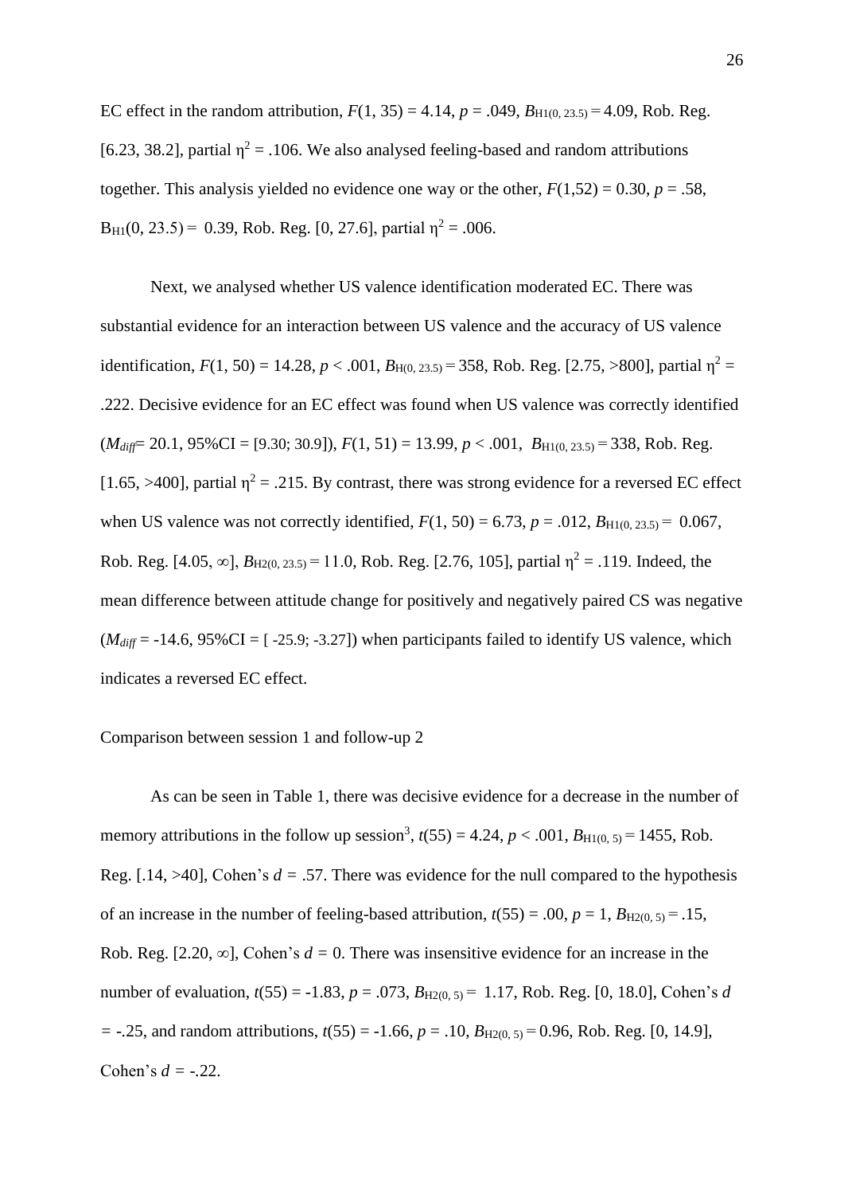EC effect in the random attribution, $F(1, 35) = 4.14$, $p = .049$, $B_{H1(0, 23.5)} = 4.09$, Rob. Reg. [6.23, 38.2], partial $\eta^2 = .106$. We also analysed feeling-based and random attributions together. This analysis yielded no evidence one way or the other, $F(1,52) = 0.30$, $p = .58$, $B_{H1}(0, 23.5) = 0.39$, Rob. Reg. [0, 27.6], partial $\eta^2 = .006$.

Next, we analysed whether US valence identification moderated EC. There was substantial evidence for an interaction between US valence and the accuracy of US valence identification, $F(1, 50) = 14.28$, $p < .001$, $B_{H(0, 23.5)} = 358$, Rob. Reg. [2.75, >800], partial $\eta^2 = .222$. Decisive evidence for an EC effect was found when US valence was correctly identified ($M_{diff} = 20.1$, 95%CI = [9.30; 30.9]), $F(1, 51) = 13.99$, $p < .001$, $B_{H1(0, 23.5)} = 338$, Rob. Reg. [1.65, >400], partial $\eta^2 = .215$. By contrast, there was strong evidence for a reversed EC effect when US valence was not correctly identified, $F(1, 50) = 6.73$, $p = .012$, $B_{H1(0, 23.5)} = 0.067$, Rob. Reg. [4.05, ∞], $B_{H2(0, 23.5)} = 11.0$, Rob. Reg. [2.76, 105], partial $\eta^2 = .119$. Indeed, the mean difference between attitude change for positively and negatively paired CS was negative ($M_{diff} = -14.6$, 95%CI = [ -25.9; -3.27]) when participants failed to identify US valence, which indicates a reversed EC effect.

Comparison between session 1 and follow-up 2

As can be seen in Table 1, there was decisive evidence for a decrease in the number of memory attributions in the follow up session[3], $t(55) = 4.24$, $p < .001$, $B_{H1(0, 5)} = 1455$, Rob. Reg. [.14, >40], Cohen's $d = .57$. There was evidence for the null compared to the hypothesis of an increase in the number of feeling-based attribution, $t(55) = .00$, $p = 1$, $B_{H2(0, 5)} = .15$, Rob. Reg. [2.20, ∞], Cohen's $d = 0$. There was insensitive evidence for an increase in the number of evaluation, $t(55) = -1.83$, $p = .073$, $B_{H2(0, 5)} = 1.17$, Rob. Reg. [0, 18.0], Cohen's $d = -.25$, and random attributions, $t(55) = -1.66$, $p = .10$, $B_{H2(0, 5)} = 0.96$, Rob. Reg. [0, 14.9], Cohen's $d = -.22$.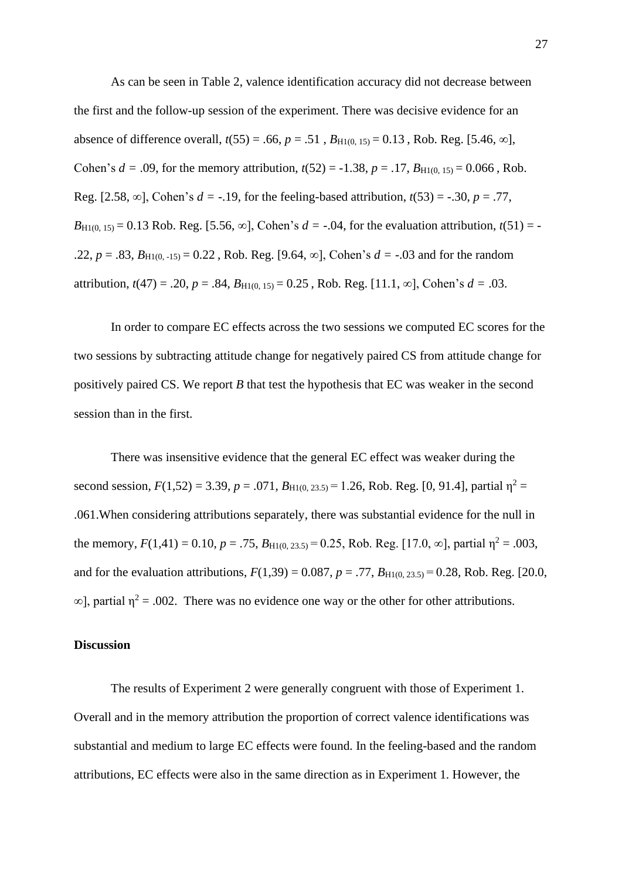As can be seen in Table 2, valence identification accuracy did not decrease between the first and the follow-up session of the experiment. There was decisive evidence for an absence of difference overall, $t(55) = .66$, $p = .51$ , $B_{H1(0, 15)} = 0.13$ , Rob. Reg. [5.46, ∞], Cohen's $d = .09$, for the memory attribution, $t(52) = -1.38$, $p = .17$, $B_{H1(0, 15)} = 0.066$ , Rob. Reg. [2.58, ∞], Cohen's $d = -.19$, for the feeling-based attribution, $t(53) = -.30$, $p = .77$, $B_{H1(0, 15)} = 0.13$ Rob. Reg. [5.56, ∞], Cohen's $d = -.04$, for the evaluation attribution, $t(51) = -.22$, $p = .83$, $B_{H1(0, -15)} = 0.22$ , Rob. Reg. [9.64, ∞], Cohen's $d = -.03$ and for the random attribution, $t(47) = .20$, $p = .84$, $B_{H1(0, 15)} = 0.25$ , Rob. Reg. [11.1, ∞], Cohen's $d = .03$.

In order to compare EC effects across the two sessions we computed EC scores for the two sessions by subtracting attitude change for negatively paired CS from attitude change for positively paired CS. We report *B* that test the hypothesis that EC was weaker in the second session than in the first.

There was insensitive evidence that the general EC effect was weaker during the second session, $F(1,52) = 3.39$, $p = .071$, $B_{H1(0, 23.5)} = 1.26$, Rob. Reg. [0, 91.4], partial $\eta^2 = .061$.When considering attributions separately, there was substantial evidence for the null in the memory, $F(1,41) = 0.10$, $p = .75$, $B_{H1(0, 23.5)} = 0.25$, Rob. Reg. [17.0, ∞], partial $\eta^2 = .003$, and for the evaluation attributions, $F(1,39) = 0.087$, $p = .77$, $B_{H1(0, 23.5)} = 0.28$, Rob. Reg. [20.0, ∞], partial $\eta^2 = .002$. There was no evidence one way or the other for other attributions.

**Discussion**

The results of Experiment 2 were generally congruent with those of Experiment 1. Overall and in the memory attribution the proportion of correct valence identifications was substantial and medium to large EC effects were found. In the feeling-based and the random attributions, EC effects were also in the same direction as in Experiment 1. However, the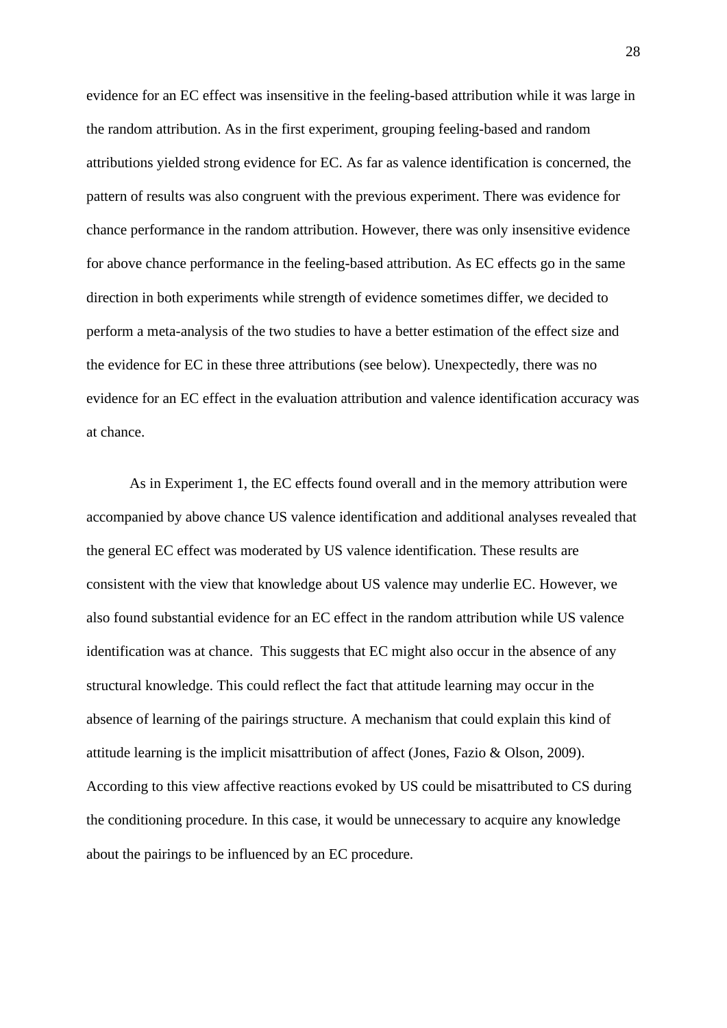evidence for an EC effect was insensitive in the feeling-based attribution while it was large in the random attribution. As in the first experiment, grouping feeling-based and random attributions yielded strong evidence for EC. As far as valence identification is concerned, the pattern of results was also congruent with the previous experiment. There was evidence for chance performance in the random attribution. However, there was only insensitive evidence for above chance performance in the feeling-based attribution. As EC effects go in the same direction in both experiments while strength of evidence sometimes differ, we decided to perform a meta-analysis of the two studies to have a better estimation of the effect size and the evidence for EC in these three attributions (see below). Unexpectedly, there was no evidence for an EC effect in the evaluation attribution and valence identification accuracy was at chance.

As in Experiment 1, the EC effects found overall and in the memory attribution were accompanied by above chance US valence identification and additional analyses revealed that the general EC effect was moderated by US valence identification. These results are consistent with the view that knowledge about US valence may underlie EC. However, we also found substantial evidence for an EC effect in the random attribution while US valence identification was at chance. This suggests that EC might also occur in the absence of any structural knowledge. This could reflect the fact that attitude learning may occur in the absence of learning of the pairings structure. A mechanism that could explain this kind of attitude learning is the implicit misattribution of affect (Jones, Fazio & Olson, 2009). According to this view affective reactions evoked by US could be misattributed to CS during the conditioning procedure. In this case, it would be unnecessary to acquire any knowledge about the pairings to be influenced by an EC procedure.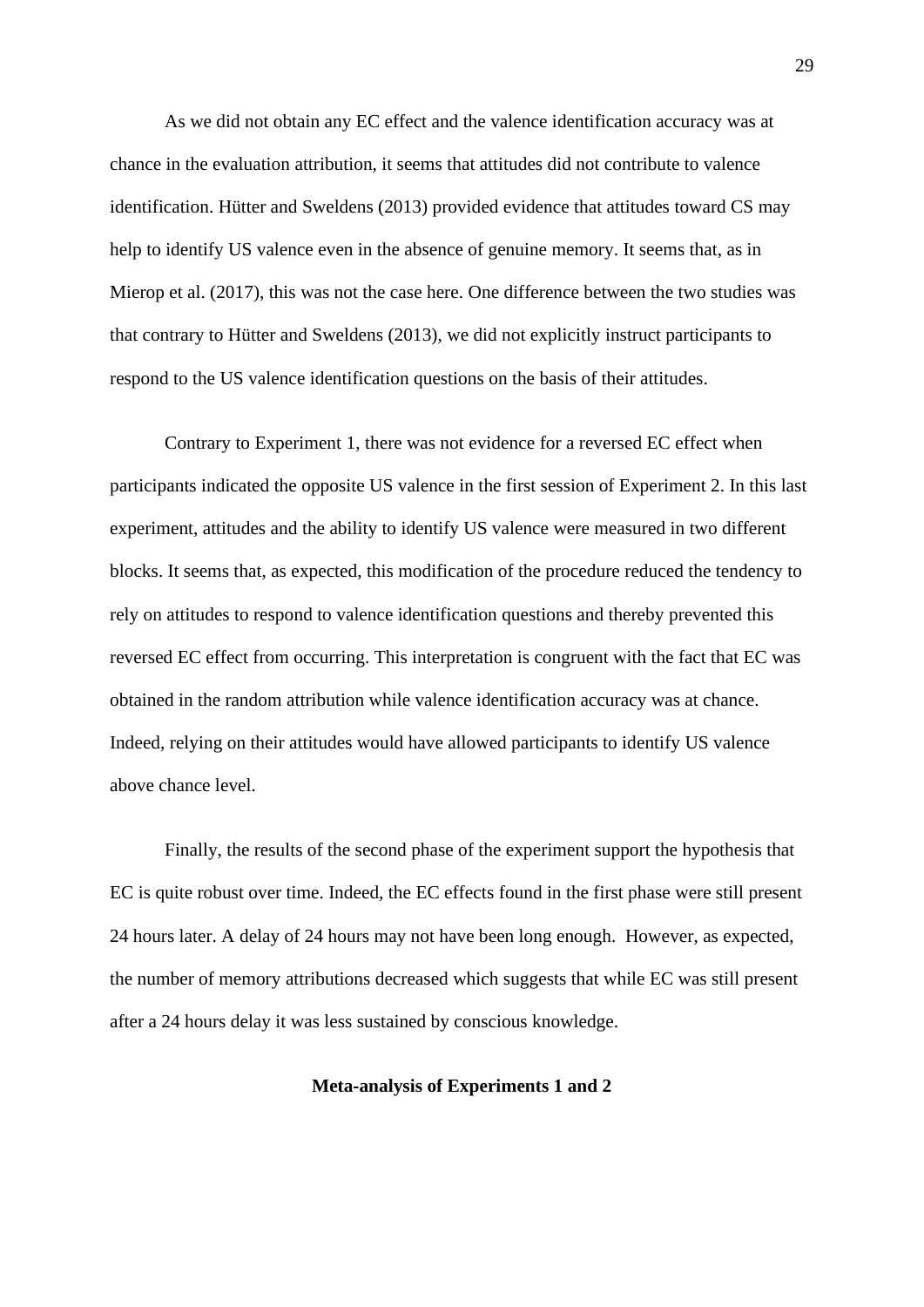As we did not obtain any EC effect and the valence identification accuracy was at chance in the evaluation attribution, it seems that attitudes did not contribute to valence identification. Hütter and Sweldens (2013) provided evidence that attitudes toward CS may help to identify US valence even in the absence of genuine memory. It seems that, as in Mierop et al. (2017), this was not the case here. One difference between the two studies was that contrary to Hütter and Sweldens (2013), we did not explicitly instruct participants to respond to the US valence identification questions on the basis of their attitudes.

Contrary to Experiment 1, there was not evidence for a reversed EC effect when participants indicated the opposite US valence in the first session of Experiment 2. In this last experiment, attitudes and the ability to identify US valence were measured in two different blocks. It seems that, as expected, this modification of the procedure reduced the tendency to rely on attitudes to respond to valence identification questions and thereby prevented this reversed EC effect from occurring. This interpretation is congruent with the fact that EC was obtained in the random attribution while valence identification accuracy was at chance. Indeed, relying on their attitudes would have allowed participants to identify US valence above chance level.

Finally, the results of the second phase of the experiment support the hypothesis that EC is quite robust over time. Indeed, the EC effects found in the first phase were still present 24 hours later. A delay of 24 hours may not have been long enough. However, as expected, the number of memory attributions decreased which suggests that while EC was still present after a 24 hours delay it was less sustained by conscious knowledge.

## Meta-analysis of Experiments 1 and 2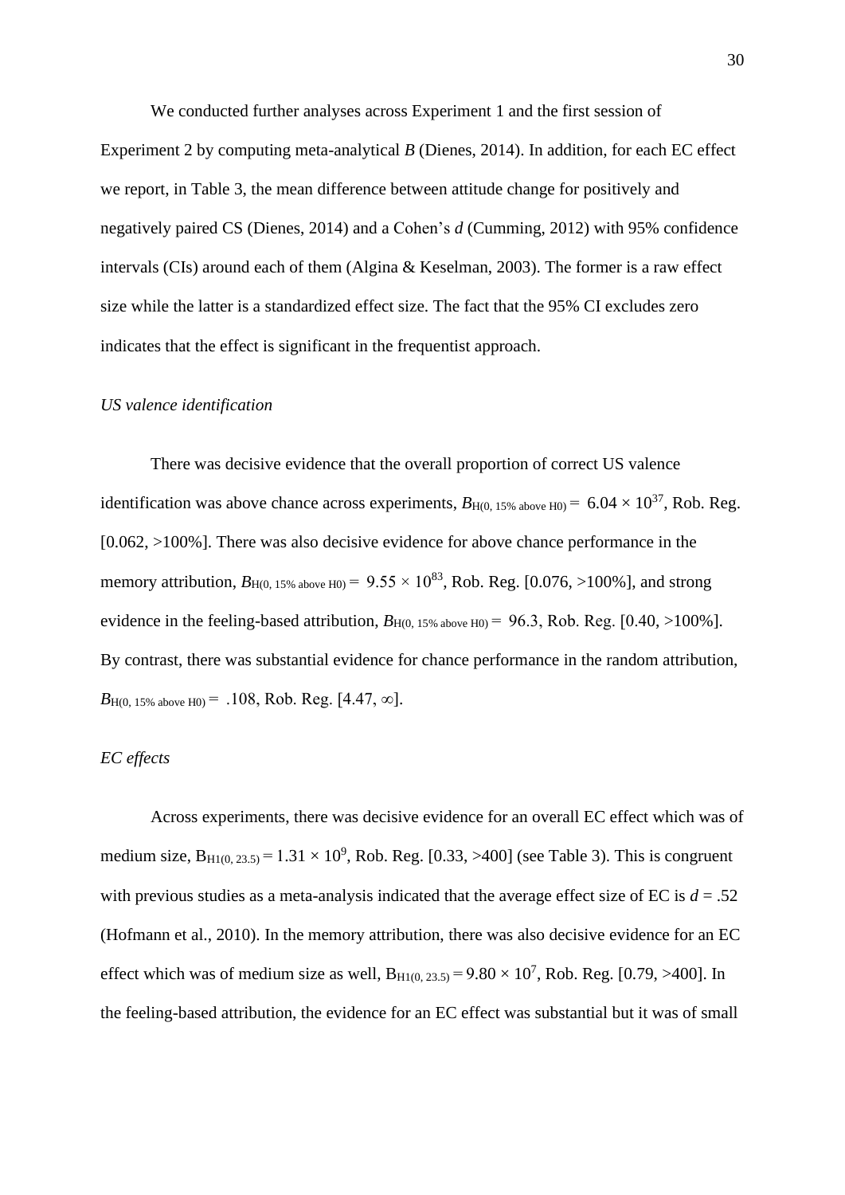We conducted further analyses across Experiment 1 and the first session of Experiment 2 by computing meta-analytical *B* (Dienes, 2014). In addition, for each EC effect we report, in Table 3, the mean difference between attitude change for positively and negatively paired CS (Dienes, 2014) and a Cohen's *d* (Cumming, 2012) with 95% confidence intervals (CIs) around each of them (Algina & Keselman, 2003). The former is a raw effect size while the latter is a standardized effect size. The fact that the 95% CI excludes zero indicates that the effect is significant in the frequentist approach.

*US valence identification*

There was decisive evidence that the overall proportion of correct US valence identification was above chance across experiments, $B_{\text{H}(0,\ 15\%\ \text{above H0})} = 6.04 \times 10^{37}$, Rob. Reg. [0.062, >100%]. There was also decisive evidence for above chance performance in the memory attribution, $B_{\text{H}(0,\ 15\%\ \text{above H0})} = 9.55 \times 10^{83}$, Rob. Reg. [0.076, >100%], and strong evidence in the feeling-based attribution, $B_{\text{H}(0,\ 15\%\ \text{above H0})} = 96.3$, Rob. Reg. [0.40, >100%]. By contrast, there was substantial evidence for chance performance in the random attribution, $B_{\text{H}(0,\ 15\%\ \text{above H0})} = .108$, Rob. Reg. [4.47, ∞].

*EC effects*

Across experiments, there was decisive evidence for an overall EC effect which was of medium size, $B_{\text{H1}(0,\ 23.5)} = 1.31 \times 10^{9}$, Rob. Reg. [0.33, >400] (see Table 3). This is congruent with previous studies as a meta-analysis indicated that the average effect size of EC is $d = .52$ (Hofmann et al., 2010). In the memory attribution, there was also decisive evidence for an EC effect which was of medium size as well, $B_{\text{H1}(0,\ 23.5)} = 9.80 \times 10^{7}$, Rob. Reg. [0.79, >400]. In the feeling-based attribution, the evidence for an EC effect was substantial but it was of small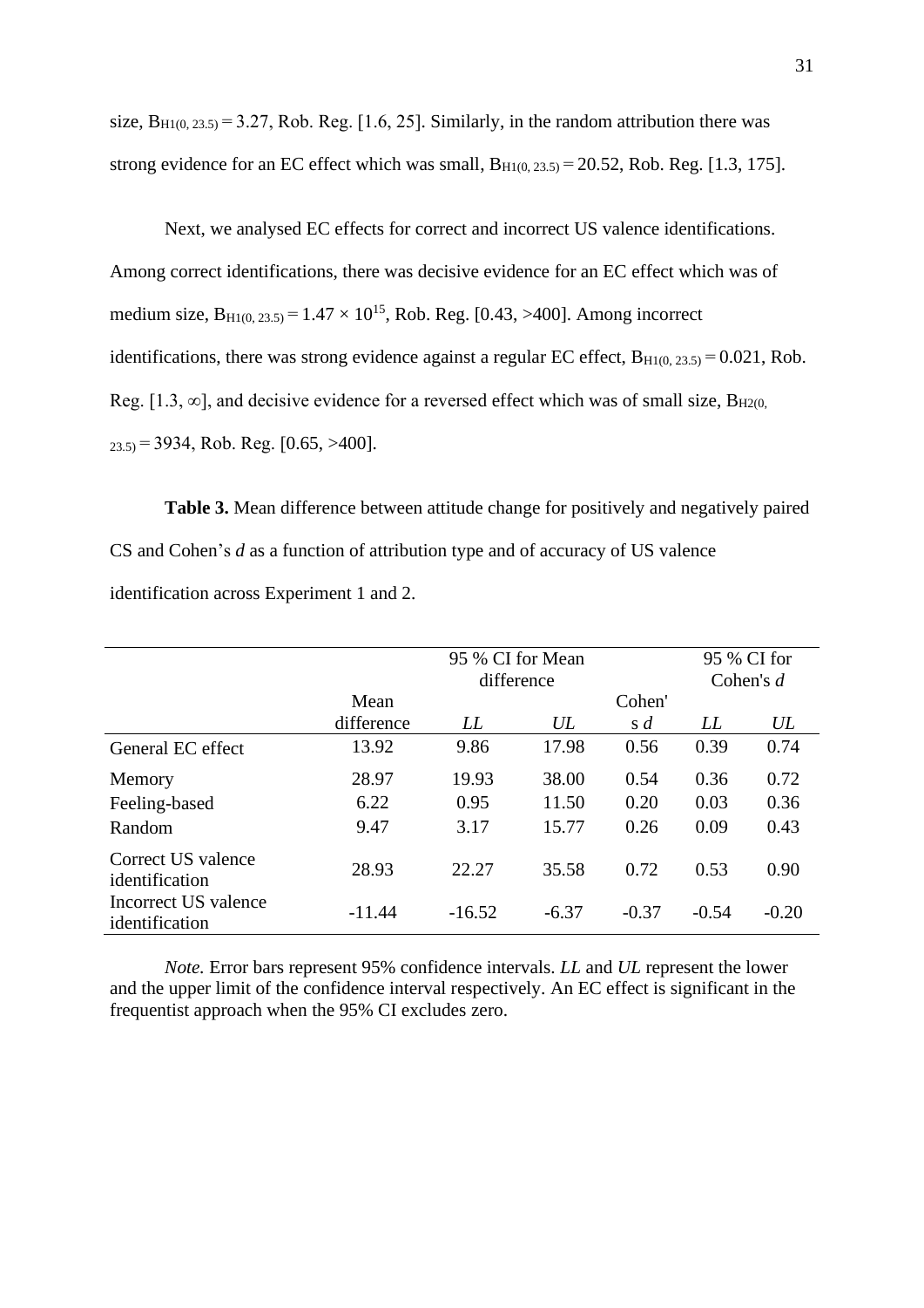size, $B_{H1(0, 23.5)} = 3.27$, Rob. Reg. [1.6, 25]. Similarly, in the random attribution there was strong evidence for an EC effect which was small, $B_{H1(0, 23.5)} = 20.52$, Rob. Reg. [1.3, 175].

Next, we analysed EC effects for correct and incorrect US valence identifications. Among correct identifications, there was decisive evidence for an EC effect which was of medium size, $B_{H1(0, 23.5)} = 1.47 \times 10^{15}$, Rob. Reg. [0.43, >400]. Among incorrect identifications, there was strong evidence against a regular EC effect, $B_{H1(0, 23.5)} = 0.021$, Rob. Reg. [1.3, ∞], and decisive evidence for a reversed effect which was of small size, $B_{H2(0, 23.5)} = 3934$, Rob. Reg. [0.65, >400].

**Table 3.** Mean difference between attitude change for positively and negatively paired CS and Cohen's *d* as a function of attribution type and of accuracy of US valence identification across Experiment 1 and 2.

| | | 95 % CI for Mean difference | | | 95 % CI for Cohen's *d* | |
|---|---|---|---|---|---|---|
| | Mean difference | *LL* | *UL* | Cohen's *d* | *LL* | *UL* |
| General EC effect | 13.92 | 9.86 | 17.98 | 0.56 | 0.39 | 0.74 |
| Memory | 28.97 | 19.93 | 38.00 | 0.54 | 0.36 | 0.72 |
| Feeling-based | 6.22 | 0.95 | 11.50 | 0.20 | 0.03 | 0.36 |
| Random | 9.47 | 3.17 | 15.77 | 0.26 | 0.09 | 0.43 |
| Correct US valence identification | 28.93 | 22.27 | 35.58 | 0.72 | 0.53 | 0.90 |
| Incorrect US valence identification | -11.44 | -16.52 | -6.37 | -0.37 | -0.54 | -0.20 |

*Note.* Error bars represent 95% confidence intervals. *LL* and *UL* represent the lower and the upper limit of the confidence interval respectively. An EC effect is significant in the frequentist approach when the 95% CI excludes zero.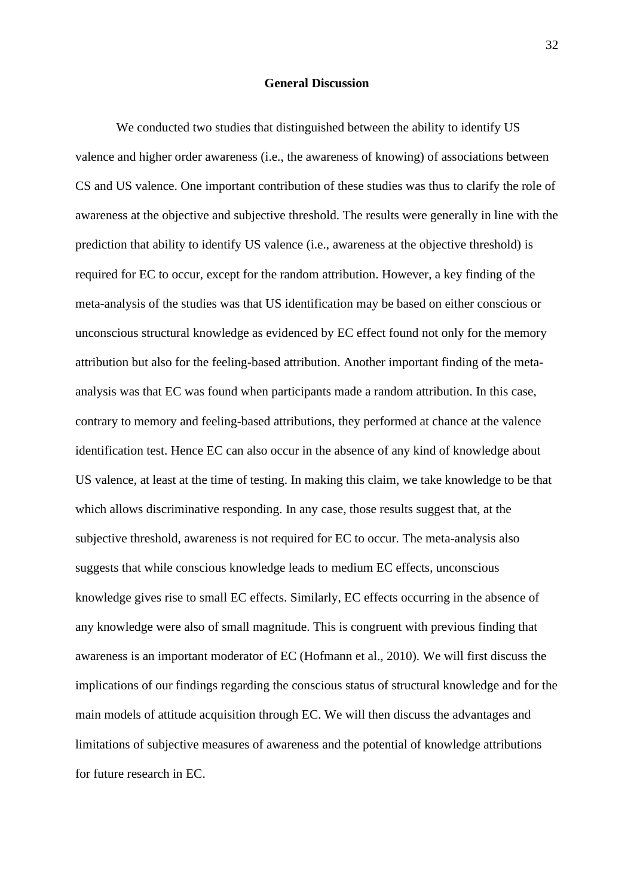## General Discussion

We conducted two studies that distinguished between the ability to identify US valence and higher order awareness (i.e., the awareness of knowing) of associations between CS and US valence. One important contribution of these studies was thus to clarify the role of awareness at the objective and subjective threshold. The results were generally in line with the prediction that ability to identify US valence (i.e., awareness at the objective threshold) is required for EC to occur, except for the random attribution. However, a key finding of the meta-analysis of the studies was that US identification may be based on either conscious or unconscious structural knowledge as evidenced by EC effect found not only for the memory attribution but also for the feeling-based attribution. Another important finding of the meta-analysis was that EC was found when participants made a random attribution. In this case, contrary to memory and feeling-based attributions, they performed at chance at the valence identification test. Hence EC can also occur in the absence of any kind of knowledge about US valence, at least at the time of testing. In making this claim, we take knowledge to be that which allows discriminative responding. In any case, those results suggest that, at the subjective threshold, awareness is not required for EC to occur. The meta-analysis also suggests that while conscious knowledge leads to medium EC effects, unconscious knowledge gives rise to small EC effects. Similarly, EC effects occurring in the absence of any knowledge were also of small magnitude. This is congruent with previous finding that awareness is an important moderator of EC (Hofmann et al., 2010). We will first discuss the implications of our findings regarding the conscious status of structural knowledge and for the main models of attitude acquisition through EC. We will then discuss the advantages and limitations of subjective measures of awareness and the potential of knowledge attributions for future research in EC.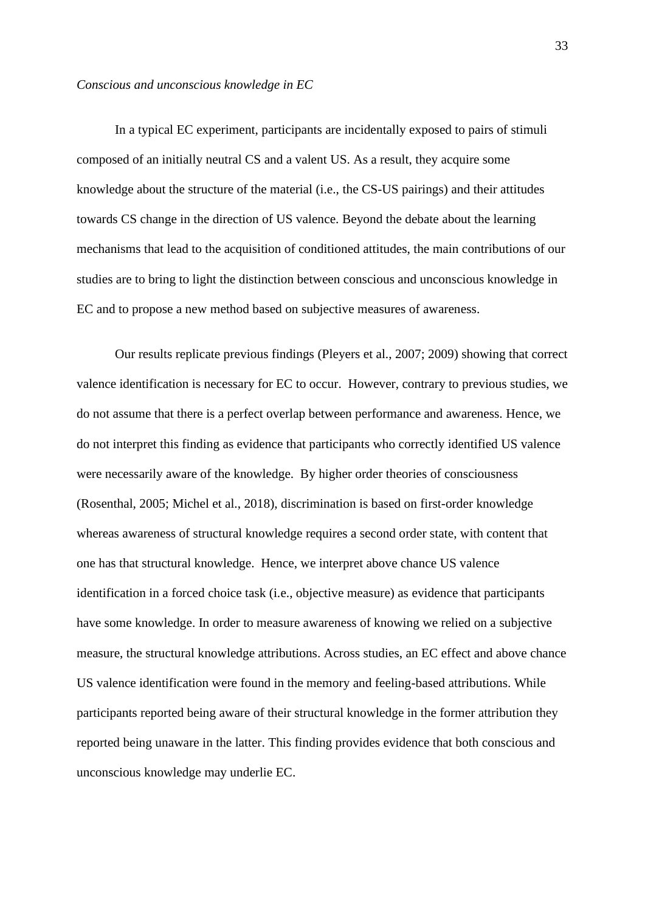*Conscious and unconscious knowledge in EC*

In a typical EC experiment, participants are incidentally exposed to pairs of stimuli composed of an initially neutral CS and a valent US. As a result, they acquire some knowledge about the structure of the material (i.e., the CS-US pairings) and their attitudes towards CS change in the direction of US valence. Beyond the debate about the learning mechanisms that lead to the acquisition of conditioned attitudes, the main contributions of our studies are to bring to light the distinction between conscious and unconscious knowledge in EC and to propose a new method based on subjective measures of awareness.

Our results replicate previous findings (Pleyers et al., 2007; 2009) showing that correct valence identification is necessary for EC to occur. However, contrary to previous studies, we do not assume that there is a perfect overlap between performance and awareness. Hence, we do not interpret this finding as evidence that participants who correctly identified US valence were necessarily aware of the knowledge. By higher order theories of consciousness (Rosenthal, 2005; Michel et al., 2018), discrimination is based on first-order knowledge whereas awareness of structural knowledge requires a second order state, with content that one has that structural knowledge. Hence, we interpret above chance US valence identification in a forced choice task (i.e., objective measure) as evidence that participants have some knowledge. In order to measure awareness of knowing we relied on a subjective measure, the structural knowledge attributions. Across studies, an EC effect and above chance US valence identification were found in the memory and feeling-based attributions. While participants reported being aware of their structural knowledge in the former attribution they reported being unaware in the latter. This finding provides evidence that both conscious and unconscious knowledge may underlie EC.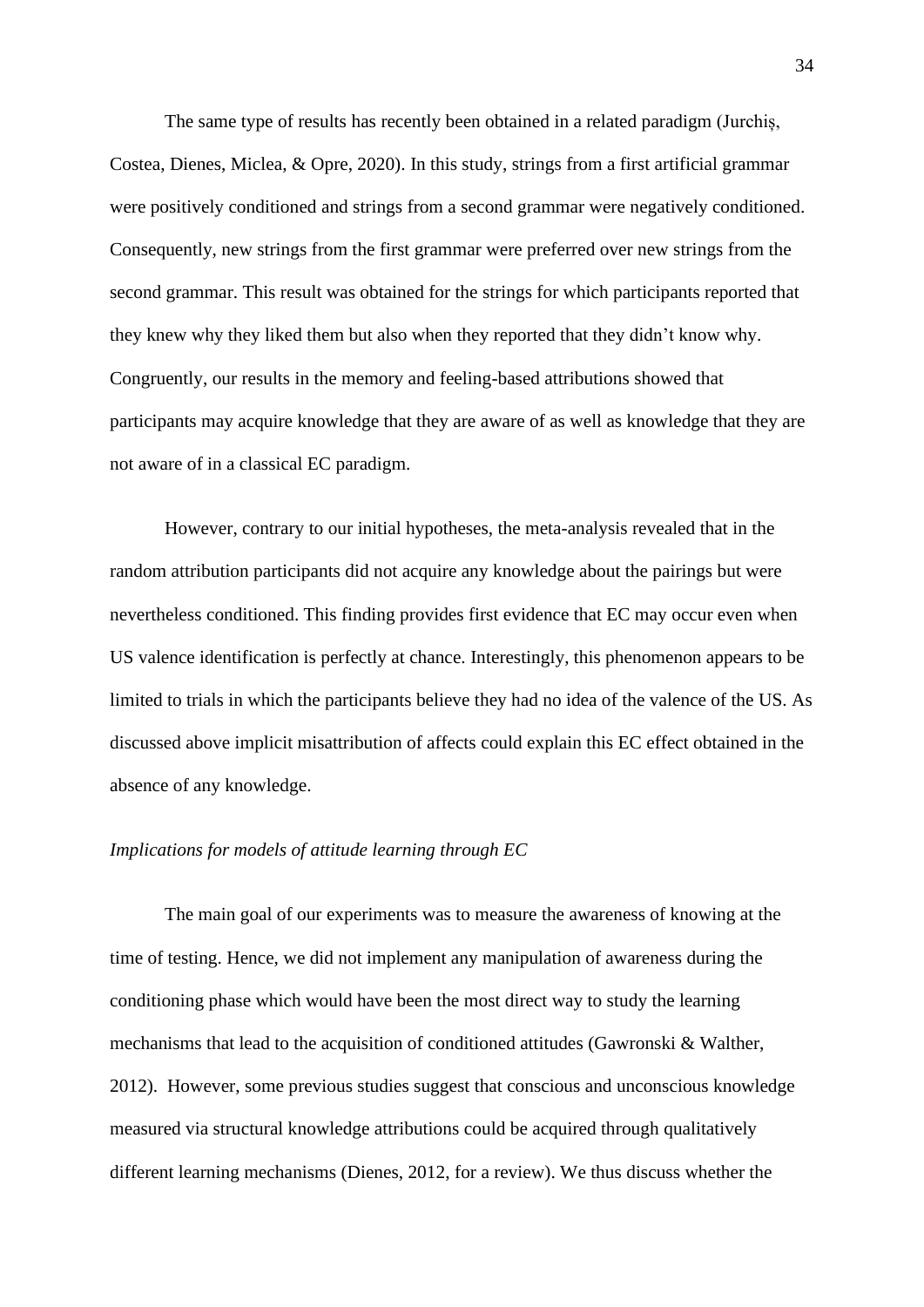The same type of results has recently been obtained in a related paradigm (Jurchiș, Costea, Dienes, Miclea, & Opre, 2020). In this study, strings from a first artificial grammar were positively conditioned and strings from a second grammar were negatively conditioned. Consequently, new strings from the first grammar were preferred over new strings from the second grammar. This result was obtained for the strings for which participants reported that they knew why they liked them but also when they reported that they didn't know why. Congruently, our results in the memory and feeling-based attributions showed that participants may acquire knowledge that they are aware of as well as knowledge that they are not aware of in a classical EC paradigm.

However, contrary to our initial hypotheses, the meta-analysis revealed that in the random attribution participants did not acquire any knowledge about the pairings but were nevertheless conditioned. This finding provides first evidence that EC may occur even when US valence identification is perfectly at chance. Interestingly, this phenomenon appears to be limited to trials in which the participants believe they had no idea of the valence of the US. As discussed above implicit misattribution of affects could explain this EC effect obtained in the absence of any knowledge.

*Implications for models of attitude learning through EC*

The main goal of our experiments was to measure the awareness of knowing at the time of testing. Hence, we did not implement any manipulation of awareness during the conditioning phase which would have been the most direct way to study the learning mechanisms that lead to the acquisition of conditioned attitudes (Gawronski & Walther, 2012). However, some previous studies suggest that conscious and unconscious knowledge measured via structural knowledge attributions could be acquired through qualitatively different learning mechanisms (Dienes, 2012, for a review). We thus discuss whether the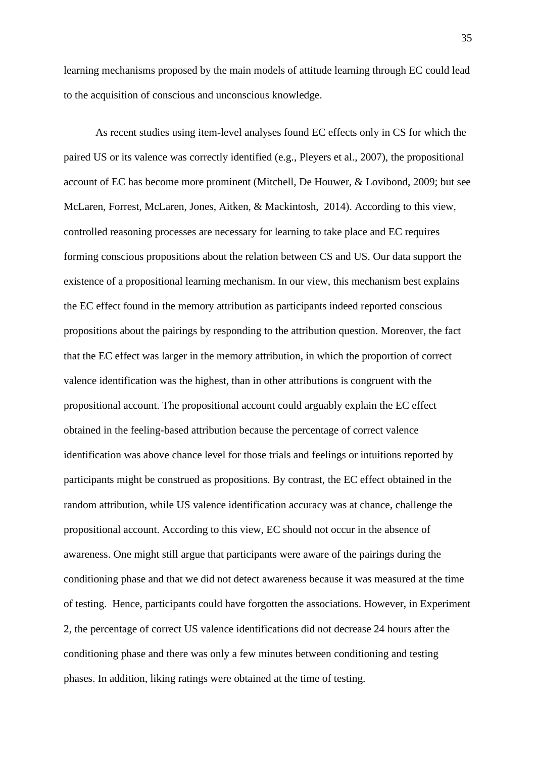learning mechanisms proposed by the main models of attitude learning through EC could lead to the acquisition of conscious and unconscious knowledge.

As recent studies using item-level analyses found EC effects only in CS for which the paired US or its valence was correctly identified (e.g., Pleyers et al., 2007), the propositional account of EC has become more prominent (Mitchell, De Houwer, & Lovibond, 2009; but see McLaren, Forrest, McLaren, Jones, Aitken, & Mackintosh, 2014). According to this view, controlled reasoning processes are necessary for learning to take place and EC requires forming conscious propositions about the relation between CS and US. Our data support the existence of a propositional learning mechanism. In our view, this mechanism best explains the EC effect found in the memory attribution as participants indeed reported conscious propositions about the pairings by responding to the attribution question. Moreover, the fact that the EC effect was larger in the memory attribution, in which the proportion of correct valence identification was the highest, than in other attributions is congruent with the propositional account. The propositional account could arguably explain the EC effect obtained in the feeling-based attribution because the percentage of correct valence identification was above chance level for those trials and feelings or intuitions reported by participants might be construed as propositions. By contrast, the EC effect obtained in the random attribution, while US valence identification accuracy was at chance, challenge the propositional account. According to this view, EC should not occur in the absence of awareness. One might still argue that participants were aware of the pairings during the conditioning phase and that we did not detect awareness because it was measured at the time of testing. Hence, participants could have forgotten the associations. However, in Experiment 2, the percentage of correct US valence identifications did not decrease 24 hours after the conditioning phase and there was only a few minutes between conditioning and testing phases. In addition, liking ratings were obtained at the time of testing.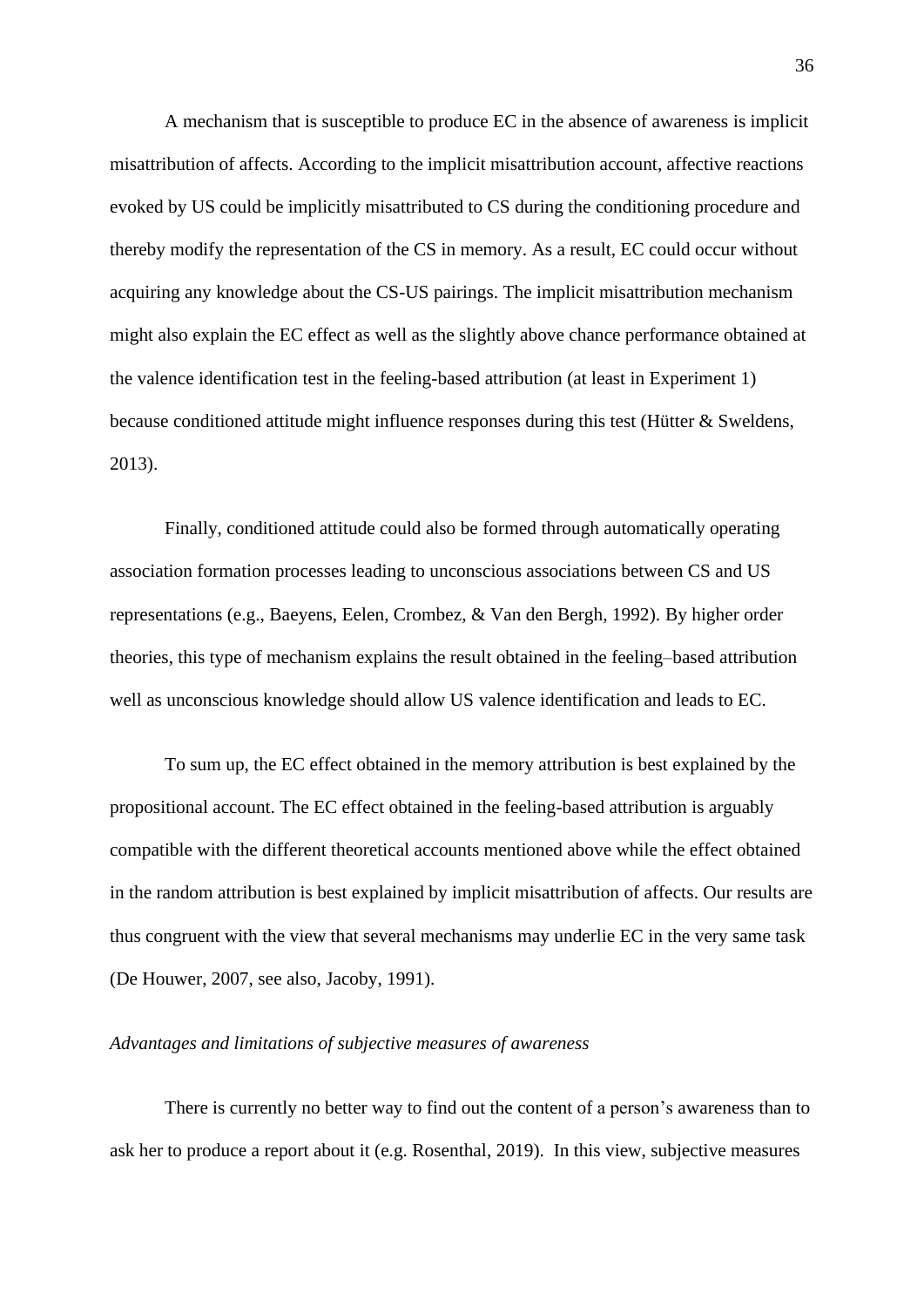A mechanism that is susceptible to produce EC in the absence of awareness is implicit misattribution of affects. According to the implicit misattribution account, affective reactions evoked by US could be implicitly misattributed to CS during the conditioning procedure and thereby modify the representation of the CS in memory. As a result, EC could occur without acquiring any knowledge about the CS-US pairings. The implicit misattribution mechanism might also explain the EC effect as well as the slightly above chance performance obtained at the valence identification test in the feeling-based attribution (at least in Experiment 1) because conditioned attitude might influence responses during this test (Hütter & Sweldens, 2013).

Finally, conditioned attitude could also be formed through automatically operating association formation processes leading to unconscious associations between CS and US representations (e.g., Baeyens, Eelen, Crombez, & Van den Bergh, 1992). By higher order theories, this type of mechanism explains the result obtained in the feeling–based attribution well as unconscious knowledge should allow US valence identification and leads to EC.

To sum up, the EC effect obtained in the memory attribution is best explained by the propositional account. The EC effect obtained in the feeling-based attribution is arguably compatible with the different theoretical accounts mentioned above while the effect obtained in the random attribution is best explained by implicit misattribution of affects. Our results are thus congruent with the view that several mechanisms may underlie EC in the very same task (De Houwer, 2007, see also, Jacoby, 1991).

*Advantages and limitations of subjective measures of awareness*

There is currently no better way to find out the content of a person's awareness than to ask her to produce a report about it (e.g. Rosenthal, 2019). In this view, subjective measures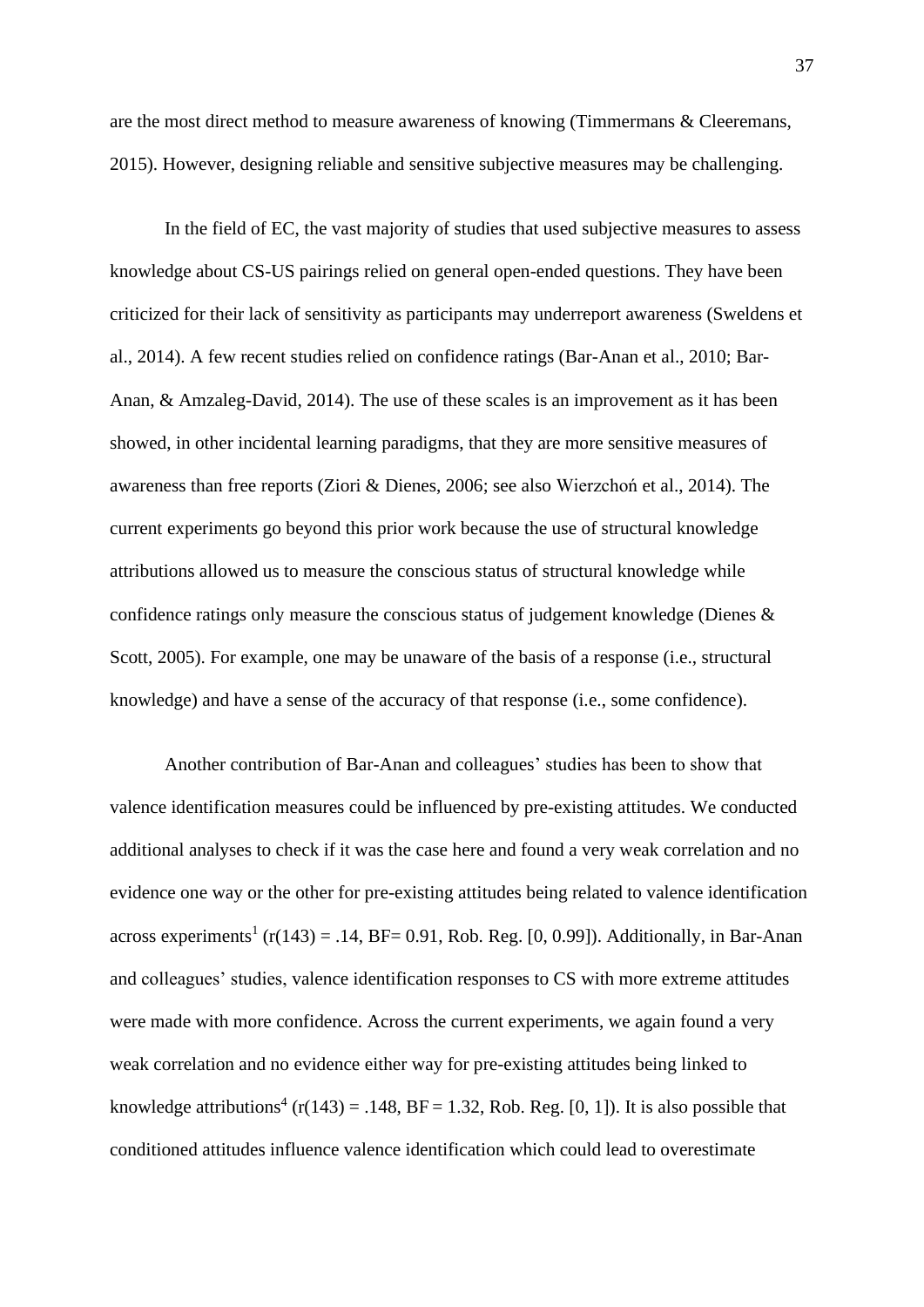are the most direct method to measure awareness of knowing (Timmermans & Cleeremans, 2015). However, designing reliable and sensitive subjective measures may be challenging.

In the field of EC, the vast majority of studies that used subjective measures to assess knowledge about CS-US pairings relied on general open-ended questions. They have been criticized for their lack of sensitivity as participants may underreport awareness (Sweldens et al., 2014). A few recent studies relied on confidence ratings (Bar-Anan et al., 2010; Bar-Anan, & Amzaleg-David, 2014). The use of these scales is an improvement as it has been showed, in other incidental learning paradigms, that they are more sensitive measures of awareness than free reports (Ziori & Dienes, 2006; see also Wierzchoń et al., 2014). The current experiments go beyond this prior work because the use of structural knowledge attributions allowed us to measure the conscious status of structural knowledge while confidence ratings only measure the conscious status of judgement knowledge (Dienes & Scott, 2005). For example, one may be unaware of the basis of a response (i.e., structural knowledge) and have a sense of the accuracy of that response (i.e., some confidence).

Another contribution of Bar-Anan and colleagues' studies has been to show that valence identification measures could be influenced by pre-existing attitudes. We conducted additional analyses to check if it was the case here and found a very weak correlation and no evidence one way or the other for pre-existing attitudes being related to valence identification across experiments[1] ($r(143) = .14$, BF= 0.91, Rob. Reg. [0, 0.99]). Additionally, in Bar-Anan and colleagues' studies, valence identification responses to CS with more extreme attitudes were made with more confidence. Across the current experiments, we again found a very weak correlation and no evidence either way for pre-existing attitudes being linked to knowledge attributions[4] ($r(143) = .148$, BF = 1.32, Rob. Reg. [0, 1]). It is also possible that conditioned attitudes influence valence identification which could lead to overestimate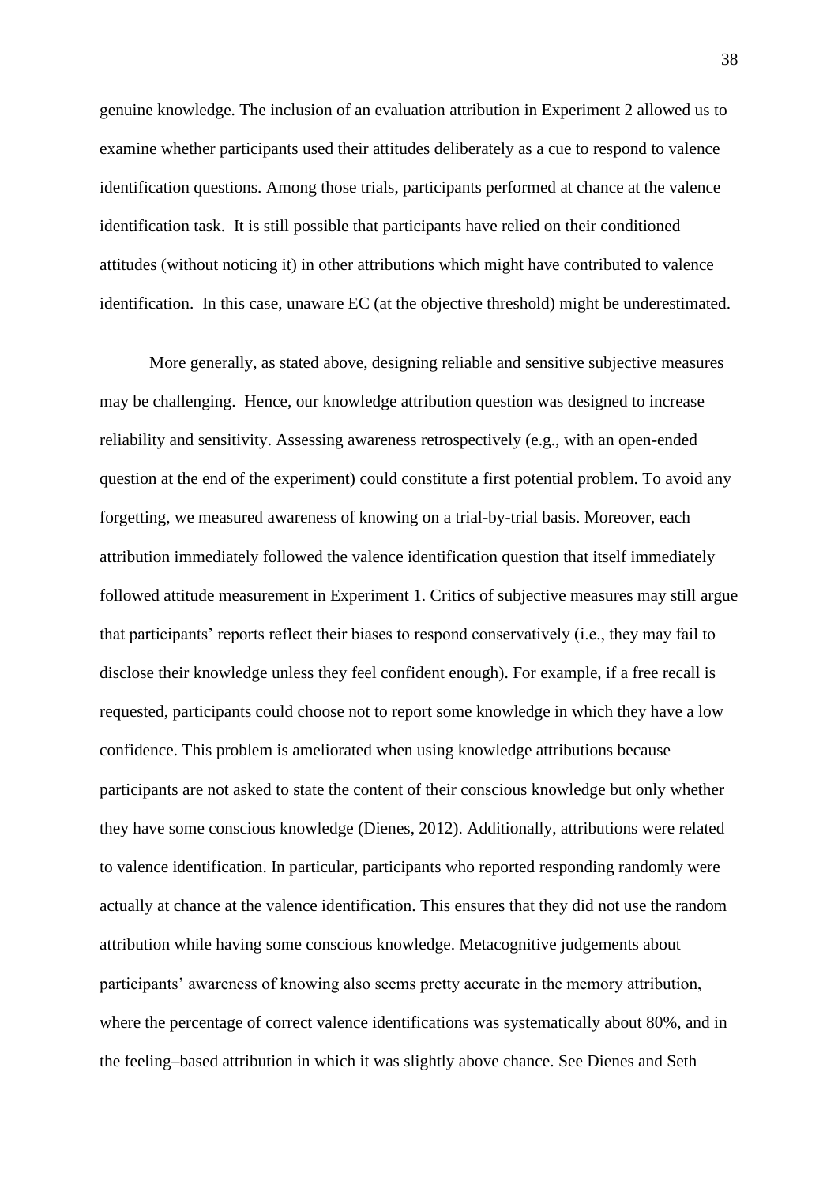genuine knowledge. The inclusion of an evaluation attribution in Experiment 2 allowed us to examine whether participants used their attitudes deliberately as a cue to respond to valence identification questions. Among those trials, participants performed at chance at the valence identification task. It is still possible that participants have relied on their conditioned attitudes (without noticing it) in other attributions which might have contributed to valence identification. In this case, unaware EC (at the objective threshold) might be underestimated.

More generally, as stated above, designing reliable and sensitive subjective measures may be challenging. Hence, our knowledge attribution question was designed to increase reliability and sensitivity. Assessing awareness retrospectively (e.g., with an open-ended question at the end of the experiment) could constitute a first potential problem. To avoid any forgetting, we measured awareness of knowing on a trial-by-trial basis. Moreover, each attribution immediately followed the valence identification question that itself immediately followed attitude measurement in Experiment 1. Critics of subjective measures may still argue that participants' reports reflect their biases to respond conservatively (i.e., they may fail to disclose their knowledge unless they feel confident enough). For example, if a free recall is requested, participants could choose not to report some knowledge in which they have a low confidence. This problem is ameliorated when using knowledge attributions because participants are not asked to state the content of their conscious knowledge but only whether they have some conscious knowledge (Dienes, 2012). Additionally, attributions were related to valence identification. In particular, participants who reported responding randomly were actually at chance at the valence identification. This ensures that they did not use the random attribution while having some conscious knowledge. Metacognitive judgements about participants' awareness of knowing also seems pretty accurate in the memory attribution, where the percentage of correct valence identifications was systematically about 80%, and in the feeling–based attribution in which it was slightly above chance. See Dienes and Seth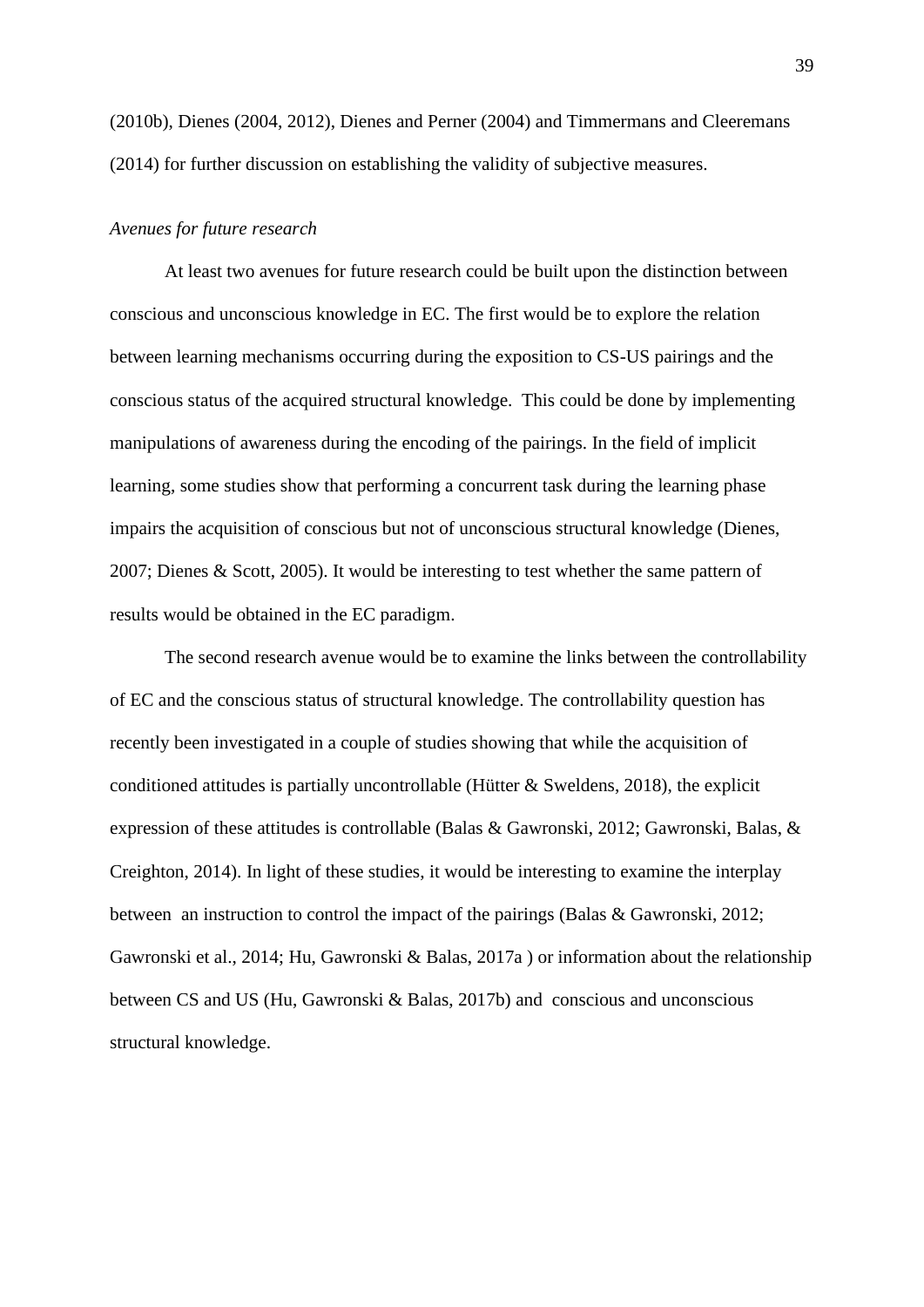(2010b), Dienes (2004, 2012), Dienes and Perner (2004) and Timmermans and Cleeremans (2014) for further discussion on establishing the validity of subjective measures.

*Avenues for future research*

At least two avenues for future research could be built upon the distinction between conscious and unconscious knowledge in EC. The first would be to explore the relation between learning mechanisms occurring during the exposition to CS-US pairings and the conscious status of the acquired structural knowledge.  This could be done by implementing manipulations of awareness during the encoding of the pairings. In the field of implicit learning, some studies show that performing a concurrent task during the learning phase impairs the acquisition of conscious but not of unconscious structural knowledge (Dienes, 2007; Dienes & Scott, 2005). It would be interesting to test whether the same pattern of results would be obtained in the EC paradigm.

The second research avenue would be to examine the links between the controllability of EC and the conscious status of structural knowledge. The controllability question has recently been investigated in a couple of studies showing that while the acquisition of conditioned attitudes is partially uncontrollable (Hütter & Sweldens, 2018), the explicit expression of these attitudes is controllable (Balas & Gawronski, 2012; Gawronski, Balas, & Creighton, 2014). In light of these studies, it would be interesting to examine the interplay between  an instruction to control the impact of the pairings (Balas & Gawronski, 2012; Gawronski et al., 2014; Hu, Gawronski & Balas, 2017a ) or information about the relationship between CS and US (Hu, Gawronski & Balas, 2017b) and  conscious and unconscious structural knowledge.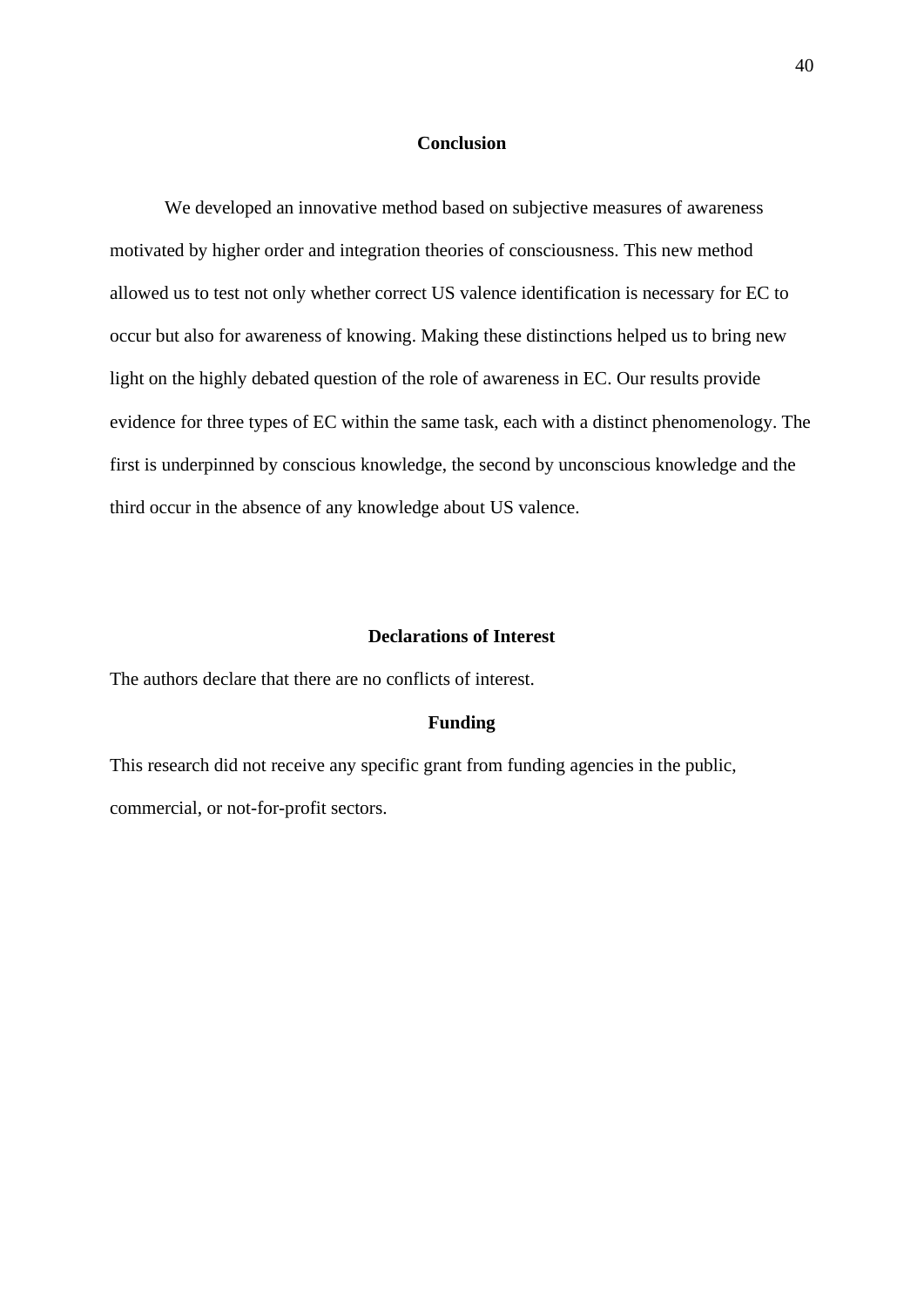## Conclusion

We developed an innovative method based on subjective measures of awareness motivated by higher order and integration theories of consciousness. This new method allowed us to test not only whether correct US valence identification is necessary for EC to occur but also for awareness of knowing. Making these distinctions helped us to bring new light on the highly debated question of the role of awareness in EC. Our results provide evidence for three types of EC within the same task, each with a distinct phenomenology. The first is underpinned by conscious knowledge, the second by unconscious knowledge and the third occur in the absence of any knowledge about US valence.

## Declarations of Interest

The authors declare that there are no conflicts of interest.

## Funding

This research did not receive any specific grant from funding agencies in the public, commercial, or not-for-profit sectors.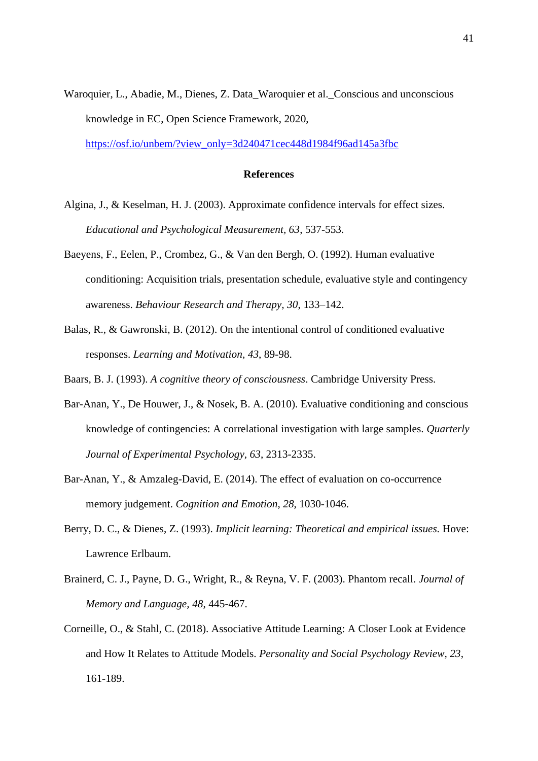Waroquier, L., Abadie, M., Dienes, Z. Data_Waroquier et al._Conscious and unconscious knowledge in EC, Open Science Framework, 2020, https://osf.io/unbem/?view_only=3d240471cec448d1984f96ad145a3fbc

## References

Algina, J., & Keselman, H. J. (2003). Approximate confidence intervals for effect sizes. *Educational and Psychological Measurement, 63*, 537-553.

Baeyens, F., Eelen, P., Crombez, G., & Van den Bergh, O. (1992). Human evaluative conditioning: Acquisition trials, presentation schedule, evaluative style and contingency awareness. *Behaviour Research and Therapy, 30*, 133–142.

Balas, R., & Gawronski, B. (2012). On the intentional control of conditioned evaluative responses. *Learning and Motivation*, *43*, 89-98.

Baars, B. J. (1993). *A cognitive theory of consciousness*. Cambridge University Press.

Bar-Anan, Y., De Houwer, J., & Nosek, B. A. (2010). Evaluative conditioning and conscious knowledge of contingencies: A correlational investigation with large samples. *Quarterly Journal of Experimental Psychology*, *63*, 2313-2335.

Bar-Anan, Y., & Amzaleg-David, E. (2014). The effect of evaluation on co-occurrence memory judgement. *Cognition and Emotion*, *28*, 1030-1046.

Berry, D. C., & Dienes, Z. (1993). *Implicit learning: Theoretical and empirical issues*. Hove: Lawrence Erlbaum.

Brainerd, C. J., Payne, D. G., Wright, R., & Reyna, V. F. (2003). Phantom recall. *Journal of Memory and Language, 48*, 445-467.

Corneille, O., & Stahl, C. (2018). Associative Attitude Learning: A Closer Look at Evidence and How It Relates to Attitude Models. *Personality and Social Psychology Review, 23*, 161-189.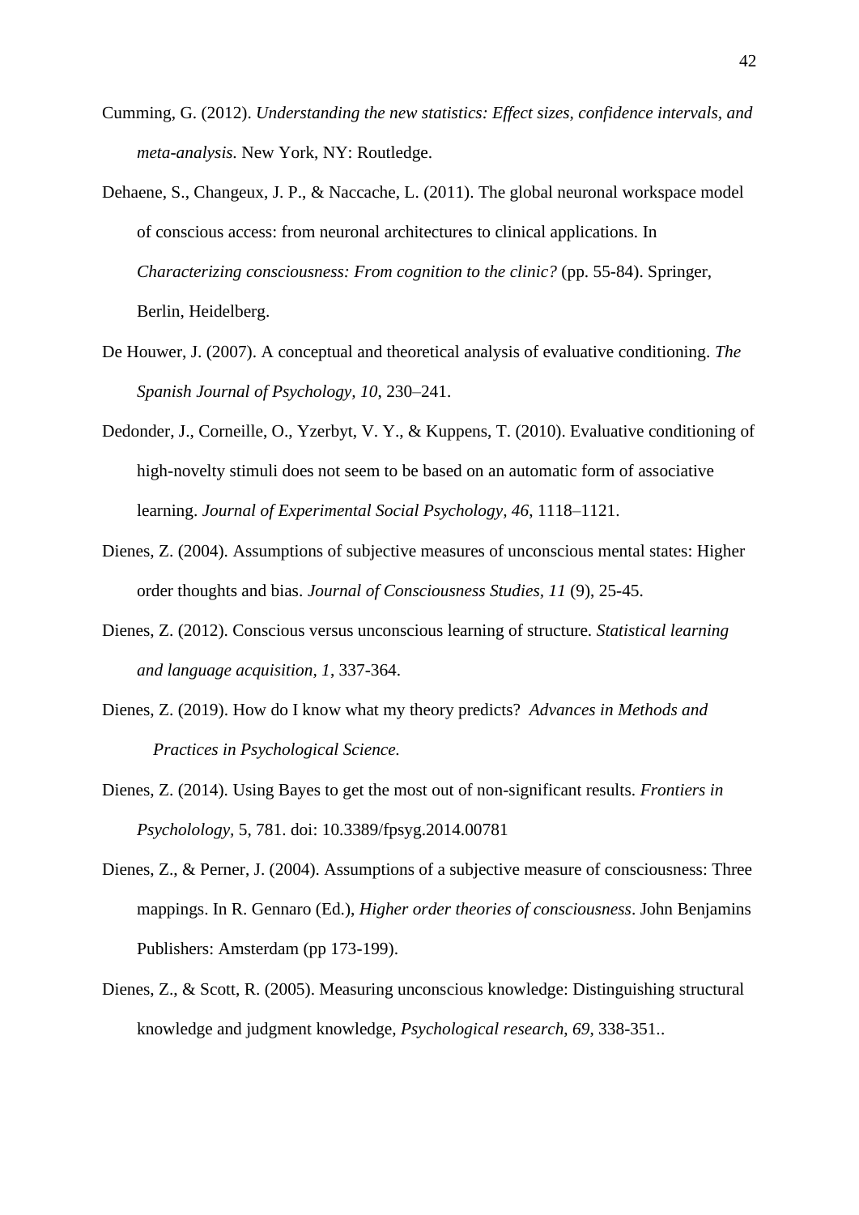Cumming, G. (2012). *Understanding the new statistics: Effect sizes, confidence intervals, and meta-analysis.* New York, NY: Routledge.

Dehaene, S., Changeux, J. P., & Naccache, L. (2011). The global neuronal workspace model of conscious access: from neuronal architectures to clinical applications. In *Characterizing consciousness: From cognition to the clinic?* (pp. 55-84). Springer, Berlin, Heidelberg.

De Houwer, J. (2007). A conceptual and theoretical analysis of evaluative conditioning. *The Spanish Journal of Psychology, 10*, 230–241.

Dedonder, J., Corneille, O., Yzerbyt, V. Y., & Kuppens, T. (2010). Evaluative conditioning of high-novelty stimuli does not seem to be based on an automatic form of associative learning. *Journal of Experimental Social Psychology, 46*, 1118–1121.

Dienes, Z. (2004). Assumptions of subjective measures of unconscious mental states: Higher order thoughts and bias. *Journal of Consciousness Studies, 11* (9), 25-45.

Dienes, Z. (2012). Conscious versus unconscious learning of structure. *Statistical learning and language acquisition, 1*, 337-364.

Dienes, Z. (2019). How do I know what my theory predicts? *Advances in Methods and Practices in Psychological Science.*

Dienes, Z. (2014). Using Bayes to get the most out of non-significant results. *Frontiers in Psycholology*, 5, 781. doi: 10.3389/fpsyg.2014.00781

Dienes, Z., & Perner, J. (2004). Assumptions of a subjective measure of consciousness: Three mappings. In R. Gennaro (Ed.), *Higher order theories of consciousness*. John Benjamins Publishers: Amsterdam (pp 173-199).

Dienes, Z., & Scott, R. (2005). Measuring unconscious knowledge: Distinguishing structural knowledge and judgment knowledge, *Psychological research*, *69*, 338-351..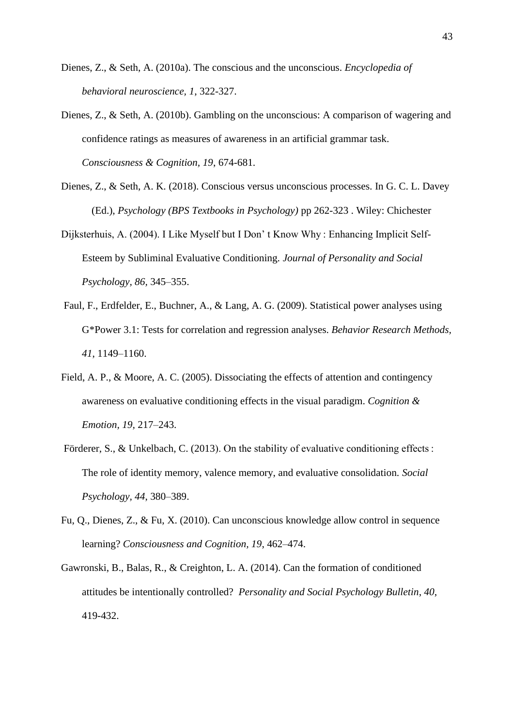Dienes, Z., & Seth, A. (2010a). The conscious and the unconscious. *Encyclopedia of behavioral neuroscience, 1*, 322-327.

Dienes, Z., & Seth, A. (2010b). Gambling on the unconscious: A comparison of wagering and confidence ratings as measures of awareness in an artificial grammar task. *Consciousness & Cognition, 19*, 674-681.

Dienes, Z., & Seth, A. K. (2018). Conscious versus unconscious processes. In G. C. L. Davey (Ed.), *Psychology (BPS Textbooks in Psychology)* pp 262-323 . Wiley: Chichester

Dijksterhuis, A. (2004). I Like Myself but I Don' t Know Why : Enhancing Implicit Self-Esteem by Subliminal Evaluative Conditioning. *Journal of Personality and Social Psychology, 86,* 345–355.

Faul, F., Erdfelder, E., Buchner, A., & Lang, A. G. (2009). Statistical power analyses using G*Power 3.1: Tests for correlation and regression analyses. *Behavior Research Methods, 41,* 1149–1160.

Field, A. P., & Moore, A. C. (2005). Dissociating the effects of attention and contingency awareness on evaluative conditioning effects in the visual paradigm. *Cognition & Emotion, 19,* 217–243.

Förderer, S., & Unkelbach, C. (2013). On the stability of evaluative conditioning effects : The role of identity memory, valence memory, and evaluative consolidation. *Social Psychology, 44,* 380–389.

Fu, Q., Dienes, Z., & Fu, X. (2010). Can unconscious knowledge allow control in sequence learning? *Consciousness and Cognition, 19*, 462–474.

Gawronski, B., Balas, R., & Creighton, L. A. (2014). Can the formation of conditioned attitudes be intentionally controlled? *Personality and Social Psychology Bulletin*, *40*, 419-432.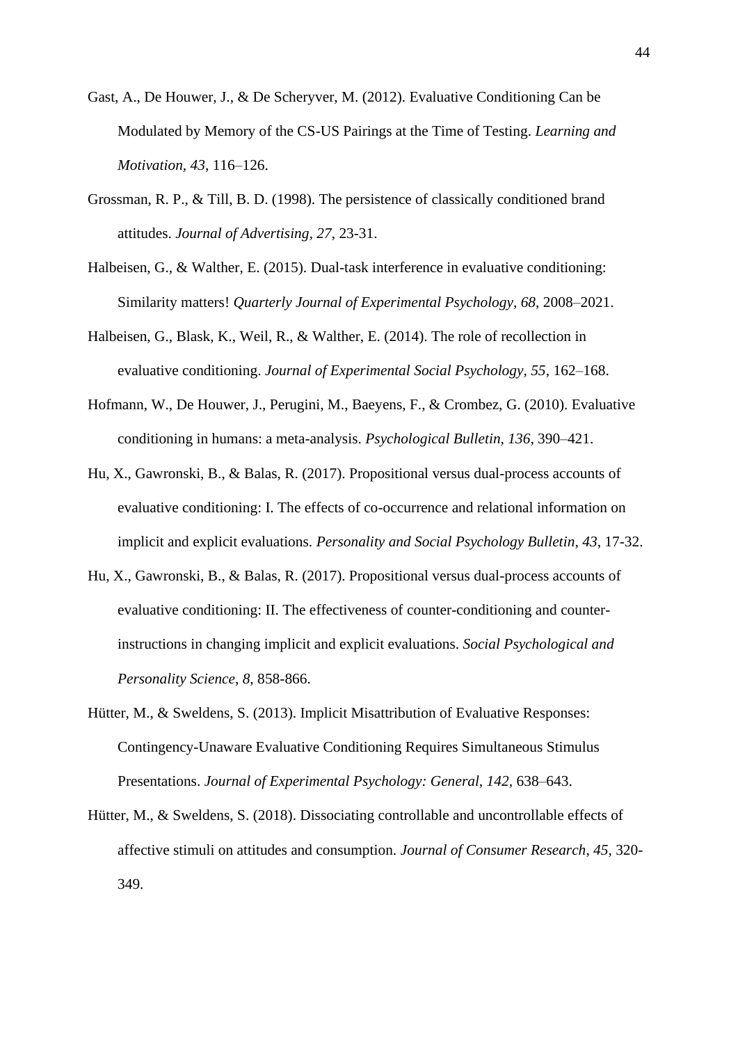Gast, A., De Houwer, J., & De Scheryver, M. (2012). Evaluative Conditioning Can be Modulated by Memory of the CS-US Pairings at the Time of Testing. *Learning and Motivation*, *43*, 116–126.

Grossman, R. P., & Till, B. D. (1998). The persistence of classically conditioned brand attitudes. *Journal of Advertising, 27*, 23-31.

Halbeisen, G., & Walther, E. (2015). Dual-task interference in evaluative conditioning: Similarity matters! *Quarterly Journal of Experimental Psychology*, *68*, 2008–2021.

Halbeisen, G., Blask, K., Weil, R., & Walther, E. (2014). The role of recollection in evaluative conditioning. *Journal of Experimental Social Psychology*, *55*, 162–168.

Hofmann, W., De Houwer, J., Perugini, M., Baeyens, F., & Crombez, G. (2010). Evaluative conditioning in humans: a meta-analysis. *Psychological Bulletin*, *136*, 390–421.

Hu, X., Gawronski, B., & Balas, R. (2017). Propositional versus dual-process accounts of evaluative conditioning: I. The effects of co-occurrence and relational information on implicit and explicit evaluations. *Personality and Social Psychology Bulletin*, *43*, 17-32.

Hu, X., Gawronski, B., & Balas, R. (2017). Propositional versus dual-process accounts of evaluative conditioning: II. The effectiveness of counter-conditioning and counter-instructions in changing implicit and explicit evaluations. *Social Psychological and Personality Science*, *8*, 858-866.

Hütter, M., & Sweldens, S. (2013). Implicit Misattribution of Evaluative Responses: Contingency-Unaware Evaluative Conditioning Requires Simultaneous Stimulus Presentations. *Journal of Experimental Psychology: General, 142*, 638–643.

Hütter, M., & Sweldens, S. (2018). Dissociating controllable and uncontrollable effects of affective stimuli on attitudes and consumption. *Journal of Consumer Research*, *45*, 320-349.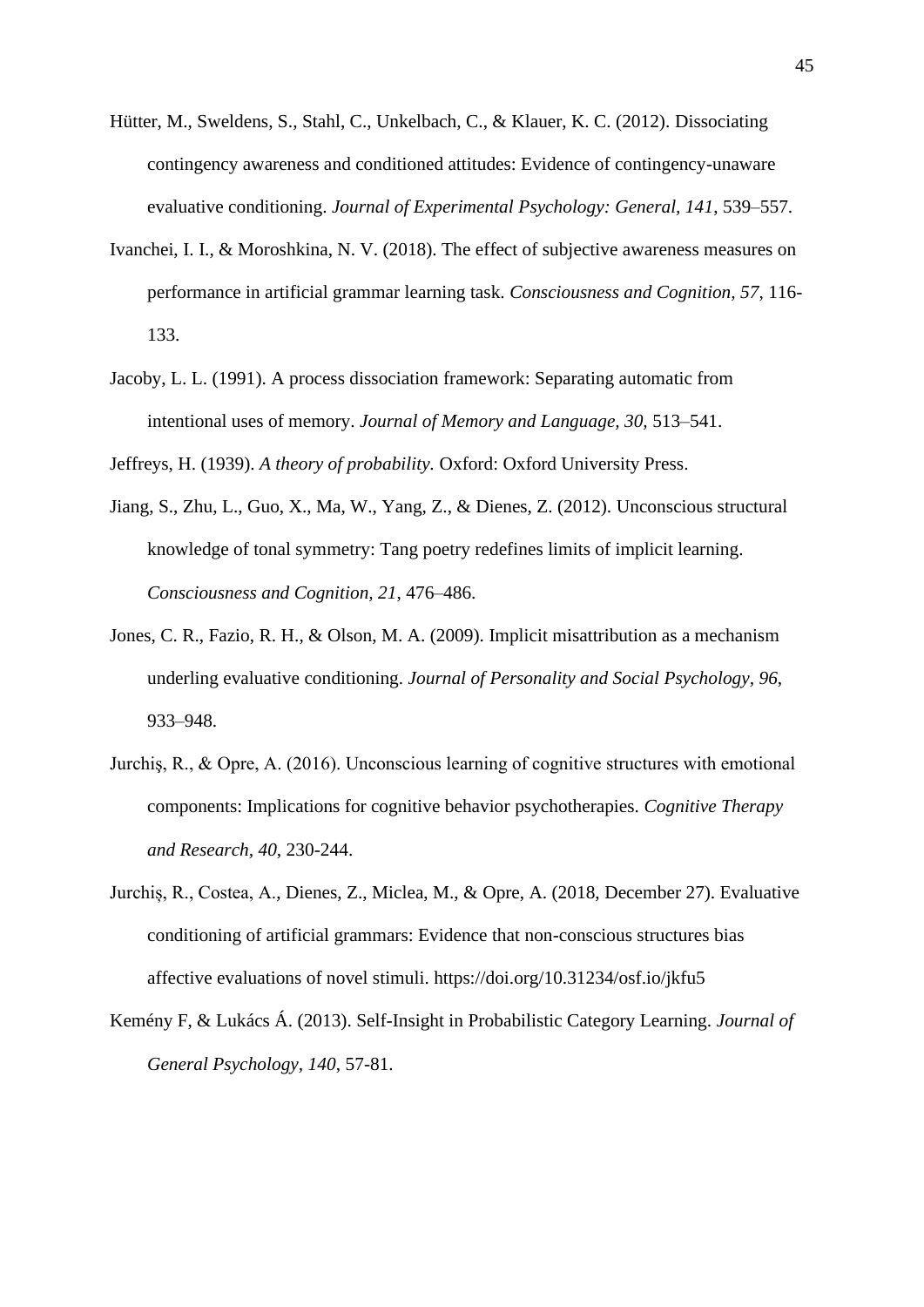Hütter, M., Sweldens, S., Stahl, C., Unkelbach, C., & Klauer, K. C. (2012). Dissociating contingency awareness and conditioned attitudes: Evidence of contingency-unaware evaluative conditioning. *Journal of Experimental Psychology: General, 141*, 539–557.

Ivanchei, I. I., & Moroshkina, N. V. (2018). The effect of subjective awareness measures on performance in artificial grammar learning task. *Consciousness and Cognition, 57*, 116-133.

Jacoby, L. L. (1991). A process dissociation framework: Separating automatic from intentional uses of memory. *Journal of Memory and Language, 30*, 513–541.

Jeffreys, H. (1939). *A theory of probability.* Oxford: Oxford University Press.

Jiang, S., Zhu, L., Guo, X., Ma, W., Yang, Z., & Dienes, Z. (2012). Unconscious structural knowledge of tonal symmetry: Tang poetry redefines limits of implicit learning. *Consciousness and Cognition, 21*, 476–486.

Jones, C. R., Fazio, R. H., & Olson, M. A. (2009). Implicit misattribution as a mechanism underling evaluative conditioning. *Journal of Personality and Social Psychology, 96*, 933–948.

Jurchiș, R., & Opre, A. (2016). Unconscious learning of cognitive structures with emotional components: Implications for cognitive behavior psychotherapies. *Cognitive Therapy and Research, 40*, 230-244.

Jurchiș, R., Costea, A., Dienes, Z., Miclea, M., & Opre, A. (2018, December 27). Evaluative conditioning of artificial grammars: Evidence that non-conscious structures bias affective evaluations of novel stimuli. https://doi.org/10.31234/osf.io/jkfu5

Kemény F, & Lukács Á. (2013). Self-Insight in Probabilistic Category Learning. *Journal of General Psychology, 140*, 57-81.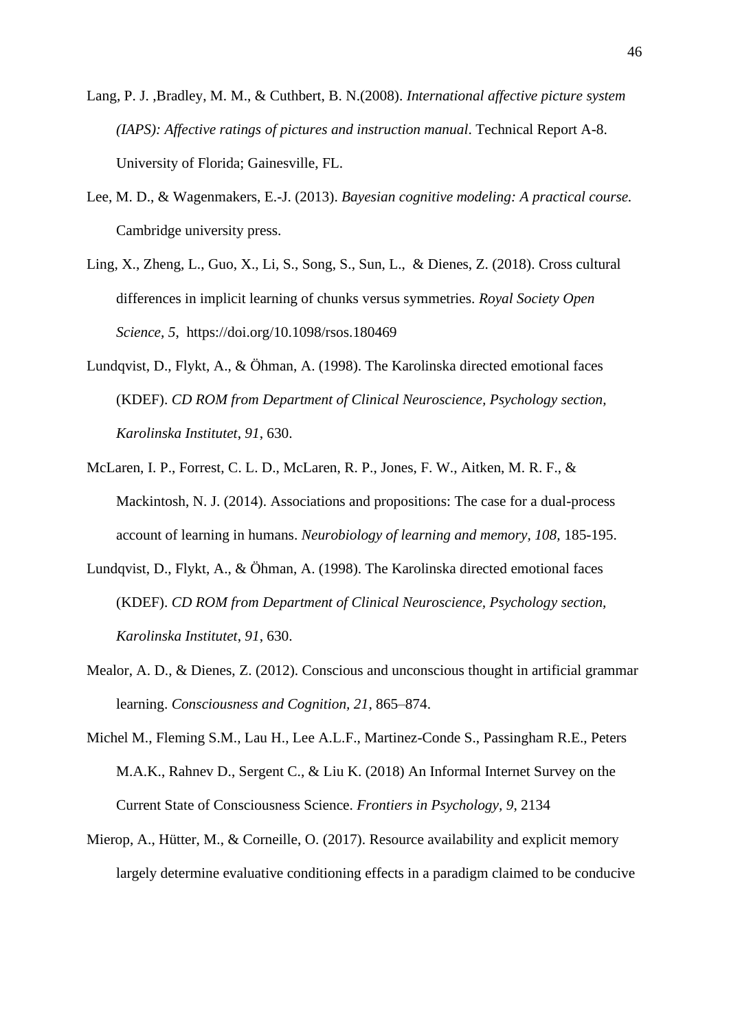Lang, P. J. ,Bradley, M. M., & Cuthbert, B. N.(2008). *International affective picture system (IAPS): Affective ratings of pictures and instruction manual*. Technical Report A-8. University of Florida; Gainesville, FL.

Lee, M. D., & Wagenmakers, E.-J. (2013). *Bayesian cognitive modeling: A practical course.* Cambridge university press.

Ling, X., Zheng, L., Guo, X., Li, S., Song, S., Sun, L., & Dienes, Z. (2018). Cross cultural differences in implicit learning of chunks versus symmetries. *Royal Society Open Science, 5,* https://doi.org/10.1098/rsos.180469

Lundqvist, D., Flykt, A., & Öhman, A. (1998). The Karolinska directed emotional faces (KDEF). *CD ROM from Department of Clinical Neuroscience, Psychology section, Karolinska Institutet*, *91*, 630.

McLaren, I. P., Forrest, C. L. D., McLaren, R. P., Jones, F. W., Aitken, M. R. F., & Mackintosh, N. J. (2014). Associations and propositions: The case for a dual-process account of learning in humans. *Neurobiology of learning and memory, 108,* 185-195.

Lundqvist, D., Flykt, A., & Öhman, A. (1998). The Karolinska directed emotional faces (KDEF). *CD ROM from Department of Clinical Neuroscience, Psychology section, Karolinska Institutet*, *91*, 630.

Mealor, A. D., & Dienes, Z. (2012). Conscious and unconscious thought in artificial grammar learning. *Consciousness and Cognition, 21*, 865–874.

Michel M., Fleming S.M., Lau H., Lee A.L.F., Martinez-Conde S., Passingham R.E., Peters M.A.K., Rahnev D., Sergent C., & Liu K. (2018) An Informal Internet Survey on the Current State of Consciousness Science. *Frontiers in Psychology, 9*, 2134

Mierop, A., Hütter, M., & Corneille, O. (2017). Resource availability and explicit memory largely determine evaluative conditioning effects in a paradigm claimed to be conducive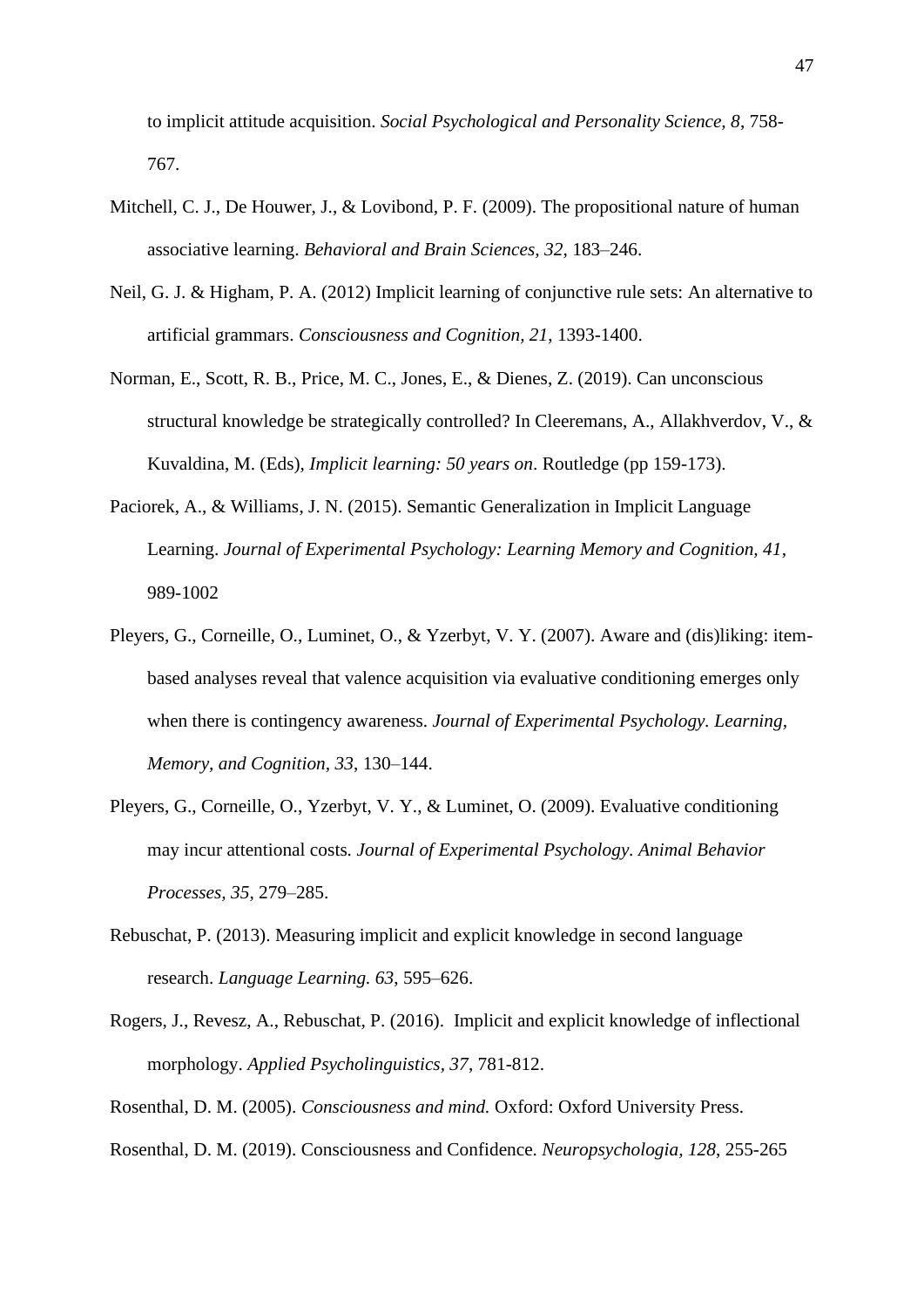to implicit attitude acquisition. *Social Psychological and Personality Science, 8*, 758-767.

Mitchell, C. J., De Houwer, J., & Lovibond, P. F. (2009). The propositional nature of human associative learning. *Behavioral and Brain Sciences, 32*, 183–246.

Neil, G. J. & Higham, P. A. (2012) Implicit learning of conjunctive rule sets: An alternative to artificial grammars. *Consciousness and Cognition, 21*, 1393-1400.

Norman, E., Scott, R. B., Price, M. C., Jones, E., & Dienes, Z. (2019). Can unconscious structural knowledge be strategically controlled? In Cleeremans, A., Allakhverdov, V., & Kuvaldina, M. (Eds), *Implicit learning: 50 years on*. Routledge (pp 159-173).

Paciorek, A., & Williams, J. N. (2015). Semantic Generalization in Implicit Language Learning. *Journal of Experimental Psychology: Learning Memory and Cognition, 41*, 989-1002

Pleyers, G., Corneille, O., Luminet, O., & Yzerbyt, V. Y. (2007). Aware and (dis)liking: item-based analyses reveal that valence acquisition via evaluative conditioning emerges only when there is contingency awareness. *Journal of Experimental Psychology. Learning, Memory, and Cognition, 33*, 130–144.

Pleyers, G., Corneille, O., Yzerbyt, V. Y., & Luminet, O. (2009). Evaluative conditioning may incur attentional costs. *Journal of Experimental Psychology. Animal Behavior Processes, 35*, 279–285.

Rebuschat, P. (2013). Measuring implicit and explicit knowledge in second language research. *Language Learning. 63*, 595–626.

Rogers, J., Revesz, A., Rebuschat, P. (2016). Implicit and explicit knowledge of inflectional morphology. *Applied Psycholinguistics, 37*, 781-812.

Rosenthal, D. M. (2005). *Consciousness and mind.* Oxford: Oxford University Press.

Rosenthal, D. M. (2019). Consciousness and Confidence. *Neuropsychologia, 128*, 255-265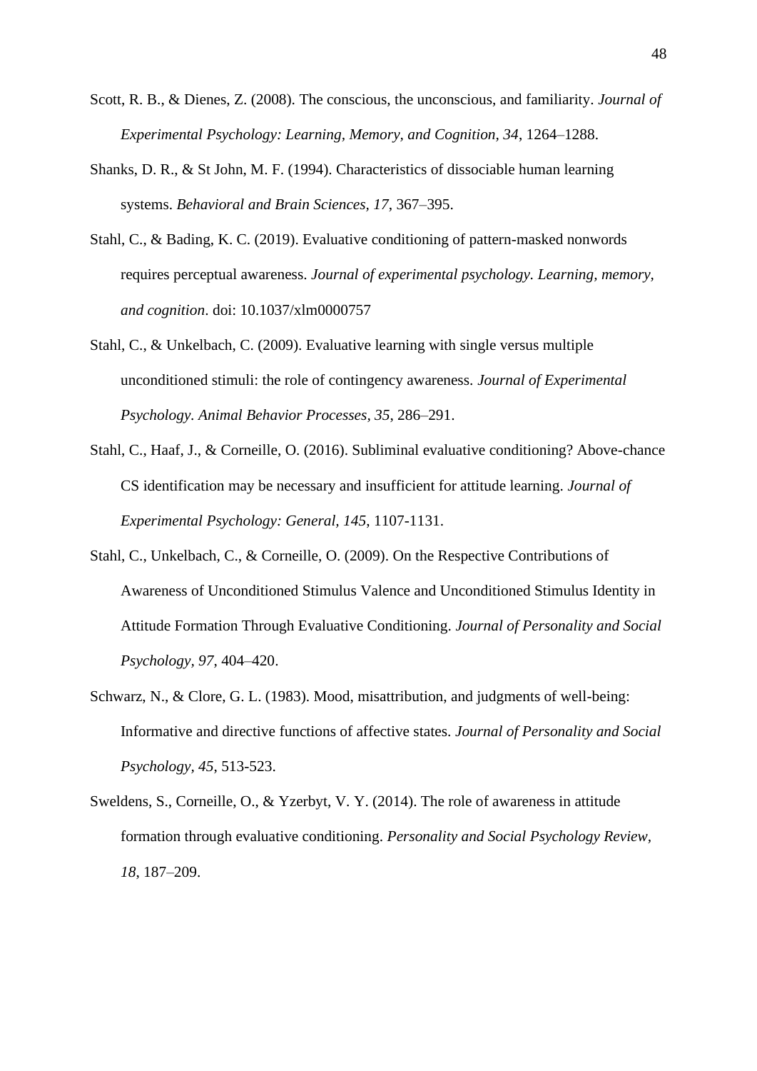Scott, R. B., & Dienes, Z. (2008). The conscious, the unconscious, and familiarity. *Journal of Experimental Psychology: Learning, Memory, and Cognition, 34*, 1264–1288.

Shanks, D. R., & St John, M. F. (1994). Characteristics of dissociable human learning systems. *Behavioral and Brain Sciences, 17*, 367–395.

Stahl, C., & Bading, K. C. (2019). Evaluative conditioning of pattern-masked nonwords requires perceptual awareness. *Journal of experimental psychology. Learning, memory, and cognition*. doi: 10.1037/xlm0000757

Stahl, C., & Unkelbach, C. (2009). Evaluative learning with single versus multiple unconditioned stimuli: the role of contingency awareness. *Journal of Experimental Psychology. Animal Behavior Processes, 35*, 286–291.

Stahl, C., Haaf, J., & Corneille, O. (2016). Subliminal evaluative conditioning? Above-chance CS identification may be necessary and insufficient for attitude learning. *Journal of Experimental Psychology: General, 145*, 1107-1131.

Stahl, C., Unkelbach, C., & Corneille, O. (2009). On the Respective Contributions of Awareness of Unconditioned Stimulus Valence and Unconditioned Stimulus Identity in Attitude Formation Through Evaluative Conditioning. *Journal of Personality and Social Psychology, 97*, 404–420.

Schwarz, N., & Clore, G. L. (1983). Mood, misattribution, and judgments of well-being: Informative and directive functions of affective states. *Journal of Personality and Social Psychology, 45*, 513-523.

Sweldens, S., Corneille, O., & Yzerbyt, V. Y. (2014). The role of awareness in attitude formation through evaluative conditioning. *Personality and Social Psychology Review, 18*, 187–209.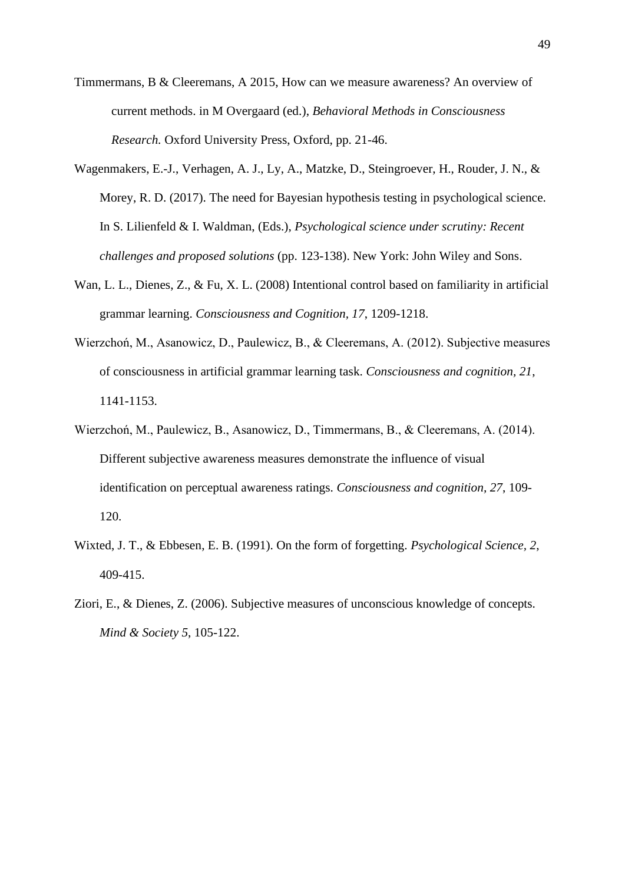Timmermans, B & Cleeremans, A 2015, How can we measure awareness? An overview of current methods. in M Overgaard (ed.), *Behavioral Methods in Consciousness Research.* Oxford University Press, Oxford, pp. 21-46.

Wagenmakers, E.-J., Verhagen, A. J., Ly, A., Matzke, D., Steingroever, H., Rouder, J. N., & Morey, R. D. (2017). The need for Bayesian hypothesis testing in psychological science. In S. Lilienfeld & I. Waldman, (Eds.), *Psychological science under scrutiny: Recent challenges and proposed solutions* (pp. 123-138). New York: John Wiley and Sons.

Wan, L. L., Dienes, Z., & Fu, X. L. (2008) Intentional control based on familiarity in artificial grammar learning. *Consciousness and Cognition, 17*, 1209-1218.

Wierzchoń, M., Asanowicz, D., Paulewicz, B., & Cleeremans, A. (2012). Subjective measures of consciousness in artificial grammar learning task. *Consciousness and cognition, 21*, 1141-1153.

Wierzchoń, M., Paulewicz, B., Asanowicz, D., Timmermans, B., & Cleeremans, A. (2014). Different subjective awareness measures demonstrate the influence of visual identification on perceptual awareness ratings. *Consciousness and cognition, 27*, 109-120.

Wixted, J. T., & Ebbesen, E. B. (1991). On the form of forgetting. *Psychological Science, 2*, 409-415.

Ziori, E., & Dienes, Z. (2006). Subjective measures of unconscious knowledge of concepts. *Mind & Society 5*, 105-122.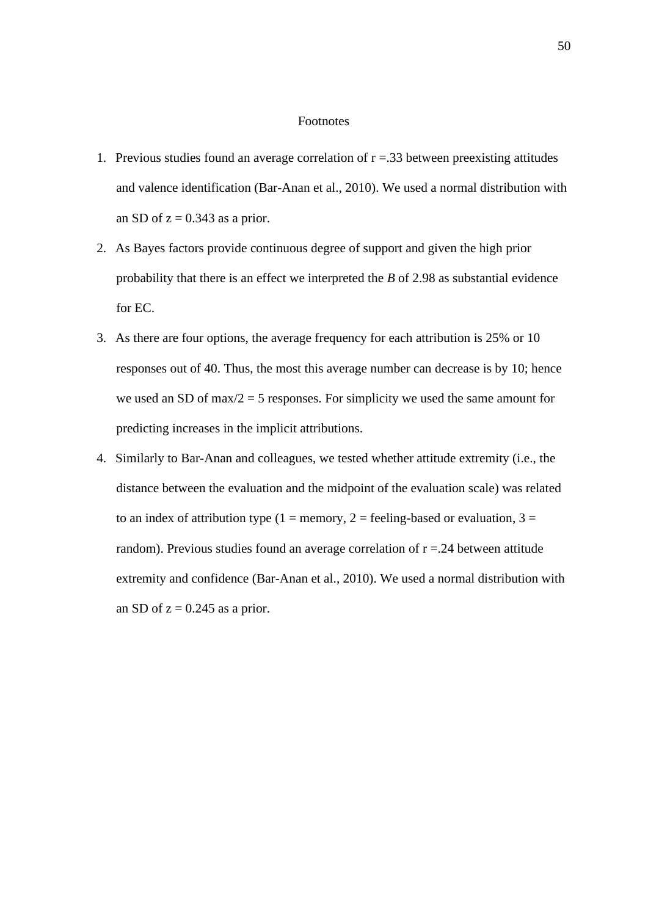# Footnotes

1. Previous studies found an average correlation of $r = .33$ between preexisting attitudes and valence identification (Bar-Anan et al., 2010). We used a normal distribution with an SD of $z = 0.343$ as a prior.
2. As Bayes factors provide continuous degree of support and given the high prior probability that there is an effect we interpreted the *B* of 2.98 as substantial evidence for EC.
3. As there are four options, the average frequency for each attribution is 25% or 10 responses out of 40. Thus, the most this average number can decrease is by 10; hence we used an SD of max/2 = 5 responses. For simplicity we used the same amount for predicting increases in the implicit attributions.
4. Similarly to Bar-Anan and colleagues, we tested whether attitude extremity (i.e., the distance between the evaluation and the midpoint of the evaluation scale) was related to an index of attribution type (1 = memory, 2 = feeling-based or evaluation, 3 = random). Previous studies found an average correlation of $r = .24$ between attitude extremity and confidence (Bar-Anan et al., 2010). We used a normal distribution with an SD of $z = 0.245$ as a prior.